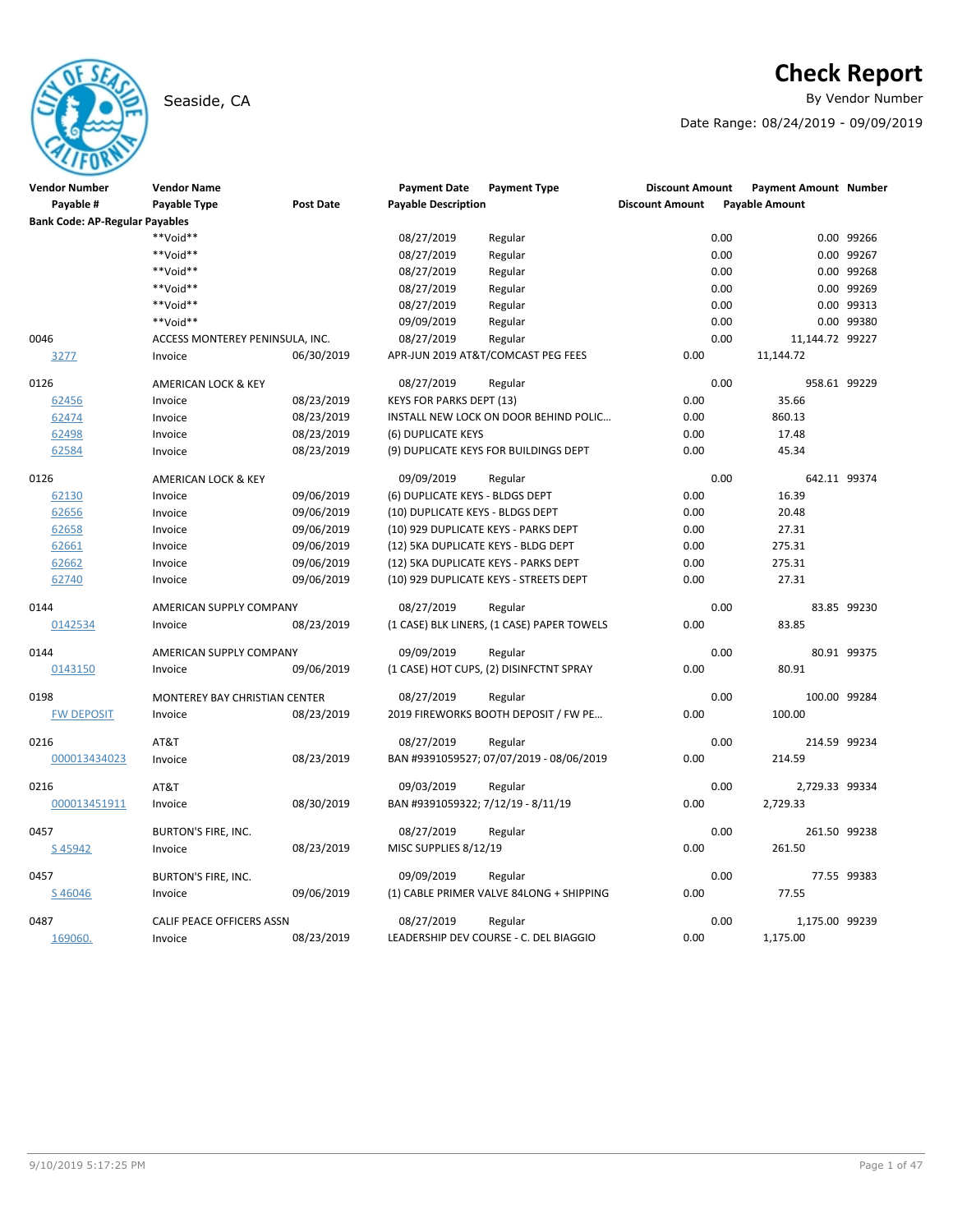# Check Report

Seaside, CA

By Vendor Number

Date Range: 08/24/2019 - 09/09/2019

| Vendor Number<br>Payable # | Vendor Name<br>Payable Type | Post Date | Payment Date<br>Payable Description | Payment Type | Discount Amount<br>Discount Amount | Payment Amount<br>Payable Amount | Number |
|---|---|---|---|---|---|---|---|
| **Bank Code: AP-Regular Payables** | | | | | | | |
| | **Void** | | 08/27/2019 | Regular | 0.00 | 0.00 | 99266 |
| | **Void** | | 08/27/2019 | Regular | 0.00 | 0.00 | 99267 |
| | **Void** | | 08/27/2019 | Regular | 0.00 | 0.00 | 99268 |
| | **Void** | | 08/27/2019 | Regular | 0.00 | 0.00 | 99269 |
| | **Void** | | 08/27/2019 | Regular | 0.00 | 0.00 | 99313 |
| | **Void** | | 09/09/2019 | Regular | 0.00 | 0.00 | 99380 |
| 0046 | ACCESS MONTEREY PENINSULA, INC. | | 08/27/2019 | Regular | 0.00 | 11,144.72 | 99227 |
| 3277 | Invoice | 06/30/2019 | APR-JUN 2019 AT&T/COMCAST PEG FEES | | 0.00 | 11,144.72 | |
| 0126 | AMERICAN LOCK & KEY | | 08/27/2019 | Regular | 0.00 | 958.61 | 99229 |
| 62456 | Invoice | 08/23/2019 | KEYS FOR PARKS DEPT (13) | | 0.00 | 35.66 | |
| 62474 | Invoice | 08/23/2019 | INSTALL NEW LOCK ON DOOR BEHIND POLIC… | | 0.00 | 860.13 | |
| 62498 | Invoice | 08/23/2019 | (6) DUPLICATE KEYS | | 0.00 | 17.48 | |
| 62584 | Invoice | 08/23/2019 | (9) DUPLICATE KEYS FOR BUILDINGS DEPT | | 0.00 | 45.34 | |
| 0126 | AMERICAN LOCK & KEY | | 09/09/2019 | Regular | 0.00 | 642.11 | 99374 |
| 62130 | Invoice | 09/06/2019 | (6) DUPLICATE KEYS - BLDGS DEPT | | 0.00 | 16.39 | |
| 62656 | Invoice | 09/06/2019 | (10) DUPLICATE KEYS - BLDGS DEPT | | 0.00 | 20.48 | |
| 62658 | Invoice | 09/06/2019 | (10) 929 DUPLICATE KEYS - PARKS DEPT | | 0.00 | 27.31 | |
| 62661 | Invoice | 09/06/2019 | (12) 5KA DUPLICATE KEYS - BLDG DEPT | | 0.00 | 275.31 | |
| 62662 | Invoice | 09/06/2019 | (12) 5KA DUPLICATE KEYS - PARKS DEPT | | 0.00 | 275.31 | |
| 62740 | Invoice | 09/06/2019 | (10) 929 DUPLICATE KEYS - STREETS DEPT | | 0.00 | 27.31 | |
| 0144 | AMERICAN SUPPLY COMPANY | | 08/27/2019 | Regular | 0.00 | 83.85 | 99230 |
| 0142534 | Invoice | 08/23/2019 | (1 CASE) BLK LINERS, (1 CASE) PAPER TOWELS | | 0.00 | 83.85 | |
| 0144 | AMERICAN SUPPLY COMPANY | | 09/09/2019 | Regular | 0.00 | 80.91 | 99375 |
| 0143150 | Invoice | 09/06/2019 | (1 CASE) HOT CUPS, (2) DISINFCTNT SPRAY | | 0.00 | 80.91 | |
| 0198 | MONTEREY BAY CHRISTIAN CENTER | | 08/27/2019 | Regular | 0.00 | 100.00 | 99284 |
| FW DEPOSIT | Invoice | 08/23/2019 | 2019 FIREWORKS BOOTH DEPOSIT / FW PE… | | 0.00 | 100.00 | |
| 0216 | AT&T | | 08/27/2019 | Regular | 0.00 | 214.59 | 99234 |
| 000013434023 | Invoice | 08/23/2019 | BAN #9391059527; 07/07/2019 - 08/06/2019 | | 0.00 | 214.59 | |
| 0216 | AT&T | | 09/03/2019 | Regular | 0.00 | 2,729.33 | 99334 |
| 000013451911 | Invoice | 08/30/2019 | BAN #9391059322; 7/12/19 - 8/11/19 | | 0.00 | 2,729.33 | |
| 0457 | BURTON'S FIRE, INC. | | 08/27/2019 | Regular | 0.00 | 261.50 | 99238 |
| S 45942 | Invoice | 08/23/2019 | MISC SUPPLIES 8/12/19 | | 0.00 | 261.50 | |
| 0457 | BURTON'S FIRE, INC. | | 09/09/2019 | Regular | 0.00 | 77.55 | 99383 |
| S 46046 | Invoice | 09/06/2019 | (1) CABLE PRIMER VALVE 84LONG + SHIPPING | | 0.00 | 77.55 | |
| 0487 | CALIF PEACE OFFICERS ASSN | | 08/27/2019 | Regular | 0.00 | 1,175.00 | 99239 |
| 169060. | Invoice | 08/23/2019 | LEADERSHIP DEV COURSE - C. DEL BIAGGIO | | 0.00 | 1,175.00 | |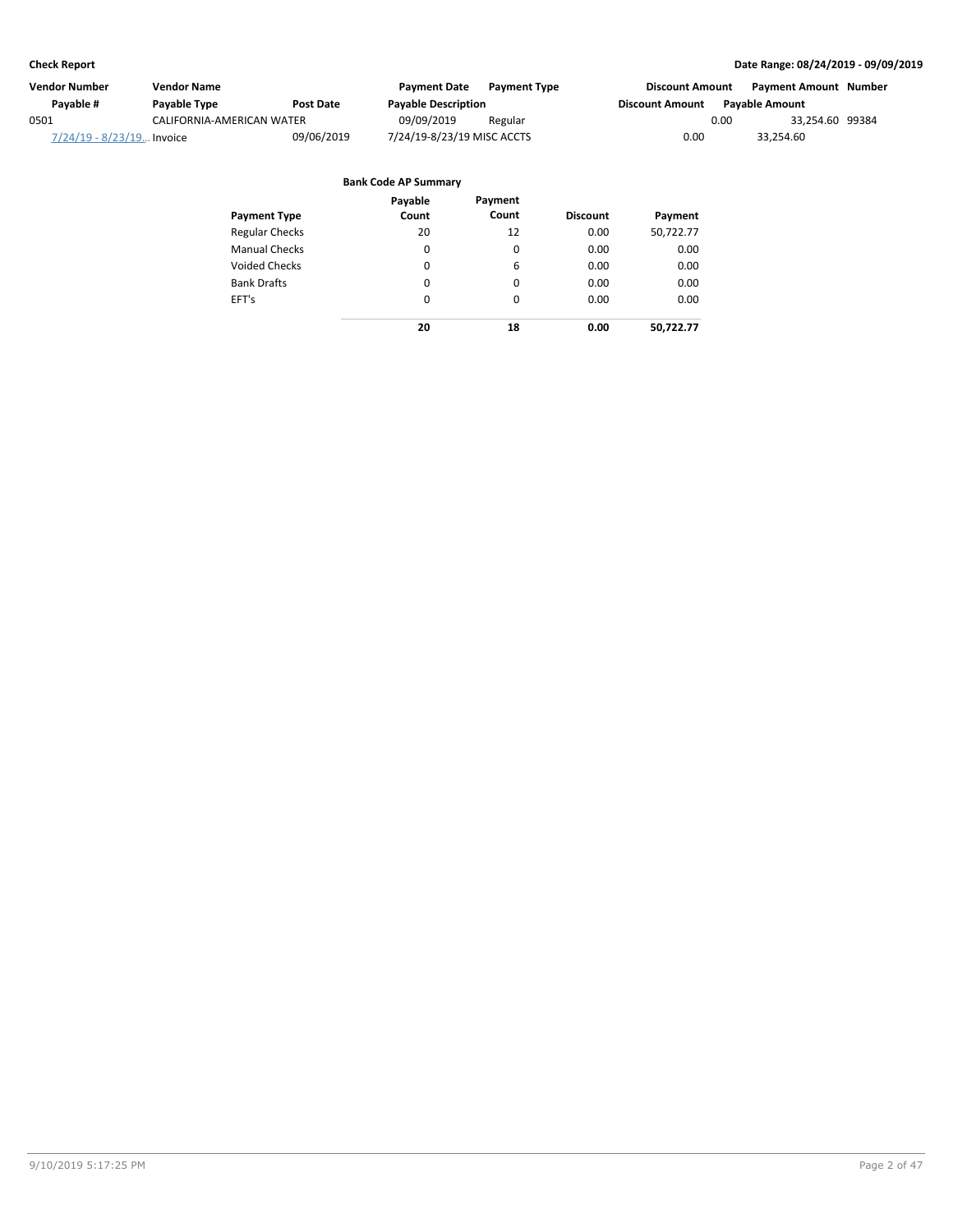| Vendor Number | Vendor Name | | Payment Date | Payment Type | Discount Amount | Payment Amount | Number |
|---|---|---|---|---|---|---|---|
| Payable # | Payable Type | Post Date | Payable Description | | Discount Amount | Payable Amount | |
| 0501 | CALIFORNIA-AMERICAN WATER | | 09/09/2019 | Regular | 0.00 | 33,254.60 | 99384 |
| 7/24/19 - 8/23/19... | Invoice | 09/06/2019 | 7/24/19-8/23/19 MISC ACCTS | | 0.00 | 33,254.60 | |

**Bank Code AP Summary**

| Payment Type | Payable Count | Payment Count | Discount | Payment |
|---|---|---|---|---|
| Regular Checks | 20 | 12 | 0.00 | 50,722.77 |
| Manual Checks | 0 | 0 | 0.00 | 0.00 |
| Voided Checks | 0 | 6 | 0.00 | 0.00 |
| Bank Drafts | 0 | 0 | 0.00 | 0.00 |
| EFT's | 0 | 0 | 0.00 | 0.00 |
| | **20** | **18** | **0.00** | **50,722.77** |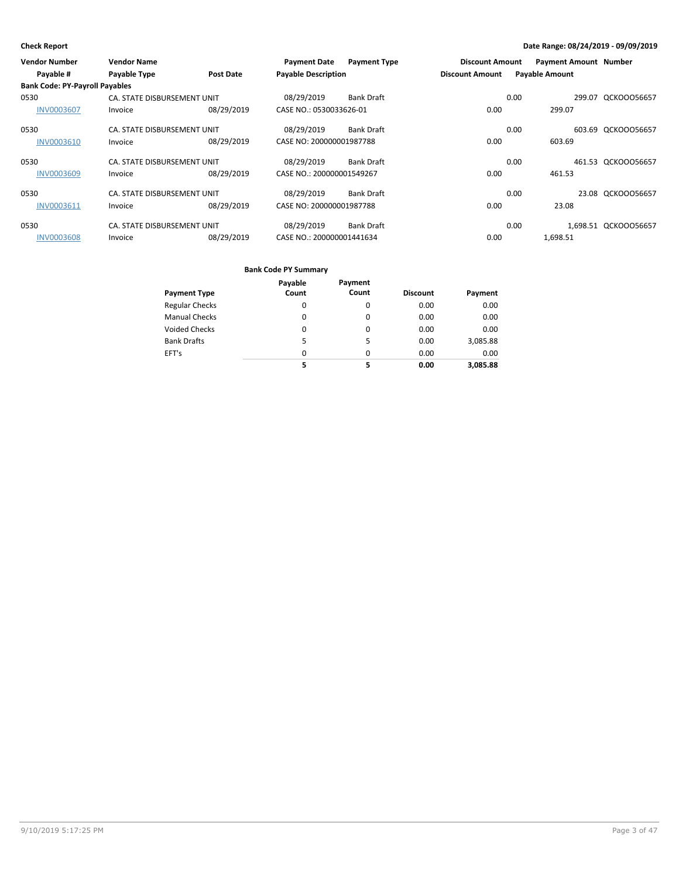**Check Report**

**Date Range: 08/24/2019 - 09/09/2019**

| Vendor Number | Vendor Name | | Payment Date | Payment Type | Discount Amount | Payment Amount | Number |
|---|---|---|---|---|---|---|---|
| Payable # | Payable Type | Post Date | Payable Description | | Discount Amount | Payable Amount | |
| **Bank Code: PY-Payroll Payables** | | | | | | | |
| 0530 | CA. STATE DISBURSEMENT UNIT | | 08/29/2019 | Bank Draft | 0.00 | 299.07 | QCKOOO56657 |
| INV0003607 | Invoice | 08/29/2019 | CASE NO.: 0530033626-01 | | 0.00 | 299.07 | |
| 0530 | CA. STATE DISBURSEMENT UNIT | | 08/29/2019 | Bank Draft | 0.00 | 603.69 | QCKOOO56657 |
| INV0003610 | Invoice | 08/29/2019 | CASE NO: 200000001987788 | | 0.00 | 603.69 | |
| 0530 | CA. STATE DISBURSEMENT UNIT | | 08/29/2019 | Bank Draft | 0.00 | 461.53 | QCKOOO56657 |
| INV0003609 | Invoice | 08/29/2019 | CASE NO.: 200000001549267 | | 0.00 | 461.53 | |
| 0530 | CA. STATE DISBURSEMENT UNIT | | 08/29/2019 | Bank Draft | 0.00 | 23.08 | QCKOOO56657 |
| INV0003611 | Invoice | 08/29/2019 | CASE NO: 200000001987788 | | 0.00 | 23.08 | |
| 0530 | CA. STATE DISBURSEMENT UNIT | | 08/29/2019 | Bank Draft | 0.00 | 1,698.51 | QCKOOO56657 |
| INV0003608 | Invoice | 08/29/2019 | CASE NO.: 200000001441634 | | 0.00 | 1,698.51 | |

**Bank Code PY Summary**

| Payment Type | Payable Count | Payment Count | Discount | Payment |
|---|---|---|---|---|
| Regular Checks | 0 | 0 | 0.00 | 0.00 |
| Manual Checks | 0 | 0 | 0.00 | 0.00 |
| Voided Checks | 0 | 0 | 0.00 | 0.00 |
| Bank Drafts | 5 | 5 | 0.00 | 3,085.88 |
| EFT's | 0 | 0 | 0.00 | 0.00 |
| | **5** | **5** | **0.00** | **3,085.88** |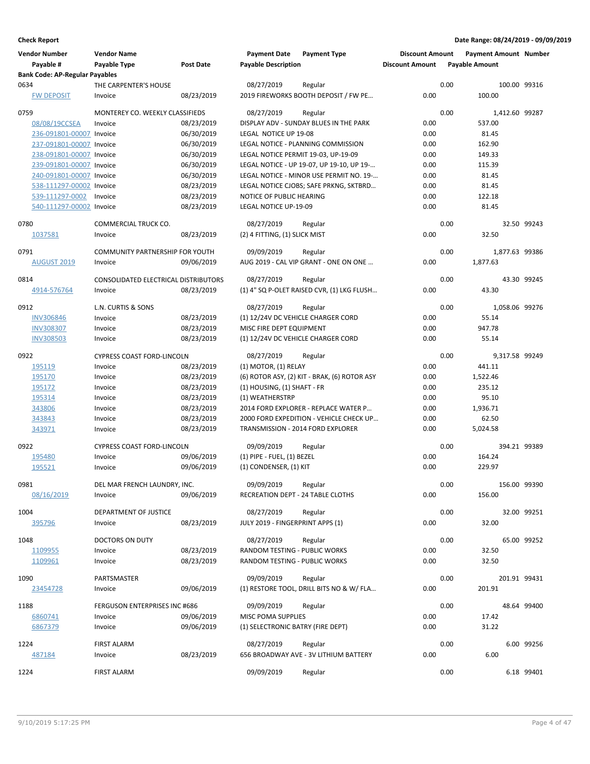**Check Report** | **Date Range: 08/24/2019 - 09/09/2019**

| Vendor Number / Payable # | Vendor Name / Payable Type | Post Date | Payment Date / Payable Description | Payment Type | Discount Amount | Payment Amount / Payable Amount | Number |
|---|---|---|---|---|---|---|---|
| **Bank Code: AP-Regular Payables** | | | | | | | |
| 0634 | THE CARPENTER'S HOUSE | | 08/27/2019 | Regular | 0.00 | 100.00 | 99316 |
| FW DEPOSIT | Invoice | 08/23/2019 | 2019 FIREWORKS BOOTH DEPOSIT / FW PE... | | 0.00 | 100.00 | |
| 0759 | MONTEREY CO. WEEKLY CLASSIFIEDS | | 08/27/2019 | Regular | 0.00 | 1,412.60 | 99287 |
| 08/08/19CCSEA | Invoice | 08/23/2019 | DISPLAY ADV - SUNDAY BLUES IN THE PARK | | 0.00 | 537.00 | |
| 236-091801-00007 | Invoice | 06/30/2019 | LEGAL NOTICE UP 19-08 | | 0.00 | 81.45 | |
| 237-091801-00007 | Invoice | 06/30/2019 | LEGAL NOTICE - PLANNING COMMISSION | | 0.00 | 162.90 | |
| 238-091801-00007 | Invoice | 06/30/2019 | LEGAL NOTICE PERMIT 19-03, UP-19-09 | | 0.00 | 149.33 | |
| 239-091801-00007 | Invoice | 06/30/2019 | LEGAL NOTICE - UP 19-07, UP 19-10, UP 19-... | | 0.00 | 115.39 | |
| 240-091801-00007 | Invoice | 06/30/2019 | LEGAL NOTICE - MINOR USE PERMIT NO. 19-... | | 0.00 | 81.45 | |
| 538-111297-00002 | Invoice | 08/23/2019 | LEGAL NOTICE CJOBS; SAFE PRKNG, SKTBRD... | | 0.00 | 81.45 | |
| 539-111297-0002 | Invoice | 08/23/2019 | NOTICE OF PUBLIC HEARING | | 0.00 | 122.18 | |
| 540-111297-00002 | Invoice | 08/23/2019 | LEGAL NOTICE UP-19-09 | | 0.00 | 81.45 | |
| 0780 | COMMERCIAL TRUCK CO. | | 08/27/2019 | Regular | 0.00 | 32.50 | 99243 |
| 1037581 | Invoice | 08/23/2019 | (2) 4 FITTING, (1) SLICK MIST | | 0.00 | 32.50 | |
| 0791 | COMMUNITY PARTNERSHIP FOR YOUTH | | 09/09/2019 | Regular | 0.00 | 1,877.63 | 99386 |
| AUGUST 2019 | Invoice | 09/06/2019 | AUG 2019 - CAL VIP GRANT - ONE ON ONE ... | | 0.00 | 1,877.63 | |
| 0814 | CONSOLIDATED ELECTRICAL DISTRIBUTORS | | 08/27/2019 | Regular | 0.00 | 43.30 | 99245 |
| 4914-576764 | Invoice | 08/23/2019 | (1) 4" SQ P-OLET RAISED CVR, (1) LKG FLUSH... | | 0.00 | 43.30 | |
| 0912 | L.N. CURTIS & SONS | | 08/27/2019 | Regular | 0.00 | 1,058.06 | 99276 |
| INV306846 | Invoice | 08/23/2019 | (1) 12/24V DC VEHICLE CHARGER CORD | | 0.00 | 55.14 | |
| INV308307 | Invoice | 08/23/2019 | MISC FIRE DEPT EQUIPMENT | | 0.00 | 947.78 | |
| INV308503 | Invoice | 08/23/2019 | (1) 12/24V DC VEHICLE CHARGER CORD | | 0.00 | 55.14 | |
| 0922 | CYPRESS COAST FORD-LINCOLN | | 08/27/2019 | Regular | 0.00 | 9,317.58 | 99249 |
| 195119 | Invoice | 08/23/2019 | (1) MOTOR, (1) RELAY | | 0.00 | 441.11 | |
| 195170 | Invoice | 08/23/2019 | (6) ROTOR ASY, (2) KIT - BRAK, (6) ROTOR ASY | | 0.00 | 1,522.46 | |
| 195172 | Invoice | 08/23/2019 | (1) HOUSING, (1) SHAFT - FR | | 0.00 | 235.12 | |
| 195314 | Invoice | 08/23/2019 | (1) WEATHERSTRP | | 0.00 | 95.10 | |
| 343806 | Invoice | 08/23/2019 | 2014 FORD EXPLORER - REPLACE WATER P... | | 0.00 | 1,936.71 | |
| 343843 | Invoice | 08/23/2019 | 2000 FORD EXPEDITION - VEHICLE CHECK UP... | | 0.00 | 62.50 | |
| 343971 | Invoice | 08/23/2019 | TRANSMISSION - 2014 FORD EXPLORER | | 0.00 | 5,024.58 | |
| 0922 | CYPRESS COAST FORD-LINCOLN | | 09/09/2019 | Regular | 0.00 | 394.21 | 99389 |
| 195480 | Invoice | 09/06/2019 | (1) PIPE - FUEL, (1) BEZEL | | 0.00 | 164.24 | |
| 195521 | Invoice | 09/06/2019 | (1) CONDENSER, (1) KIT | | 0.00 | 229.97 | |
| 0981 | DEL MAR FRENCH LAUNDRY, INC. | | 09/09/2019 | Regular | 0.00 | 156.00 | 99390 |
| 08/16/2019 | Invoice | 09/06/2019 | RECREATION DEPT - 24 TABLE CLOTHS | | 0.00 | 156.00 | |
| 1004 | DEPARTMENT OF JUSTICE | | 08/27/2019 | Regular | 0.00 | 32.00 | 99251 |
| 395796 | Invoice | 08/23/2019 | JULY 2019 - FINGERPRINT APPS (1) | | 0.00 | 32.00 | |
| 1048 | DOCTORS ON DUTY | | 08/27/2019 | Regular | 0.00 | 65.00 | 99252 |
| 1109955 | Invoice | 08/23/2019 | RANDOM TESTING - PUBLIC WORKS | | 0.00 | 32.50 | |
| 1109961 | Invoice | 08/23/2019 | RANDOM TESTING - PUBLIC WORKS | | 0.00 | 32.50 | |
| 1090 | PARTSMASTER | | 09/09/2019 | Regular | 0.00 | 201.91 | 99431 |
| 23454728 | Invoice | 09/06/2019 | (1) RESTORE TOOL, DRILL BITS NO & W/ FLA... | | 0.00 | 201.91 | |
| 1188 | FERGUSON ENTERPRISES INC #686 | | 09/09/2019 | Regular | 0.00 | 48.64 | 99400 |
| 6860741 | Invoice | 09/06/2019 | MISC POMA SUPPLIES | | 0.00 | 17.42 | |
| 6867379 | Invoice | 09/06/2019 | (1) SELECTRONIC BATRY (FIRE DEPT) | | 0.00 | 31.22 | |
| 1224 | FIRST ALARM | | 08/27/2019 | Regular | 0.00 | 6.00 | 99256 |
| 487184 | Invoice | 08/23/2019 | 656 BROADWAY AVE - 3V LITHIUM BATTERY | | 0.00 | 6.00 | |
| 1224 | FIRST ALARM | | 09/09/2019 | Regular | 0.00 | 6.18 | 99401 |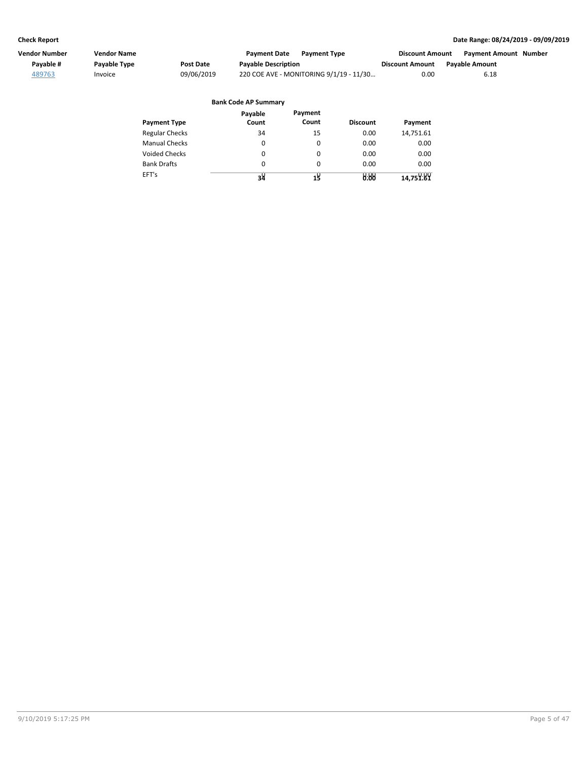**Check Report** — **Date Range: 08/24/2019 - 09/09/2019**

| Vendor Number | Vendor Name | | Payment Date | Payment Type | Discount Amount | Payment Amount | Number |
|---|---|---|---|---|---|---|---|
| Payable # | Payable Type | Post Date | Payable Description | | Discount Amount | Payable Amount | |
| 489763 | Invoice | 09/06/2019 | 220 COE AVE - MONITORING 9/1/19 - 11/30… | | 0.00 | 6.18 | |

**Bank Code AP Summary**

| Payment Type | Payable Count | Payment Count | Discount | Payment |
|---|---|---|---|---|
| Regular Checks | 34 | 15 | 0.00 | 14,751.61 |
| Manual Checks | 0 | 0 | 0.00 | 0.00 |
| Voided Checks | 0 | 0 | 0.00 | 0.00 |
| Bank Drafts | 0 | 0 | 0.00 | 0.00 |
| EFT's | 0 | 0 | 0.00 | 0.00 |
| | 34 | 15 | 0.00 | 14,751.61 |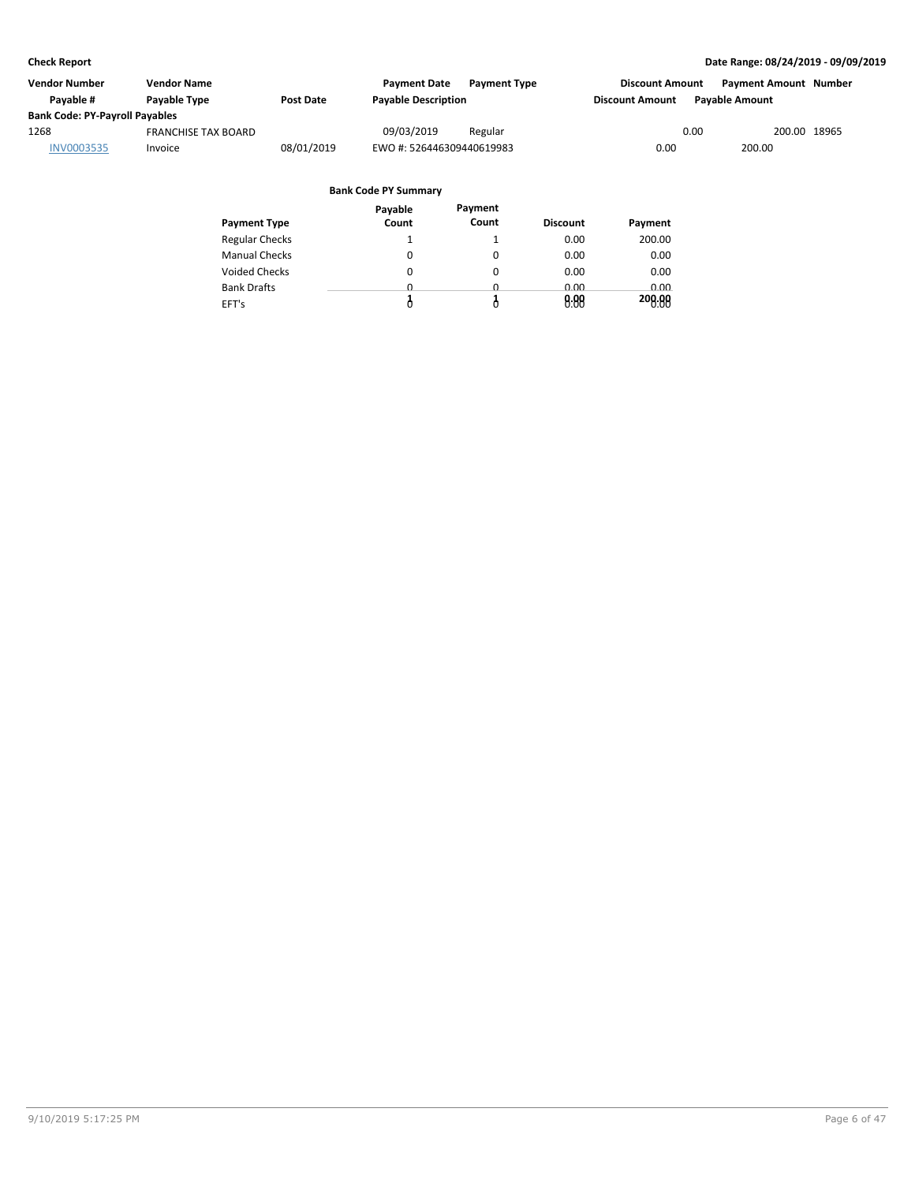**Check Report**

**Date Range: 08/24/2019 - 09/09/2019**

| Vendor Number | Vendor Name | | Payment Date | Payment Type | Discount Amount | Payment Amount | Number |
|---|---|---|---|---|---|---|---|
| Payable # | Payable Type | Post Date | Payable Description | | Discount Amount | Payable Amount | |
| **Bank Code: PY-Payroll Payables** | | | | | | | |
| 1268 | FRANCHISE TAX BOARD | | 09/03/2019 | Regular | 0.00 | 200.00 | 18965 |
| INV0003535 | Invoice | 08/01/2019 | EWO #: 526446309440619983 | | 0.00 | 200.00 | |

**Bank Code PY Summary**

| Payment Type | Payable Count | Payment Count | Discount | Payment |
|---|---|---|---|---|
| Regular Checks | 1 | 1 | 0.00 | 200.00 |
| Manual Checks | 0 | 0 | 0.00 | 0.00 |
| Voided Checks | 0 | 0 | 0.00 | 0.00 |
| Bank Drafts | 0 | 0 | 0.00 | 0.00 |
| EFT's | 0 | 0 | 0.00 | 0.00 |
| | 1 | 1 | 0.00 | 200.00 |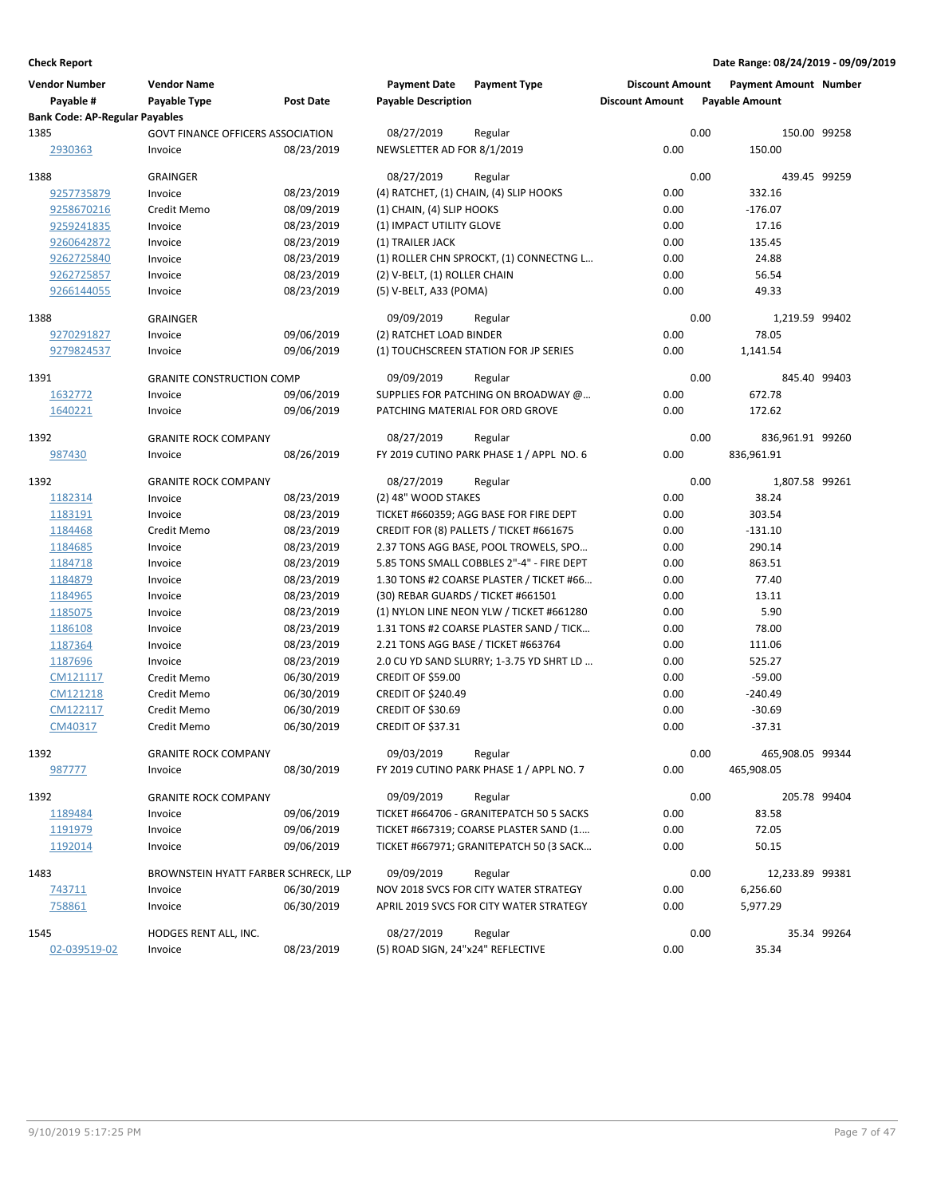**Check Report**

**Date Range: 08/24/2019 - 09/09/2019**

| Vendor Number | Vendor Name | | Payment Date | Payment Type | Discount Amount | Payment Amount | Number |
|---|---|---|---|---|---|---|---|
| Payable # | Payable Type | Post Date | Payable Description | | Discount Amount | Payable Amount | |
| **Bank Code: AP-Regular Payables** | | | | | | | |
| 1385 | GOVT FINANCE OFFICERS ASSOCIATION | | 08/27/2019 | Regular | 0.00 | 150.00 | 99258 |
| 2930363 | Invoice | 08/23/2019 | NEWSLETTER AD FOR 8/1/2019 | | 0.00 | 150.00 | |
| 1388 | GRAINGER | | 08/27/2019 | Regular | 0.00 | 439.45 | 99259 |
| 9257735879 | Invoice | 08/23/2019 | (4) RATCHET, (1) CHAIN, (4) SLIP HOOKS | | 0.00 | 332.16 | |
| 9258670216 | Credit Memo | 08/09/2019 | (1) CHAIN, (4) SLIP HOOKS | | 0.00 | -176.07 | |
| 9259241835 | Invoice | 08/23/2019 | (1) IMPACT UTILITY GLOVE | | 0.00 | 17.16 | |
| 9260642872 | Invoice | 08/23/2019 | (1) TRAILER JACK | | 0.00 | 135.45 | |
| 9262725840 | Invoice | 08/23/2019 | (1) ROLLER CHN SPROCKT, (1) CONNECTNG L… | | 0.00 | 24.88 | |
| 9262725857 | Invoice | 08/23/2019 | (2) V-BELT, (1) ROLLER CHAIN | | 0.00 | 56.54 | |
| 9266144055 | Invoice | 08/23/2019 | (5) V-BELT, A33 (POMA) | | 0.00 | 49.33 | |
| 1388 | GRAINGER | | 09/09/2019 | Regular | 0.00 | 1,219.59 | 99402 |
| 9270291827 | Invoice | 09/06/2019 | (2) RATCHET LOAD BINDER | | 0.00 | 78.05 | |
| 9279824537 | Invoice | 09/06/2019 | (1) TOUCHSCREEN STATION FOR JP SERIES | | 0.00 | 1,141.54 | |
| 1391 | GRANITE CONSTRUCTION COMP | | 09/09/2019 | Regular | 0.00 | 845.40 | 99403 |
| 1632772 | Invoice | 09/06/2019 | SUPPLIES FOR PATCHING ON BROADWAY @… | | 0.00 | 672.78 | |
| 1640221 | Invoice | 09/06/2019 | PATCHING MATERIAL FOR ORD GROVE | | 0.00 | 172.62 | |
| 1392 | GRANITE ROCK COMPANY | | 08/27/2019 | Regular | 0.00 | 836,961.91 | 99260 |
| 987430 | Invoice | 08/26/2019 | FY 2019 CUTINO PARK PHASE 1 / APPL NO. 6 | | 0.00 | 836,961.91 | |
| 1392 | GRANITE ROCK COMPANY | | 08/27/2019 | Regular | 0.00 | 1,807.58 | 99261 |
| 1182314 | Invoice | 08/23/2019 | (2) 48" WOOD STAKES | | 0.00 | 38.24 | |
| 1183191 | Invoice | 08/23/2019 | TICKET #660359; AGG BASE FOR FIRE DEPT | | 0.00 | 303.54 | |
| 1184468 | Credit Memo | 08/23/2019 | CREDIT FOR (8) PALLETS / TICKET #661675 | | 0.00 | -131.10 | |
| 1184685 | Invoice | 08/23/2019 | 2.37 TONS AGG BASE, POOL TROWELS, SPO… | | 0.00 | 290.14 | |
| 1184718 | Invoice | 08/23/2019 | 5.85 TONS SMALL COBBLES 2"-4" - FIRE DEPT | | 0.00 | 863.51 | |
| 1184879 | Invoice | 08/23/2019 | 1.30 TONS #2 COARSE PLASTER / TICKET #66… | | 0.00 | 77.40 | |
| 1184965 | Invoice | 08/23/2019 | (30) REBAR GUARDS / TICKET #661501 | | 0.00 | 13.11 | |
| 1185075 | Invoice | 08/23/2019 | (1) NYLON LINE NEON YLW / TICKET #661280 | | 0.00 | 5.90 | |
| 1186108 | Invoice | 08/23/2019 | 1.31 TONS #2 COARSE PLASTER SAND / TICK… | | 0.00 | 78.00 | |
| 1187364 | Invoice | 08/23/2019 | 2.21 TONS AGG BASE / TICKET #663764 | | 0.00 | 111.06 | |
| 1187696 | Invoice | 08/23/2019 | 2.0 CU YD SAND SLURRY; 1-3.75 YD SHRT LD … | | 0.00 | 525.27 | |
| CM121117 | Credit Memo | 06/30/2019 | CREDIT OF $59.00 | | 0.00 | -59.00 | |
| CM121218 | Credit Memo | 06/30/2019 | CREDIT OF $240.49 | | 0.00 | -240.49 | |
| CM122117 | Credit Memo | 06/30/2019 | CREDIT OF $30.69 | | 0.00 | -30.69 | |
| CM40317 | Credit Memo | 06/30/2019 | CREDIT OF $37.31 | | 0.00 | -37.31 | |
| 1392 | GRANITE ROCK COMPANY | | 09/03/2019 | Regular | 0.00 | 465,908.05 | 99344 |
| 987777 | Invoice | 08/30/2019 | FY 2019 CUTINO PARK PHASE 1 / APPL NO. 7 | | 0.00 | 465,908.05 | |
| 1392 | GRANITE ROCK COMPANY | | 09/09/2019 | Regular | 0.00 | 205.78 | 99404 |
| 1189484 | Invoice | 09/06/2019 | TICKET #664706 - GRANITEPATCH 50 5 SACKS | | 0.00 | 83.58 | |
| 1191979 | Invoice | 09/06/2019 | TICKET #667319; COARSE PLASTER SAND (1.… | | 0.00 | 72.05 | |
| 1192014 | Invoice | 09/06/2019 | TICKET #667971; GRANITEPATCH 50 (3 SACK… | | 0.00 | 50.15 | |
| 1483 | BROWNSTEIN HYATT FARBER SCHRECK, LLP | | 09/09/2019 | Regular | 0.00 | 12,233.89 | 99381 |
| 743711 | Invoice | 06/30/2019 | NOV 2018 SVCS FOR CITY WATER STRATEGY | | 0.00 | 6,256.60 | |
| 758861 | Invoice | 06/30/2019 | APRIL 2019 SVCS FOR CITY WATER STRATEGY | | 0.00 | 5,977.29 | |
| 1545 | HODGES RENT ALL, INC. | | 08/27/2019 | Regular | 0.00 | 35.34 | 99264 |
| 02-039519-02 | Invoice | 08/23/2019 | (5) ROAD SIGN, 24"x24" REFLECTIVE | | 0.00 | 35.34 | |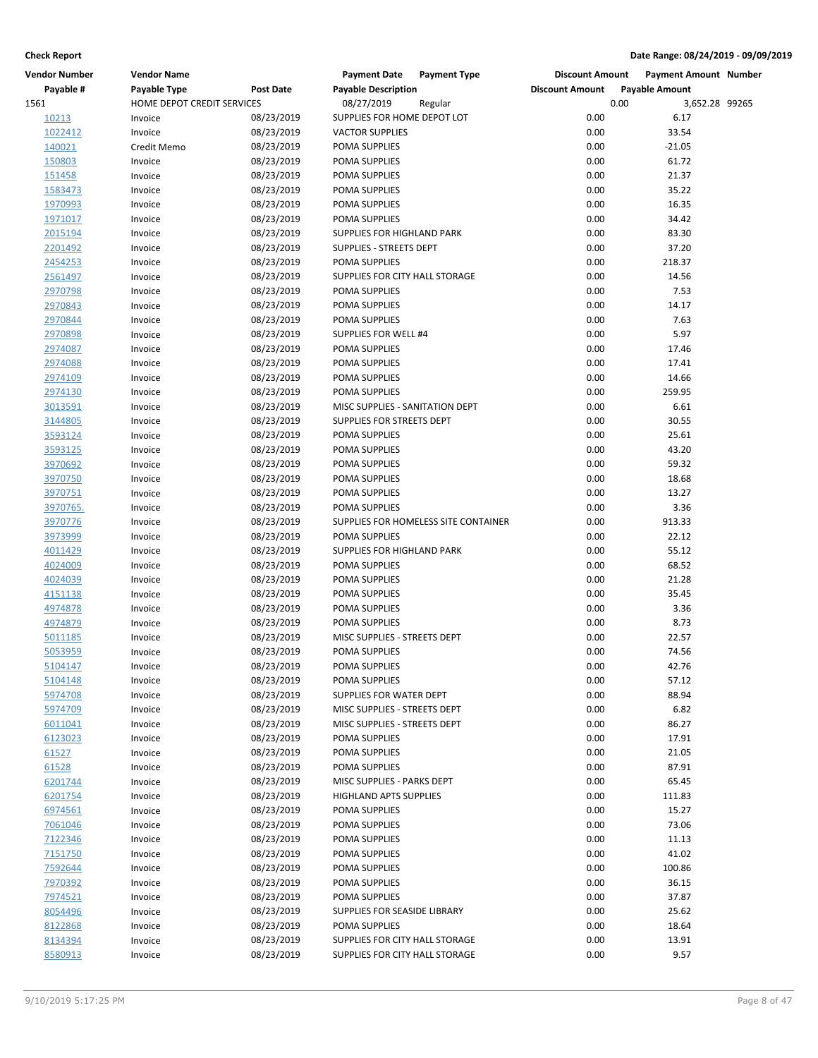**Check Report**

**Date Range: 08/24/2019 - 09/09/2019**

| Vendor Number | Vendor Name | | Payment Date | Payment Type | Discount Amount | Payment Amount | Number |
|---|---|---|---|---|---|---|---|
| Payable # | Payable Type | Post Date | Payable Description | | Discount Amount | Payable Amount | |
| 1561 | HOME DEPOT CREDIT SERVICES | | 08/27/2019 | Regular | 0.00 | 3,652.28 | 99265 |
| 10213 | Invoice | 08/23/2019 | SUPPLIES FOR HOME DEPOT LOT | | 0.00 | 6.17 | |
| 1022412 | Invoice | 08/23/2019 | VACTOR SUPPLIES | | 0.00 | 33.54 | |
| 140021 | Credit Memo | 08/23/2019 | POMA SUPPLIES | | 0.00 | -21.05 | |
| 150803 | Invoice | 08/23/2019 | POMA SUPPLIES | | 0.00 | 61.72 | |
| 151458 | Invoice | 08/23/2019 | POMA SUPPLIES | | 0.00 | 21.37 | |
| 1583473 | Invoice | 08/23/2019 | POMA SUPPLIES | | 0.00 | 35.22 | |
| 1970993 | Invoice | 08/23/2019 | POMA SUPPLIES | | 0.00 | 16.35 | |
| 1971017 | Invoice | 08/23/2019 | POMA SUPPLIES | | 0.00 | 34.42 | |
| 2015194 | Invoice | 08/23/2019 | SUPPLIES FOR HIGHLAND PARK | | 0.00 | 83.30 | |
| 2201492 | Invoice | 08/23/2019 | SUPPLIES - STREETS DEPT | | 0.00 | 37.20 | |
| 2454253 | Invoice | 08/23/2019 | POMA SUPPLIES | | 0.00 | 218.37 | |
| 2561497 | Invoice | 08/23/2019 | SUPPLIES FOR CITY HALL STORAGE | | 0.00 | 14.56 | |
| 2970798 | Invoice | 08/23/2019 | POMA SUPPLIES | | 0.00 | 7.53 | |
| 2970843 | Invoice | 08/23/2019 | POMA SUPPLIES | | 0.00 | 14.17 | |
| 2970844 | Invoice | 08/23/2019 | POMA SUPPLIES | | 0.00 | 7.63 | |
| 2970898 | Invoice | 08/23/2019 | SUPPLIES FOR WELL #4 | | 0.00 | 5.97 | |
| 2974087 | Invoice | 08/23/2019 | POMA SUPPLIES | | 0.00 | 17.46 | |
| 2974088 | Invoice | 08/23/2019 | POMA SUPPLIES | | 0.00 | 17.41 | |
| 2974109 | Invoice | 08/23/2019 | POMA SUPPLIES | | 0.00 | 14.66 | |
| 2974130 | Invoice | 08/23/2019 | POMA SUPPLIES | | 0.00 | 259.95 | |
| 3013591 | Invoice | 08/23/2019 | MISC SUPPLIES - SANITATION DEPT | | 0.00 | 6.61 | |
| 3144805 | Invoice | 08/23/2019 | SUPPLIES FOR STREETS DEPT | | 0.00 | 30.55 | |
| 3593124 | Invoice | 08/23/2019 | POMA SUPPLIES | | 0.00 | 25.61 | |
| 3593125 | Invoice | 08/23/2019 | POMA SUPPLIES | | 0.00 | 43.20 | |
| 3970692 | Invoice | 08/23/2019 | POMA SUPPLIES | | 0.00 | 59.32 | |
| 3970750 | Invoice | 08/23/2019 | POMA SUPPLIES | | 0.00 | 18.68 | |
| 3970751 | Invoice | 08/23/2019 | POMA SUPPLIES | | 0.00 | 13.27 | |
| 3970765. | Invoice | 08/23/2019 | POMA SUPPLIES | | 0.00 | 3.36 | |
| 3970776 | Invoice | 08/23/2019 | SUPPLIES FOR HOMELESS SITE CONTAINER | | 0.00 | 913.33 | |
| 3973999 | Invoice | 08/23/2019 | POMA SUPPLIES | | 0.00 | 22.12 | |
| 4011429 | Invoice | 08/23/2019 | SUPPLIES FOR HIGHLAND PARK | | 0.00 | 55.12 | |
| 4024009 | Invoice | 08/23/2019 | POMA SUPPLIES | | 0.00 | 68.52 | |
| 4024039 | Invoice | 08/23/2019 | POMA SUPPLIES | | 0.00 | 21.28 | |
| 4151138 | Invoice | 08/23/2019 | POMA SUPPLIES | | 0.00 | 35.45 | |
| 4974878 | Invoice | 08/23/2019 | POMA SUPPLIES | | 0.00 | 3.36 | |
| 4974879 | Invoice | 08/23/2019 | POMA SUPPLIES | | 0.00 | 8.73 | |
| 5011185 | Invoice | 08/23/2019 | MISC SUPPLIES - STREETS DEPT | | 0.00 | 22.57 | |
| 5053959 | Invoice | 08/23/2019 | POMA SUPPLIES | | 0.00 | 74.56 | |
| 5104147 | Invoice | 08/23/2019 | POMA SUPPLIES | | 0.00 | 42.76 | |
| 5104148 | Invoice | 08/23/2019 | POMA SUPPLIES | | 0.00 | 57.12 | |
| 5974708 | Invoice | 08/23/2019 | SUPPLIES FOR WATER DEPT | | 0.00 | 88.94 | |
| 5974709 | Invoice | 08/23/2019 | MISC SUPPLIES - STREETS DEPT | | 0.00 | 6.82 | |
| 6011041 | Invoice | 08/23/2019 | MISC SUPPLIES - STREETS DEPT | | 0.00 | 86.27 | |
| 6123023 | Invoice | 08/23/2019 | POMA SUPPLIES | | 0.00 | 17.91 | |
| 61527 | Invoice | 08/23/2019 | POMA SUPPLIES | | 0.00 | 21.05 | |
| 61528 | Invoice | 08/23/2019 | POMA SUPPLIES | | 0.00 | 87.91 | |
| 6201744 | Invoice | 08/23/2019 | MISC SUPPLIES - PARKS DEPT | | 0.00 | 65.45 | |
| 6201754 | Invoice | 08/23/2019 | HIGHLAND APTS SUPPLIES | | 0.00 | 111.83 | |
| 6974561 | Invoice | 08/23/2019 | POMA SUPPLIES | | 0.00 | 15.27 | |
| 7061046 | Invoice | 08/23/2019 | POMA SUPPLIES | | 0.00 | 73.06 | |
| 7122346 | Invoice | 08/23/2019 | POMA SUPPLIES | | 0.00 | 11.13 | |
| 7151750 | Invoice | 08/23/2019 | POMA SUPPLIES | | 0.00 | 41.02 | |
| 7592644 | Invoice | 08/23/2019 | POMA SUPPLIES | | 0.00 | 100.86 | |
| 7970392 | Invoice | 08/23/2019 | POMA SUPPLIES | | 0.00 | 36.15 | |
| 7974521 | Invoice | 08/23/2019 | POMA SUPPLIES | | 0.00 | 37.87 | |
| 8054496 | Invoice | 08/23/2019 | SUPPLIES FOR SEASIDE LIBRARY | | 0.00 | 25.62 | |
| 8122868 | Invoice | 08/23/2019 | POMA SUPPLIES | | 0.00 | 18.64 | |
| 8134394 | Invoice | 08/23/2019 | SUPPLIES FOR CITY HALL STORAGE | | 0.00 | 13.91 | |
| 8580913 | Invoice | 08/23/2019 | SUPPLIES FOR CITY HALL STORAGE | | 0.00 | 9.57 | |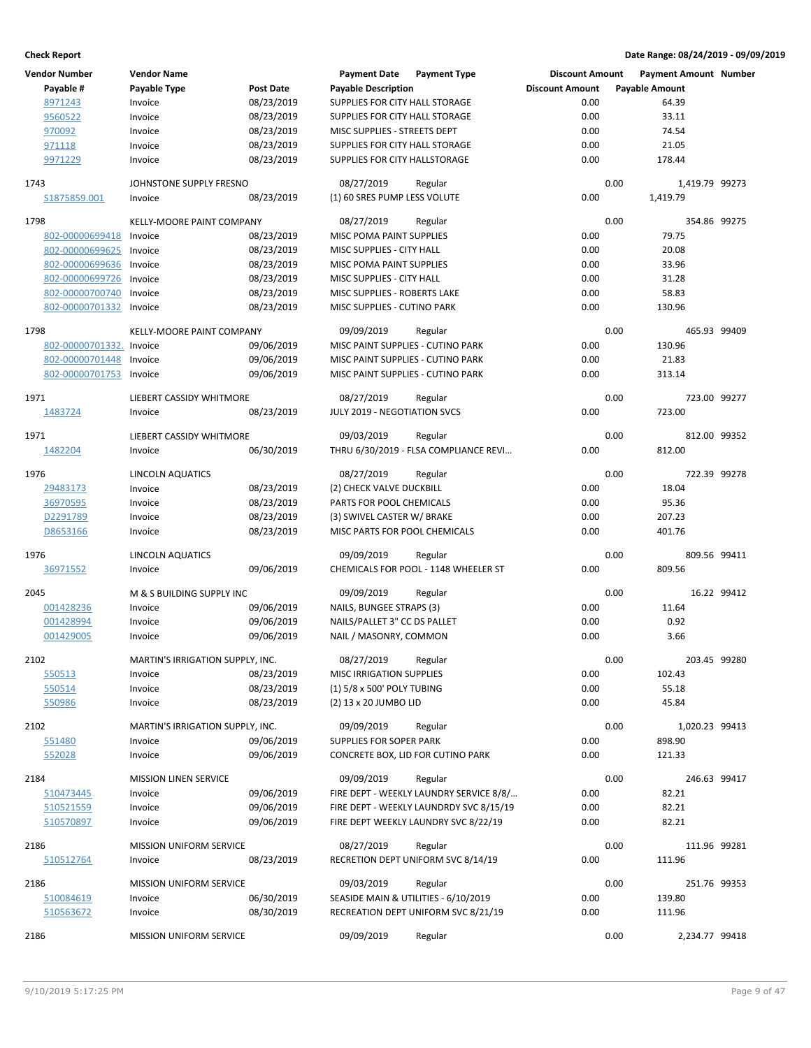**Check Report** — Date Range: 08/24/2019 - 09/09/2019

| Vendor Number | Vendor Name | | Payment Date | Payment Type | Discount Amount | Payment Amount | Number |
|---|---|---|---|---|---|---|---|
| Payable # | Payable Type | Post Date | Payable Description | | Discount Amount | Payable Amount | |
| 8971243 | Invoice | 08/23/2019 | SUPPLIES FOR CITY HALL STORAGE | | 0.00 | 64.39 | |
| 9560522 | Invoice | 08/23/2019 | SUPPLIES FOR CITY HALL STORAGE | | 0.00 | 33.11 | |
| 970092 | Invoice | 08/23/2019 | MISC SUPPLIES - STREETS DEPT | | 0.00 | 74.54 | |
| 971118 | Invoice | 08/23/2019 | SUPPLIES FOR CITY HALL STORAGE | | 0.00 | 21.05 | |
| 9971229 | Invoice | 08/23/2019 | SUPPLIES FOR CITY HALLSTORAGE | | 0.00 | 178.44 | |
| 1743 | JOHNSTONE SUPPLY FRESNO | | 08/27/2019 | Regular | 0.00 | 1,419.79 | 99273 |
| S1875859.001 | Invoice | 08/23/2019 | (1) 60 SRES PUMP LESS VOLUTE | | 0.00 | 1,419.79 | |
| 1798 | KELLY-MOORE PAINT COMPANY | | 08/27/2019 | Regular | 0.00 | 354.86 | 99275 |
| 802-00000699418 | Invoice | 08/23/2019 | MISC POMA PAINT SUPPLIES | | 0.00 | 79.75 | |
| 802-00000699625 | Invoice | 08/23/2019 | MISC SUPPLIES - CITY HALL | | 0.00 | 20.08 | |
| 802-00000699636 | Invoice | 08/23/2019 | MISC POMA PAINT SUPPLIES | | 0.00 | 33.96 | |
| 802-00000699726 | Invoice | 08/23/2019 | MISC SUPPLIES - CITY HALL | | 0.00 | 31.28 | |
| 802-00000700740 | Invoice | 08/23/2019 | MISC SUPPLIES - ROBERTS LAKE | | 0.00 | 58.83 | |
| 802-00000701332 | Invoice | 08/23/2019 | MISC SUPPLIES - CUTINO PARK | | 0.00 | 130.96 | |
| 1798 | KELLY-MOORE PAINT COMPANY | | 09/09/2019 | Regular | 0.00 | 465.93 | 99409 |
| 802-00000701332. | Invoice | 09/06/2019 | MISC PAINT SUPPLIES - CUTINO PARK | | 0.00 | 130.96 | |
| 802-00000701448 | Invoice | 09/06/2019 | MISC PAINT SUPPLIES - CUTINO PARK | | 0.00 | 21.83 | |
| 802-00000701753 | Invoice | 09/06/2019 | MISC PAINT SUPPLIES - CUTINO PARK | | 0.00 | 313.14 | |
| 1971 | LIEBERT CASSIDY WHITMORE | | 08/27/2019 | Regular | 0.00 | 723.00 | 99277 |
| 1483724 | Invoice | 08/23/2019 | JULY 2019 - NEGOTIATION SVCS | | 0.00 | 723.00 | |
| 1971 | LIEBERT CASSIDY WHITMORE | | 09/03/2019 | Regular | 0.00 | 812.00 | 99352 |
| 1482204 | Invoice | 06/30/2019 | THRU 6/30/2019 - FLSA COMPLIANCE REVI... | | 0.00 | 812.00 | |
| 1976 | LINCOLN AQUATICS | | 08/27/2019 | Regular | 0.00 | 722.39 | 99278 |
| 29483173 | Invoice | 08/23/2019 | (2) CHECK VALVE DUCKBILL | | 0.00 | 18.04 | |
| 36970595 | Invoice | 08/23/2019 | PARTS FOR POOL CHEMICALS | | 0.00 | 95.36 | |
| D2291789 | Invoice | 08/23/2019 | (3) SWIVEL CASTER W/ BRAKE | | 0.00 | 207.23 | |
| D8653166 | Invoice | 08/23/2019 | MISC PARTS FOR POOL CHEMICALS | | 0.00 | 401.76 | |
| 1976 | LINCOLN AQUATICS | | 09/09/2019 | Regular | 0.00 | 809.56 | 99411 |
| 36971552 | Invoice | 09/06/2019 | CHEMICALS FOR POOL - 1148 WHEELER ST | | 0.00 | 809.56 | |
| 2045 | M & S BUILDING SUPPLY INC | | 09/09/2019 | Regular | 0.00 | 16.22 | 99412 |
| 001428236 | Invoice | 09/06/2019 | NAILS, BUNGEE STRAPS (3) | | 0.00 | 11.64 | |
| 001428994 | Invoice | 09/06/2019 | NAILS/PALLET 3" CC DS PALLET | | 0.00 | 0.92 | |
| 001429005 | Invoice | 09/06/2019 | NAIL / MASONRY, COMMON | | 0.00 | 3.66 | |
| 2102 | MARTIN'S IRRIGATION SUPPLY, INC. | | 08/27/2019 | Regular | 0.00 | 203.45 | 99280 |
| 550513 | Invoice | 08/23/2019 | MISC IRRIGATION SUPPLIES | | 0.00 | 102.43 | |
| 550514 | Invoice | 08/23/2019 | (1) 5/8 x 500' POLY TUBING | | 0.00 | 55.18 | |
| 550986 | Invoice | 08/23/2019 | (2) 13 x 20 JUMBO LID | | 0.00 | 45.84 | |
| 2102 | MARTIN'S IRRIGATION SUPPLY, INC. | | 09/09/2019 | Regular | 0.00 | 1,020.23 | 99413 |
| 551480 | Invoice | 09/06/2019 | SUPPLIES FOR SOPER PARK | | 0.00 | 898.90 | |
| 552028 | Invoice | 09/06/2019 | CONCRETE BOX, LID FOR CUTINO PARK | | 0.00 | 121.33 | |
| 2184 | MISSION LINEN SERVICE | | 09/09/2019 | Regular | 0.00 | 246.63 | 99417 |
| 510473445 | Invoice | 09/06/2019 | FIRE DEPT - WEEKLY LAUNDRY SERVICE 8/8/... | | 0.00 | 82.21 | |
| 510521559 | Invoice | 09/06/2019 | FIRE DEPT - WEEKLY LAUNDRDY SVC 8/15/19 | | 0.00 | 82.21 | |
| 510570897 | Invoice | 09/06/2019 | FIRE DEPT WEEKLY LAUNDRY SVC 8/22/19 | | 0.00 | 82.21 | |
| 2186 | MISSION UNIFORM SERVICE | | 08/27/2019 | Regular | 0.00 | 111.96 | 99281 |
| 510512764 | Invoice | 08/23/2019 | RECRETION DEPT UNIFORM SVC 8/14/19 | | 0.00 | 111.96 | |
| 2186 | MISSION UNIFORM SERVICE | | 09/03/2019 | Regular | 0.00 | 251.76 | 99353 |
| 510084619 | Invoice | 06/30/2019 | SEASIDE MAIN & UTILITIES - 6/10/2019 | | 0.00 | 139.80 | |
| 510563672 | Invoice | 08/30/2019 | RECREATION DEPT UNIFORM SVC 8/21/19 | | 0.00 | 111.96 | |
| 2186 | MISSION UNIFORM SERVICE | | 09/09/2019 | Regular | 0.00 | 2,234.77 | 99418 |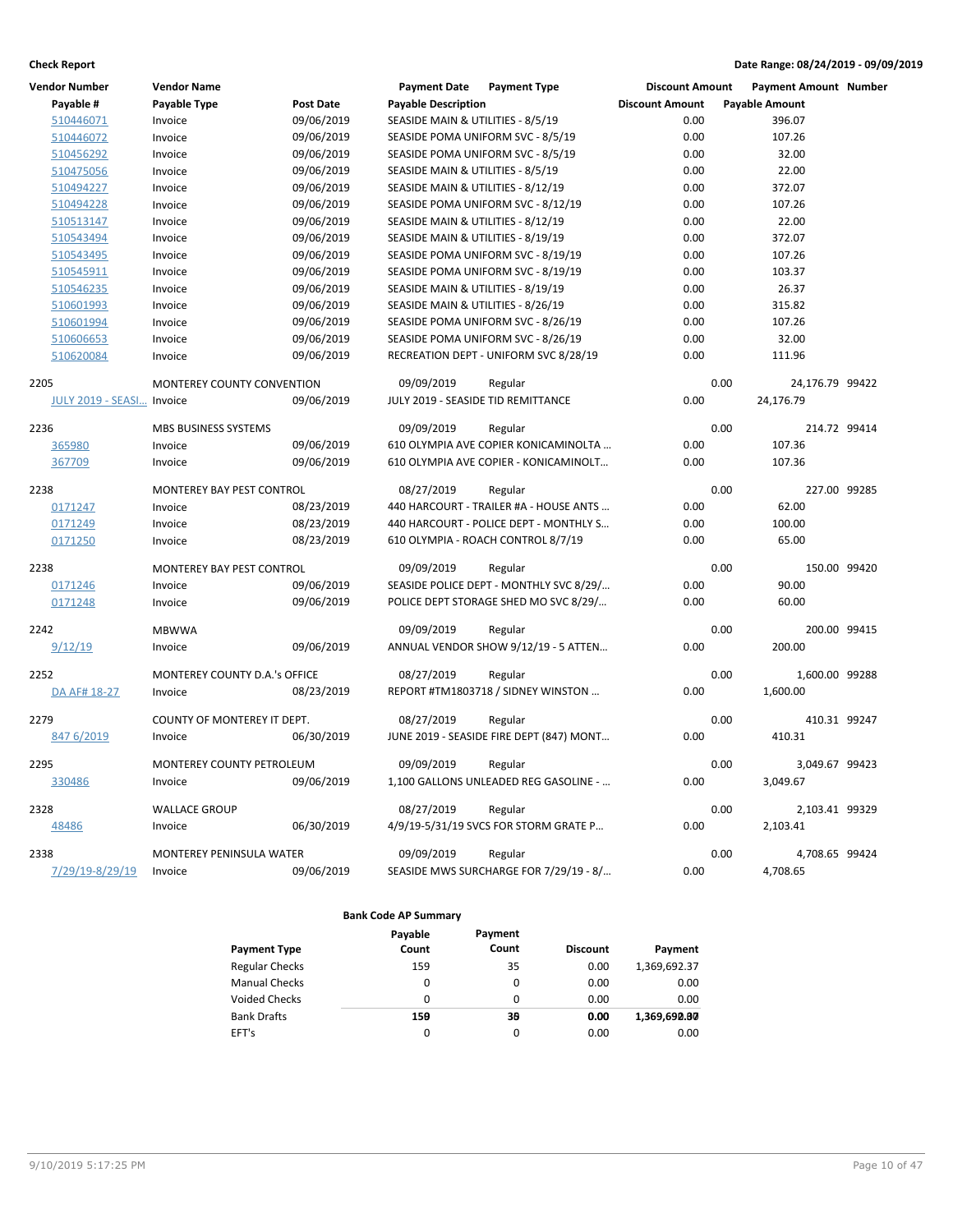**Check Report** — Date Range: 08/24/2019 - 09/09/2019

| Vendor Number | Vendor Name | | Payment Date | Payment Type | Discount Amount | Payment Amount | Number |
|---|---|---|---|---|---|---|---|
| Payable # | Payable Type | Post Date | Payable Description | | Discount Amount | Payable Amount | |
| 510446071 | Invoice | 09/06/2019 | SEASIDE MAIN & UTILITIES - 8/5/19 | | 0.00 | 396.07 | |
| 510446072 | Invoice | 09/06/2019 | SEASIDE POMA UNIFORM SVC - 8/5/19 | | 0.00 | 107.26 | |
| 510456292 | Invoice | 09/06/2019 | SEASIDE POMA UNIFORM SVC - 8/5/19 | | 0.00 | 32.00 | |
| 510475056 | Invoice | 09/06/2019 | SEASIDE MAIN & UTILITIES - 8/5/19 | | 0.00 | 22.00 | |
| 510494227 | Invoice | 09/06/2019 | SEASIDE MAIN & UTILITIES - 8/12/19 | | 0.00 | 372.07 | |
| 510494228 | Invoice | 09/06/2019 | SEASIDE POMA UNIFORM SVC - 8/12/19 | | 0.00 | 107.26 | |
| 510513147 | Invoice | 09/06/2019 | SEASIDE MAIN & UTILITIES - 8/12/19 | | 0.00 | 22.00 | |
| 510543494 | Invoice | 09/06/2019 | SEASIDE MAIN & UTILITIES - 8/19/19 | | 0.00 | 372.07 | |
| 510543495 | Invoice | 09/06/2019 | SEASIDE POMA UNIFORM SVC - 8/19/19 | | 0.00 | 107.26 | |
| 510545911 | Invoice | 09/06/2019 | SEASIDE POMA UNIFORM SVC - 8/19/19 | | 0.00 | 103.37 | |
| 510546235 | Invoice | 09/06/2019 | SEASIDE MAIN & UTILITIES - 8/19/19 | | 0.00 | 26.37 | |
| 510601993 | Invoice | 09/06/2019 | SEASIDE MAIN & UTILITIES - 8/26/19 | | 0.00 | 315.82 | |
| 510601994 | Invoice | 09/06/2019 | SEASIDE POMA UNIFORM SVC - 8/26/19 | | 0.00 | 107.26 | |
| 510606653 | Invoice | 09/06/2019 | SEASIDE POMA UNIFORM SVC - 8/26/19 | | 0.00 | 32.00 | |
| 510620084 | Invoice | 09/06/2019 | RECREATION DEPT - UNIFORM SVC 8/28/19 | | 0.00 | 111.96 | |
| 2205 | MONTEREY COUNTY CONVENTION | | 09/09/2019 | Regular | 0.00 | 24,176.79 | 99422 |
| JULY 2019 - SEASI... | Invoice | 09/06/2019 | JULY 2019 - SEASIDE TID REMITTANCE | | 0.00 | 24,176.79 | |
| 2236 | MBS BUSINESS SYSTEMS | | 09/09/2019 | Regular | 0.00 | 214.72 | 99414 |
| 365980 | Invoice | 09/06/2019 | 610 OLYMPIA AVE COPIER KONICAMINOLTA ... | | 0.00 | 107.36 | |
| 367709 | Invoice | 09/06/2019 | 610 OLYMPIA AVE COPIER - KONICAMINOLT... | | 0.00 | 107.36 | |
| 2238 | MONTEREY BAY PEST CONTROL | | 08/27/2019 | Regular | 0.00 | 227.00 | 99285 |
| 0171247 | Invoice | 08/23/2019 | 440 HARCOURT - TRAILER #A - HOUSE ANTS ... | | 0.00 | 62.00 | |
| 0171249 | Invoice | 08/23/2019 | 440 HARCOURT - POLICE DEPT - MONTHLY S... | | 0.00 | 100.00 | |
| 0171250 | Invoice | 08/23/2019 | 610 OLYMPIA - ROACH CONTROL 8/7/19 | | 0.00 | 65.00 | |
| 2238 | MONTEREY BAY PEST CONTROL | | 09/09/2019 | Regular | 0.00 | 150.00 | 99420 |
| 0171246 | Invoice | 09/06/2019 | SEASIDE POLICE DEPT - MONTHLY SVC 8/29/... | | 0.00 | 90.00 | |
| 0171248 | Invoice | 09/06/2019 | POLICE DEPT STORAGE SHED MO SVC 8/29/... | | 0.00 | 60.00 | |
| 2242 | MBWWA | | 09/09/2019 | Regular | 0.00 | 200.00 | 99415 |
| 9/12/19 | Invoice | 09/06/2019 | ANNUAL VENDOR SHOW 9/12/19 - 5 ATTEN... | | 0.00 | 200.00 | |
| 2252 | MONTEREY COUNTY D.A.'s OFFICE | | 08/27/2019 | Regular | 0.00 | 1,600.00 | 99288 |
| DA AF# 18-27 | Invoice | 08/23/2019 | REPORT #TM1803718 / SIDNEY WINSTON ... | | 0.00 | 1,600.00 | |
| 2279 | COUNTY OF MONTEREY IT DEPT. | | 08/27/2019 | Regular | 0.00 | 410.31 | 99247 |
| 847 6/2019 | Invoice | 06/30/2019 | JUNE 2019 - SEASIDE FIRE DEPT (847) MONT... | | 0.00 | 410.31 | |
| 2295 | MONTEREY COUNTY PETROLEUM | | 09/09/2019 | Regular | 0.00 | 3,049.67 | 99423 |
| 330486 | Invoice | 09/06/2019 | 1,100 GALLONS UNLEADED REG GASOLINE - ... | | 0.00 | 3,049.67 | |
| 2328 | WALLACE GROUP | | 08/27/2019 | Regular | 0.00 | 2,103.41 | 99329 |
| 48486 | Invoice | 06/30/2019 | 4/9/19-5/31/19 SVCS FOR STORM GRATE P... | | 0.00 | 2,103.41 | |
| 2338 | MONTEREY PENINSULA WATER | | 09/09/2019 | Regular | 0.00 | 4,708.65 | 99424 |
| 7/29/19-8/29/19 | Invoice | 09/06/2019 | SEASIDE MWS SURCHARGE FOR 7/29/19 - 8/... | | 0.00 | 4,708.65 | |

**Bank Code AP Summary**

| Payment Type | Payable Count | Payment Count | Discount | Payment |
|---|---|---|---|---|
| Regular Checks | 159 | 35 | 0.00 | 1,369,692.37 |
| Manual Checks | 0 | 0 | 0.00 | 0.00 |
| Voided Checks | 0 | 0 | 0.00 | 0.00 |
| Bank Drafts | 159 | 35 | 0.00 | 1,369,692.37 |
| EFT's | 0 | 0 | 0.00 | 0.00 |

9/10/2019 5:17:25 PM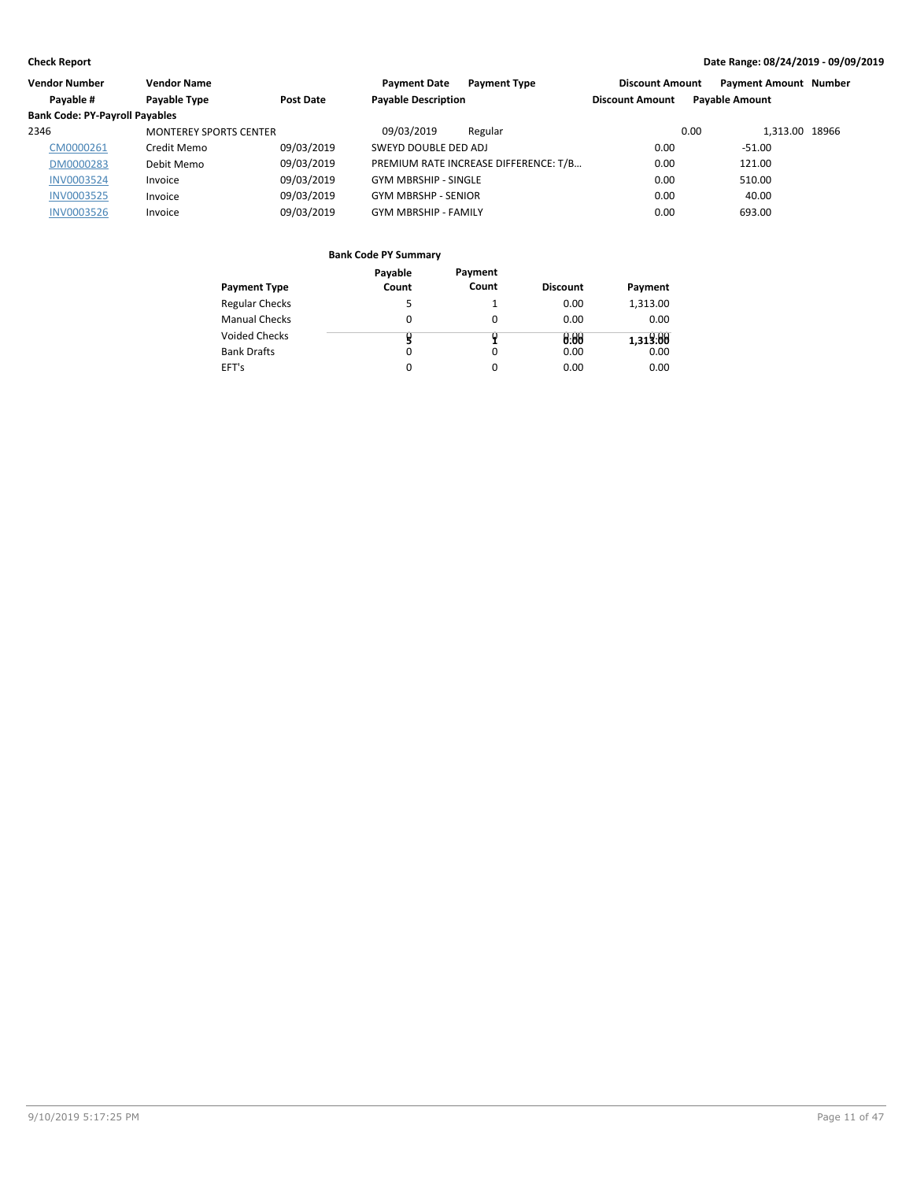**Check Report** — Date Range: 08/24/2019 - 09/09/2019

| Vendor Number | Vendor Name | | Payment Date | Payment Type | Discount Amount | Payment Amount | Number |
|---|---|---|---|---|---|---|---|
| Payable # | Payable Type | Post Date | Payable Description | | Discount Amount | Payable Amount | |
| **Bank Code: PY-Payroll Payables** | | | | | | | |
| 2346 | MONTEREY SPORTS CENTER | | 09/03/2019 | Regular | 0.00 | 1,313.00 | 18966 |
| CM0000261 | Credit Memo | 09/03/2019 | SWEYD DOUBLE DED ADJ | | 0.00 | -51.00 | |
| DM0000283 | Debit Memo | 09/03/2019 | PREMIUM RATE INCREASE DIFFERENCE: T/B... | | 0.00 | 121.00 | |
| INV0003524 | Invoice | 09/03/2019 | GYM MBRSHIP - SINGLE | | 0.00 | 510.00 | |
| INV0003525 | Invoice | 09/03/2019 | GYM MBRSHP - SENIOR | | 0.00 | 40.00 | |
| INV0003526 | Invoice | 09/03/2019 | GYM MBRSHIP - FAMILY | | 0.00 | 693.00 | |

**Bank Code PY Summary**

| Payment Type | Payable Count | Payment Count | Discount | Payment |
|---|---|---|---|---|
| Regular Checks | 5 | 1 | 0.00 | 1,313.00 |
| Manual Checks | 0 | 0 | 0.00 | 0.00 |
| Voided Checks | 0 | 0 | 0.00 | 0.00 |
| Bank Drafts | 0 | 0 | 0.00 | 0.00 |
| EFT's | 0 | 0 | 0.00 | 0.00 |
| | 5 | 1 | 0.00 | 1,313.00 |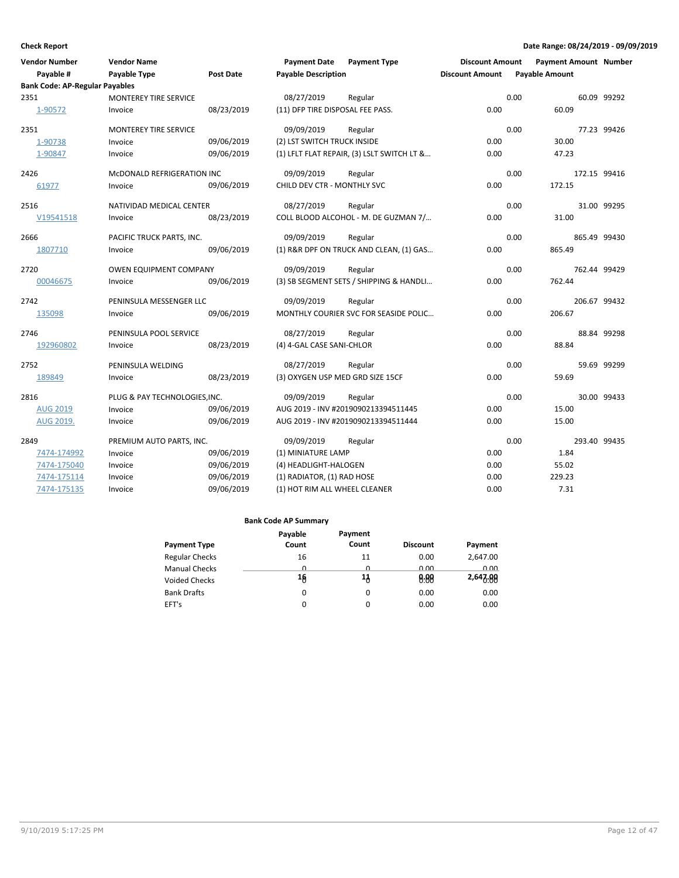**Check Report**

**Date Range: 08/24/2019 - 09/09/2019**

| Vendor Number | Vendor Name | | Payment Date | Payment Type | Discount Amount | Payment Amount | Number |
|---|---|---|---|---|---|---|---|
| Payable # | Payable Type | Post Date | Payable Description | | Discount Amount | Payable Amount | |
| **Bank Code: AP-Regular Payables** | | | | | | | |
| 2351 | MONTEREY TIRE SERVICE | | 08/27/2019 | Regular | 0.00 | 60.09 | 99292 |
| 1-90572 | Invoice | 08/23/2019 | (11) DFP TIRE DISPOSAL FEE PASS. | | 0.00 | 60.09 | |
| 2351 | MONTEREY TIRE SERVICE | | 09/09/2019 | Regular | 0.00 | 77.23 | 99426 |
| 1-90738 | Invoice | 09/06/2019 | (2) LST SWITCH TRUCK INSIDE | | 0.00 | 30.00 | |
| 1-90847 | Invoice | 09/06/2019 | (1) LFLT FLAT REPAIR, (3) LSLT SWITCH LT &... | | 0.00 | 47.23 | |
| 2426 | McDONALD REFRIGERATION INC | | 09/09/2019 | Regular | 0.00 | 172.15 | 99416 |
| 61977 | Invoice | 09/06/2019 | CHILD DEV CTR - MONTHLY SVC | | 0.00 | 172.15 | |
| 2516 | NATIVIDAD MEDICAL CENTER | | 08/27/2019 | Regular | 0.00 | 31.00 | 99295 |
| V19541518 | Invoice | 08/23/2019 | COLL BLOOD ALCOHOL - M. DE GUZMAN 7/... | | 0.00 | 31.00 | |
| 2666 | PACIFIC TRUCK PARTS, INC. | | 09/09/2019 | Regular | 0.00 | 865.49 | 99430 |
| 1807710 | Invoice | 09/06/2019 | (1) R&R DPF ON TRUCK AND CLEAN, (1) GAS... | | 0.00 | 865.49 | |
| 2720 | OWEN EQUIPMENT COMPANY | | 09/09/2019 | Regular | 0.00 | 762.44 | 99429 |
| 00046675 | Invoice | 09/06/2019 | (3) SB SEGMENT SETS / SHIPPING & HANDLI... | | 0.00 | 762.44 | |
| 2742 | PENINSULA MESSENGER LLC | | 09/09/2019 | Regular | 0.00 | 206.67 | 99432 |
| 135098 | Invoice | 09/06/2019 | MONTHLY COURIER SVC FOR SEASIDE POLIC... | | 0.00 | 206.67 | |
| 2746 | PENINSULA POOL SERVICE | | 08/27/2019 | Regular | 0.00 | 88.84 | 99298 |
| 192960802 | Invoice | 08/23/2019 | (4) 4-GAL CASE SANI-CHLOR | | 0.00 | 88.84 | |
| 2752 | PENINSULA WELDING | | 08/27/2019 | Regular | 0.00 | 59.69 | 99299 |
| 189849 | Invoice | 08/23/2019 | (3) OXYGEN USP MED GRD SIZE 15CF | | 0.00 | 59.69 | |
| 2816 | PLUG & PAY TECHNOLOGIES,INC. | | 09/09/2019 | Regular | 0.00 | 30.00 | 99433 |
| AUG 2019 | Invoice | 09/06/2019 | AUG 2019 - INV #2019090213394511445 | | 0.00 | 15.00 | |
| AUG 2019. | Invoice | 09/06/2019 | AUG 2019 - INV #2019090213394511444 | | 0.00 | 15.00 | |
| 2849 | PREMIUM AUTO PARTS, INC. | | 09/09/2019 | Regular | 0.00 | 293.40 | 99435 |
| 7474-174992 | Invoice | 09/06/2019 | (1) MINIATURE LAMP | | 0.00 | 1.84 | |
| 7474-175040 | Invoice | 09/06/2019 | (4) HEADLIGHT-HALOGEN | | 0.00 | 55.02 | |
| 7474-175114 | Invoice | 09/06/2019 | (1) RADIATOR, (1) RAD HOSE | | 0.00 | 229.23 | |
| 7474-175135 | Invoice | 09/06/2019 | (1) HOT RIM ALL WHEEL CLEANER | | 0.00 | 7.31 | |

**Bank Code AP Summary**

| Payment Type | Payable Count | Payment Count | Discount | Payment |
|---|---|---|---|---|
| Regular Checks | 16 | 11 | 0.00 | 2,647.00 |
| Manual Checks | 0 | 0 | 0.00 | 0.00 |
| Voided Checks | 0 | 0 | 0.00 | 0.00 |
| Bank Drafts | 0 | 0 | 0.00 | 0.00 |
| EFT's | 0 | 0 | 0.00 | 0.00 |
| | 16 | 11 | 0.00 | 2,647.00 |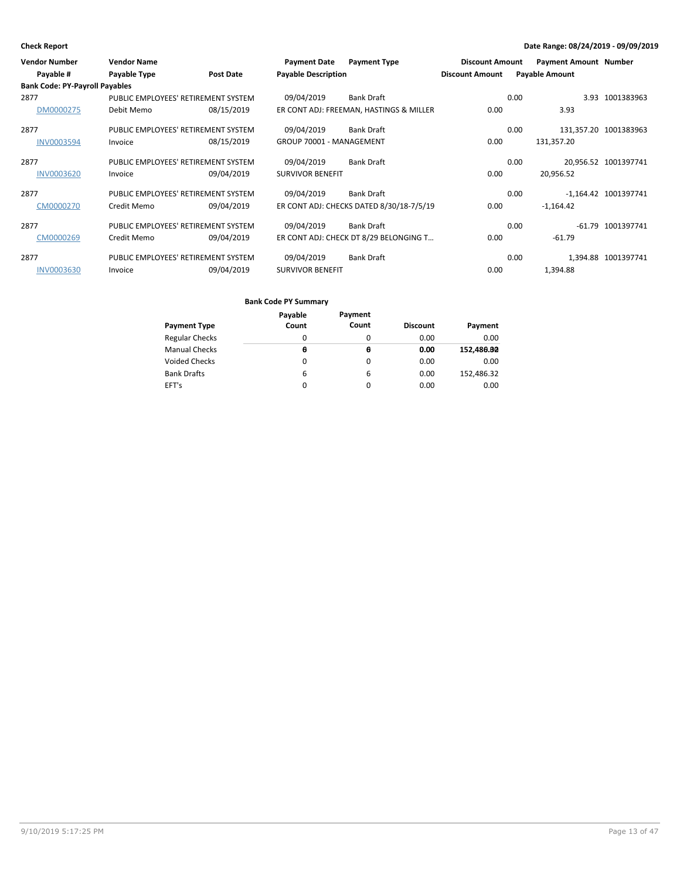**Check Report** | **Date Range: 08/24/2019 - 09/09/2019**

| Vendor Number | Vendor Name | | Payment Date | Payment Type | Discount Amount | Payment Amount | Number |
|---|---|---|---|---|---|---|---|
| Payable # | Payable Type | Post Date | Payable Description | | Discount Amount | Payable Amount | |
| **Bank Code: PY-Payroll Payables** | | | | | | | |
| 2877 | PUBLIC EMPLOYEES' RETIREMENT SYSTEM | | 09/04/2019 | Bank Draft | 0.00 | 3.93 | 1001383963 |
| DM0000275 | Debit Memo | 08/15/2019 | ER CONT ADJ: FREEMAN, HASTINGS & MILLER | | 0.00 | 3.93 | |
| 2877 | PUBLIC EMPLOYEES' RETIREMENT SYSTEM | | 09/04/2019 | Bank Draft | 0.00 | 131,357.20 | 1001383963 |
| INV0003594 | Invoice | 08/15/2019 | GROUP 70001 - MANAGEMENT | | 0.00 | 131,357.20 | |
| 2877 | PUBLIC EMPLOYEES' RETIREMENT SYSTEM | | 09/04/2019 | Bank Draft | 0.00 | 20,956.52 | 1001397741 |
| INV0003620 | Invoice | 09/04/2019 | SURVIVOR BENEFIT | | 0.00 | 20,956.52 | |
| 2877 | PUBLIC EMPLOYEES' RETIREMENT SYSTEM | | 09/04/2019 | Bank Draft | 0.00 | -1,164.42 | 1001397741 |
| CM0000270 | Credit Memo | 09/04/2019 | ER CONT ADJ: CHECKS DATED 8/30/18-7/5/19 | | 0.00 | -1,164.42 | |
| 2877 | PUBLIC EMPLOYEES' RETIREMENT SYSTEM | | 09/04/2019 | Bank Draft | 0.00 | -61.79 | 1001397741 |
| CM0000269 | Credit Memo | 09/04/2019 | ER CONT ADJ: CHECK DT 8/29 BELONGING T... | | 0.00 | -61.79 | |
| 2877 | PUBLIC EMPLOYEES' RETIREMENT SYSTEM | | 09/04/2019 | Bank Draft | 0.00 | 1,394.88 | 1001397741 |
| INV0003630 | Invoice | 09/04/2019 | SURVIVOR BENEFIT | | 0.00 | 1,394.88 | |

**Bank Code PY Summary**

| Payment Type | Payable Count | Payment Count | Discount | Payment |
|---|---|---|---|---|
| Regular Checks | 0 | 0 | 0.00 | 0.00 |
| Manual Checks | 0 | 0 | 0.00 | 0.00 |
| Voided Checks | 0 | 0 | 0.00 | 0.00 |
| Bank Drafts | 6 | 6 | 0.00 | 152,486.32 |
| EFT's | 0 | 0 | 0.00 | 0.00 |
| | **6** | **6** | **0.00** | **152,486.32** |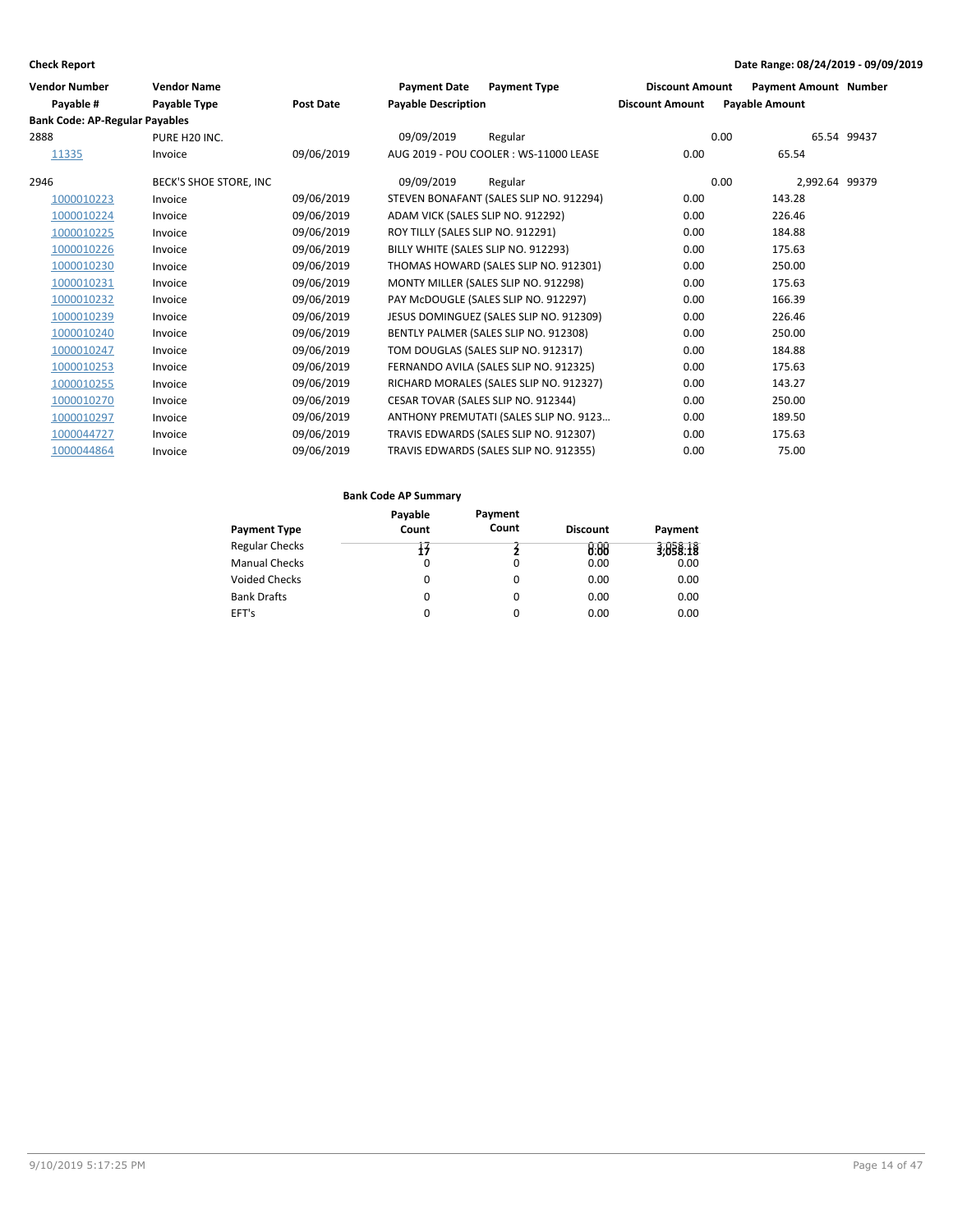**Check Report** **Date Range: 08/24/2019 - 09/09/2019**

| Vendor Number | Vendor Name | | Payment Date | Payment Type | Discount Amount | Payment Amount | Number |
|---|---|---|---|---|---|---|---|
| Payable # | Payable Type | Post Date | Payable Description | | Discount Amount | Payable Amount | |
| **Bank Code: AP-Regular Payables** | | | | | | | |
| 2888 | PURE H20 INC. | | 09/09/2019 | Regular | 0.00 | 65.54 | 99437 |
| 11335 | Invoice | 09/06/2019 | AUG 2019 - POU COOLER : WS-11000 LEASE | | 0.00 | 65.54 | |
| 2946 | BECK'S SHOE STORE, INC | | 09/09/2019 | Regular | 0.00 | 2,992.64 | 99379 |
| 1000010223 | Invoice | 09/06/2019 | STEVEN BONAFANT (SALES SLIP NO. 912294) | | 0.00 | 143.28 | |
| 1000010224 | Invoice | 09/06/2019 | ADAM VICK (SALES SLIP NO. 912292) | | 0.00 | 226.46 | |
| 1000010225 | Invoice | 09/06/2019 | ROY TILLY (SALES SLIP NO. 912291) | | 0.00 | 184.88 | |
| 1000010226 | Invoice | 09/06/2019 | BILLY WHITE (SALES SLIP NO. 912293) | | 0.00 | 175.63 | |
| 1000010230 | Invoice | 09/06/2019 | THOMAS HOWARD (SALES SLIP NO. 912301) | | 0.00 | 250.00 | |
| 1000010231 | Invoice | 09/06/2019 | MONTY MILLER (SALES SLIP NO. 912298) | | 0.00 | 175.63 | |
| 1000010232 | Invoice | 09/06/2019 | PAY McDOUGLE (SALES SLIP NO. 912297) | | 0.00 | 166.39 | |
| 1000010239 | Invoice | 09/06/2019 | JESUS DOMINGUEZ (SALES SLIP NO. 912309) | | 0.00 | 226.46 | |
| 1000010240 | Invoice | 09/06/2019 | BENTLY PALMER (SALES SLIP NO. 912308) | | 0.00 | 250.00 | |
| 1000010247 | Invoice | 09/06/2019 | TOM DOUGLAS (SALES SLIP NO. 912317) | | 0.00 | 184.88 | |
| 1000010253 | Invoice | 09/06/2019 | FERNANDO AVILA (SALES SLIP NO. 912325) | | 0.00 | 175.63 | |
| 1000010255 | Invoice | 09/06/2019 | RICHARD MORALES (SALES SLIP NO. 912327) | | 0.00 | 143.27 | |
| 1000010270 | Invoice | 09/06/2019 | CESAR TOVAR (SALES SLIP NO. 912344) | | 0.00 | 250.00 | |
| 1000010297 | Invoice | 09/06/2019 | ANTHONY PREMUTATI (SALES SLIP NO. 9123... | | 0.00 | 189.50 | |
| 1000044727 | Invoice | 09/06/2019 | TRAVIS EDWARDS (SALES SLIP NO. 912307) | | 0.00 | 175.63 | |
| 1000044864 | Invoice | 09/06/2019 | TRAVIS EDWARDS (SALES SLIP NO. 912355) | | 0.00 | 75.00 | |

**Bank Code AP Summary**

| Payment Type | Payable Count | Payment Count | Discount | Payment |
|---|---|---|---|---|
| Regular Checks | 17 | 2 | 0.00 | 3,058.18 |
| Manual Checks | 0 | 0 | 0.00 | 0.00 |
| Voided Checks | 0 | 0 | 0.00 | 0.00 |
| Bank Drafts | 0 | 0 | 0.00 | 0.00 |
| EFT's | 0 | 0 | 0.00 | 0.00 |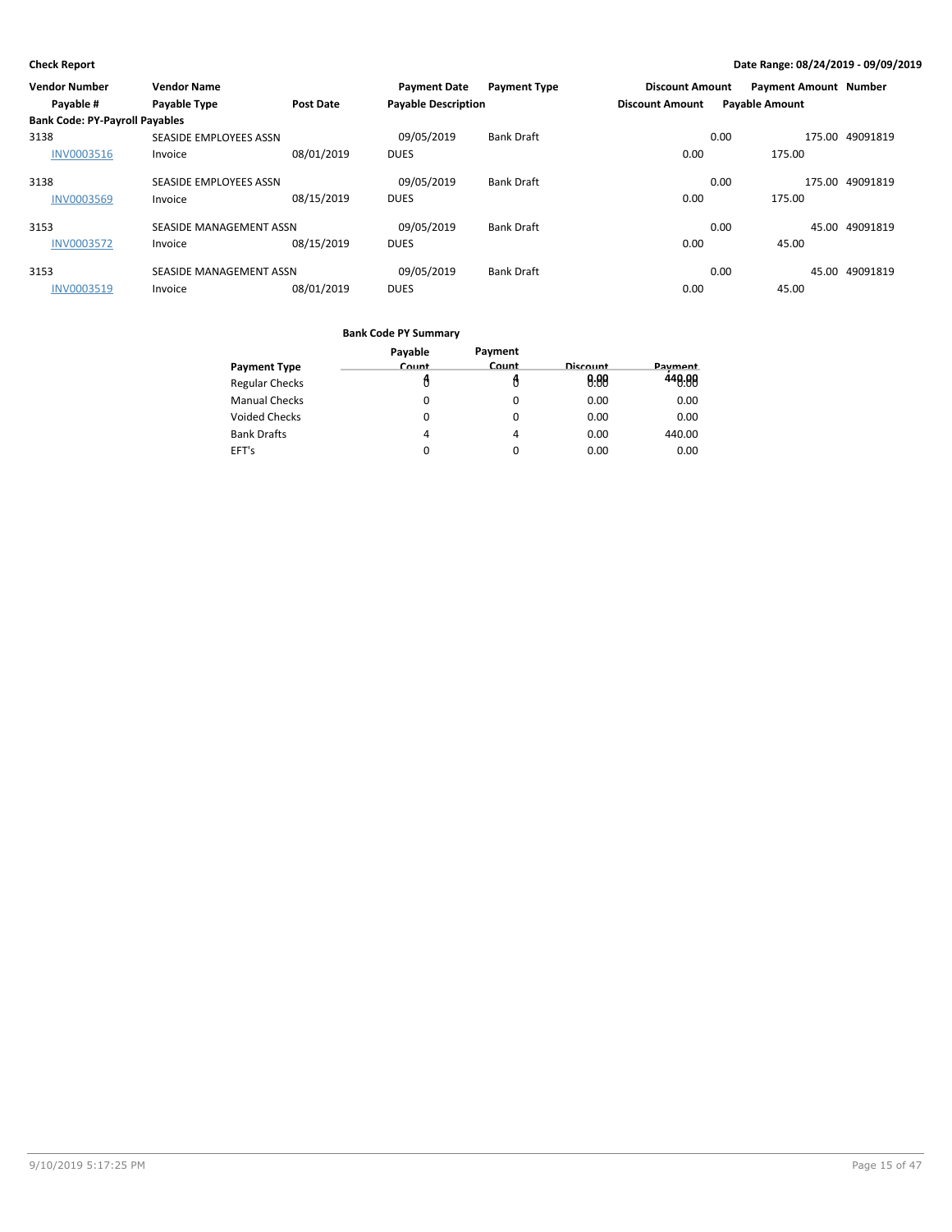**Check Report**

**Date Range: 08/24/2019 - 09/09/2019**

| Vendor Number | Vendor Name | | Payment Date | Payment Type | Discount Amount | Payment Amount | Number |
|---|---|---|---|---|---|---|---|
| Payable # | Payable Type | Post Date | Payable Description | | Discount Amount | Payable Amount | |
| **Bank Code: PY-Payroll Payables** | | | | | | | |
| 3138 | SEASIDE EMPLOYEES ASSN | | 09/05/2019 | Bank Draft | 0.00 | 175.00 | 49091819 |
| INV0003516 | Invoice | 08/01/2019 | DUES | | 0.00 | 175.00 | |
| 3138 | SEASIDE EMPLOYEES ASSN | | 09/05/2019 | Bank Draft | 0.00 | 175.00 | 49091819 |
| INV0003569 | Invoice | 08/15/2019 | DUES | | 0.00 | 175.00 | |
| 3153 | SEASIDE MANAGEMENT ASSN | | 09/05/2019 | Bank Draft | 0.00 | 45.00 | 49091819 |
| INV0003572 | Invoice | 08/15/2019 | DUES | | 0.00 | 45.00 | |
| 3153 | SEASIDE MANAGEMENT ASSN | | 09/05/2019 | Bank Draft | 0.00 | 45.00 | 49091819 |
| INV0003519 | Invoice | 08/01/2019 | DUES | | 0.00 | 45.00 | |

**Bank Code PY Summary**

| Payment Type | Payable Count | Payment Count | Discount | Payment |
|---|---|---|---|---|
| Regular Checks | 0 | 0 | 0.00 | 0.00 |
| Manual Checks | 0 | 0 | 0.00 | 0.00 |
| Voided Checks | 0 | 0 | 0.00 | 0.00 |
| Bank Drafts | 4 | 4 | 0.00 | 440.00 |
| EFT's | 0 | 0 | 0.00 | 0.00 |
| | 4 | 4 | 0.00 | 440.00 |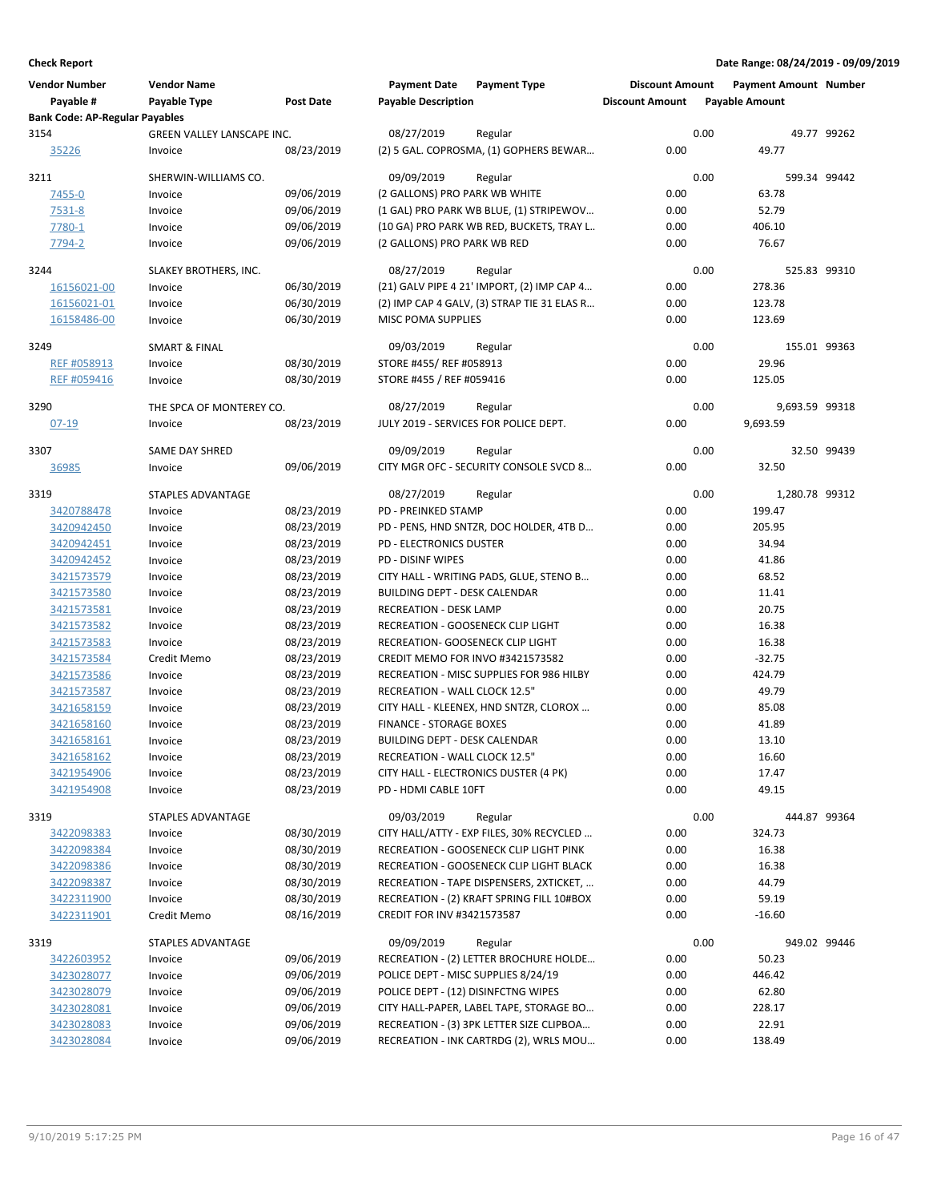**Check Report**

**Date Range: 08/24/2019 - 09/09/2019**

| Vendor Number / Payable # | Vendor Name / Payable Type | Post Date | Payment Date / Payable Description | Payment Type | Discount Amount | Payment Amount / Payable Amount | Number |
|---|---|---|---|---|---|---|---|
| **Bank Code: AP-Regular Payables** | | | | | | | |
| 3154 | GREEN VALLEY LANSCAPE INC. | | 08/27/2019 | Regular | 0.00 | 49.77 | 99262 |
| 35226 | Invoice | 08/23/2019 | (2) 5 GAL. COPROSMA, (1) GOPHERS BEWAR... | | 0.00 | 49.77 | |
| 3211 | SHERWIN-WILLIAMS CO. | | 09/09/2019 | Regular | 0.00 | 599.34 | 99442 |
| 7455-0 | Invoice | 09/06/2019 | (2 GALLONS) PRO PARK WB WHITE | | 0.00 | 63.78 | |
| 7531-8 | Invoice | 09/06/2019 | (1 GAL) PRO PARK WB BLUE, (1) STRIPEWOV... | | 0.00 | 52.79 | |
| 7780-1 | Invoice | 09/06/2019 | (10 GA) PRO PARK WB RED, BUCKETS, TRAY L.. | | 0.00 | 406.10 | |
| 7794-2 | Invoice | 09/06/2019 | (2 GALLONS) PRO PARK WB RED | | 0.00 | 76.67 | |
| 3244 | SLAKEY BROTHERS, INC. | | 08/27/2019 | Regular | 0.00 | 525.83 | 99310 |
| 16156021-00 | Invoice | 06/30/2019 | (21) GALV PIPE 4 21' IMPORT, (2) IMP CAP 4... | | 0.00 | 278.36 | |
| 16156021-01 | Invoice | 06/30/2019 | (2) IMP CAP 4 GALV, (3) STRAP TIE 31 ELAS R... | | 0.00 | 123.78 | |
| 16158486-00 | Invoice | 06/30/2019 | MISC POMA SUPPLIES | | 0.00 | 123.69 | |
| 3249 | SMART & FINAL | | 09/03/2019 | Regular | 0.00 | 155.01 | 99363 |
| REF #058913 | Invoice | 08/30/2019 | STORE #455/ REF #058913 | | 0.00 | 29.96 | |
| REF #059416 | Invoice | 08/30/2019 | STORE #455 / REF #059416 | | 0.00 | 125.05 | |
| 3290 | THE SPCA OF MONTEREY CO. | | 08/27/2019 | Regular | 0.00 | 9,693.59 | 99318 |
| 07-19 | Invoice | 08/23/2019 | JULY 2019 - SERVICES FOR POLICE DEPT. | | 0.00 | 9,693.59 | |
| 3307 | SAME DAY SHRED | | 09/09/2019 | Regular | 0.00 | 32.50 | 99439 |
| 36985 | Invoice | 09/06/2019 | CITY MGR OFC - SECURITY CONSOLE SVCD 8... | | 0.00 | 32.50 | |
| 3319 | STAPLES ADVANTAGE | | 08/27/2019 | Regular | 0.00 | 1,280.78 | 99312 |
| 3420788478 | Invoice | 08/23/2019 | PD - PREINKED STAMP | | 0.00 | 199.47 | |
| 3420942450 | Invoice | 08/23/2019 | PD - PENS, HND SNTZR, DOC HOLDER, 4TB D... | | 0.00 | 205.95 | |
| 3420942451 | Invoice | 08/23/2019 | PD - ELECTRONICS DUSTER | | 0.00 | 34.94 | |
| 3420942452 | Invoice | 08/23/2019 | PD - DISINF WIPES | | 0.00 | 41.86 | |
| 3421573579 | Invoice | 08/23/2019 | CITY HALL - WRITING PADS, GLUE, STENO B... | | 0.00 | 68.52 | |
| 3421573580 | Invoice | 08/23/2019 | BUILDING DEPT - DESK CALENDAR | | 0.00 | 11.41 | |
| 3421573581 | Invoice | 08/23/2019 | RECREATION - DESK LAMP | | 0.00 | 20.75 | |
| 3421573582 | Invoice | 08/23/2019 | RECREATION - GOOSENECK CLIP LIGHT | | 0.00 | 16.38 | |
| 3421573583 | Invoice | 08/23/2019 | RECREATION- GOOSENECK CLIP LIGHT | | 0.00 | 16.38 | |
| 3421573584 | Credit Memo | 08/23/2019 | CREDIT MEMO FOR INVO #3421573582 | | 0.00 | -32.75 | |
| 3421573586 | Invoice | 08/23/2019 | RECREATION - MISC SUPPLIES FOR 986 HILBY | | 0.00 | 424.79 | |
| 3421573587 | Invoice | 08/23/2019 | RECREATION - WALL CLOCK 12.5" | | 0.00 | 49.79 | |
| 3421658159 | Invoice | 08/23/2019 | CITY HALL - KLEENEX, HND SNTZR, CLOROX ... | | 0.00 | 85.08 | |
| 3421658160 | Invoice | 08/23/2019 | FINANCE - STORAGE BOXES | | 0.00 | 41.89 | |
| 3421658161 | Invoice | 08/23/2019 | BUILDING DEPT - DESK CALENDAR | | 0.00 | 13.10 | |
| 3421658162 | Invoice | 08/23/2019 | RECREATION - WALL CLOCK 12.5" | | 0.00 | 16.60 | |
| 3421954906 | Invoice | 08/23/2019 | CITY HALL - ELECTRONICS DUSTER (4 PK) | | 0.00 | 17.47 | |
| 3421954908 | Invoice | 08/23/2019 | PD - HDMI CABLE 10FT | | 0.00 | 49.15 | |
| 3319 | STAPLES ADVANTAGE | | 09/03/2019 | Regular | 0.00 | 444.87 | 99364 |
| 3422098383 | Invoice | 08/30/2019 | CITY HALL/ATTY - EXP FILES, 30% RECYCLED ... | | 0.00 | 324.73 | |
| 3422098384 | Invoice | 08/30/2019 | RECREATION - GOOSENECK CLIP LIGHT PINK | | 0.00 | 16.38 | |
| 3422098386 | Invoice | 08/30/2019 | RECREATION - GOOSENECK CLIP LIGHT BLACK | | 0.00 | 16.38 | |
| 3422098387 | Invoice | 08/30/2019 | RECREATION - TAPE DISPENSERS, 2XTICKET, ... | | 0.00 | 44.79 | |
| 3422311900 | Invoice | 08/30/2019 | RECREATION - (2) KRAFT SPRING FILL 10#BOX | | 0.00 | 59.19 | |
| 3422311901 | Credit Memo | 08/16/2019 | CREDIT FOR INV #3421573587 | | 0.00 | -16.60 | |
| 3319 | STAPLES ADVANTAGE | | 09/09/2019 | Regular | 0.00 | 949.02 | 99446 |
| 3422603952 | Invoice | 09/06/2019 | RECREATION - (2) LETTER BROCHURE HOLDE... | | 0.00 | 50.23 | |
| 3423028077 | Invoice | 09/06/2019 | POLICE DEPT - MISC SUPPLIES 8/24/19 | | 0.00 | 446.42 | |
| 3423028079 | Invoice | 09/06/2019 | POLICE DEPT - (12) DISINFCTNG WIPES | | 0.00 | 62.80 | |
| 3423028081 | Invoice | 09/06/2019 | CITY HALL-PAPER, LABEL TAPE, STORAGE BO... | | 0.00 | 228.17 | |
| 3423028083 | Invoice | 09/06/2019 | RECREATION - (3) 3PK LETTER SIZE CLIPBOA... | | 0.00 | 22.91 | |
| 3423028084 | Invoice | 09/06/2019 | RECREATION - INK CARTRDG (2), WRLS MOU... | | 0.00 | 138.49 | |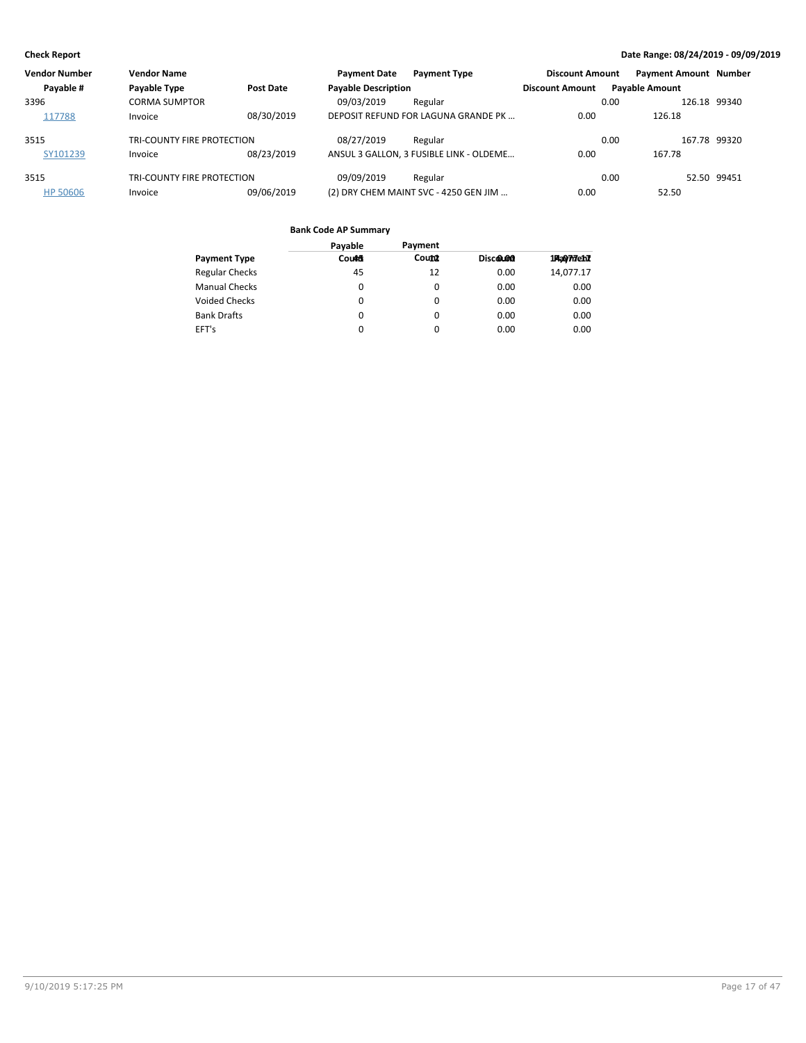**Check Report**

**Date Range: 08/24/2019 - 09/09/2019**

| Vendor Number | Vendor Name | | Payment Date | Payment Type | Discount Amount | Payment Amount | Number |
|---|---|---|---|---|---|---|---|
| Payable # | Payable Type | Post Date | Payable Description | | Discount Amount | Payable Amount | |
| 3396 | CORMA SUMPTOR | | 09/03/2019 | Regular | 0.00 | 126.18 | 99340 |
| 117788 | Invoice | 08/30/2019 | DEPOSIT REFUND FOR LAGUNA GRANDE PK ... | | 0.00 | 126.18 | |
| 3515 | TRI-COUNTY FIRE PROTECTION | | 08/27/2019 | Regular | 0.00 | 167.78 | 99320 |
| SY101239 | Invoice | 08/23/2019 | ANSUL 3 GALLON, 3 FUSIBLE LINK - OLDEME... | | 0.00 | 167.78 | |
| 3515 | TRI-COUNTY FIRE PROTECTION | | 09/09/2019 | Regular | 0.00 | 52.50 | 99451 |
| HP 50606 | Invoice | 09/06/2019 | (2) DRY CHEM MAINT SVC - 4250 GEN JIM ... | | 0.00 | 52.50 | |

**Bank Code AP Summary**

| Payment Type | Payable Count | Payment Count | Discount | Payment |
|---|---|---|---|---|
| Regular Checks | 45 | 12 | 0.00 | 14,077.17 |
| Manual Checks | 0 | 0 | 0.00 | 0.00 |
| Voided Checks | 0 | 0 | 0.00 | 0.00 |
| Bank Drafts | 0 | 0 | 0.00 | 0.00 |
| EFT's | 0 | 0 | 0.00 | 0.00 |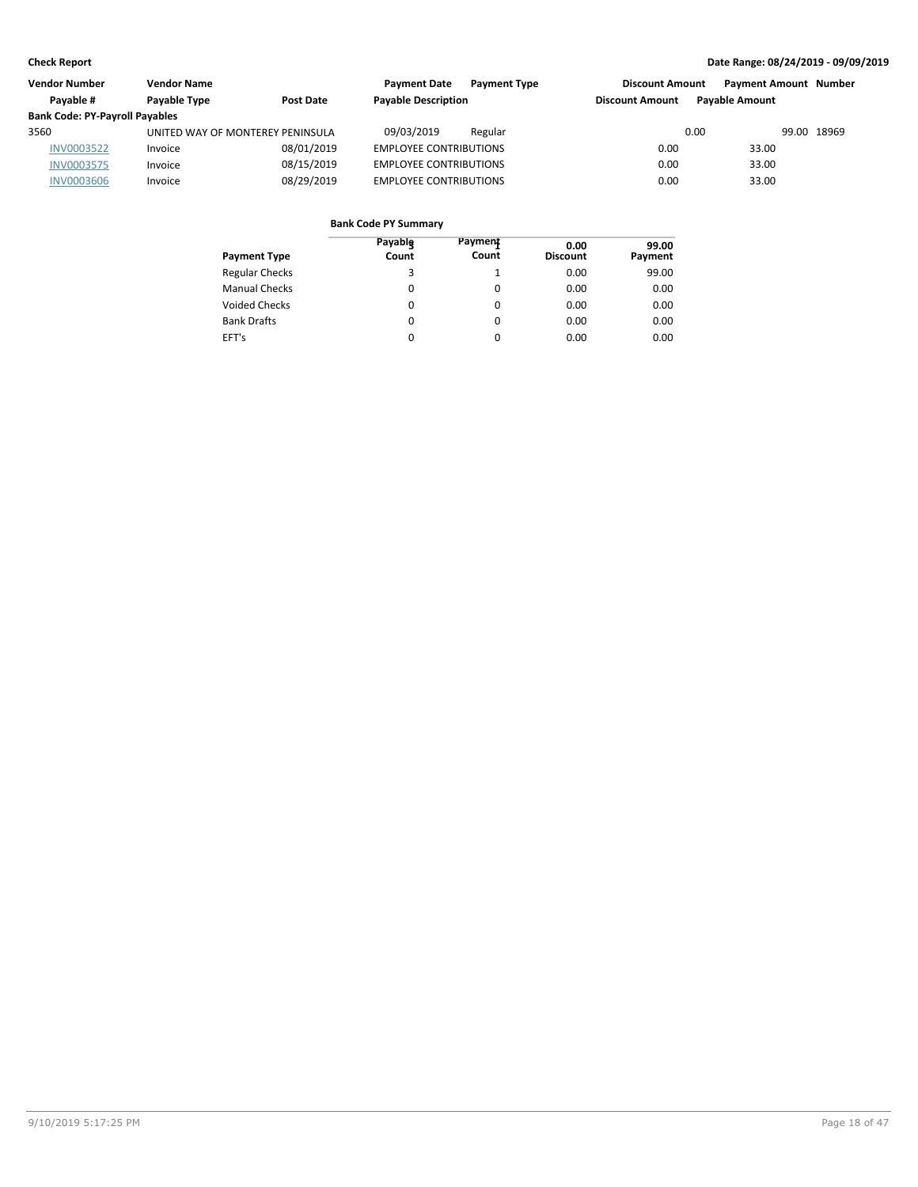**Check Report** — Date Range: 08/24/2019 - 09/09/2019

| Vendor Number | Vendor Name | | Payment Date | Payment Type | Discount Amount | Payment Amount | Number |
|---|---|---|---|---|---|---|---|
| Payable # | Payable Type | Post Date | Payable Description | | Discount Amount | Payable Amount | |
| **Bank Code: PY-Payroll Payables** | | | | | | | |
| 3560 | UNITED WAY OF MONTEREY PENINSULA | | 09/03/2019 | Regular | 0.00 | 99.00 | 18969 |
| INV0003522 | Invoice | 08/01/2019 | EMPLOYEE CONTRIBUTIONS | | 0.00 | 33.00 | |
| INV0003575 | Invoice | 08/15/2019 | EMPLOYEE CONTRIBUTIONS | | 0.00 | 33.00 | |
| INV0003606 | Invoice | 08/29/2019 | EMPLOYEE CONTRIBUTIONS | | 0.00 | 33.00 | |

**Bank Code PY Summary**

| Payment Type | Payable Count | Payment Count | Discount | Payment |
|---|---|---|---|---|
| Regular Checks | 3 | 1 | 0.00 | 99.00 |
| Manual Checks | 0 | 0 | 0.00 | 0.00 |
| Voided Checks | 0 | 0 | 0.00 | 0.00 |
| Bank Drafts | 0 | 0 | 0.00 | 0.00 |
| EFT's | 0 | 0 | 0.00 | 0.00 |
| | 3 | 1 | 0.00 | 99.00 |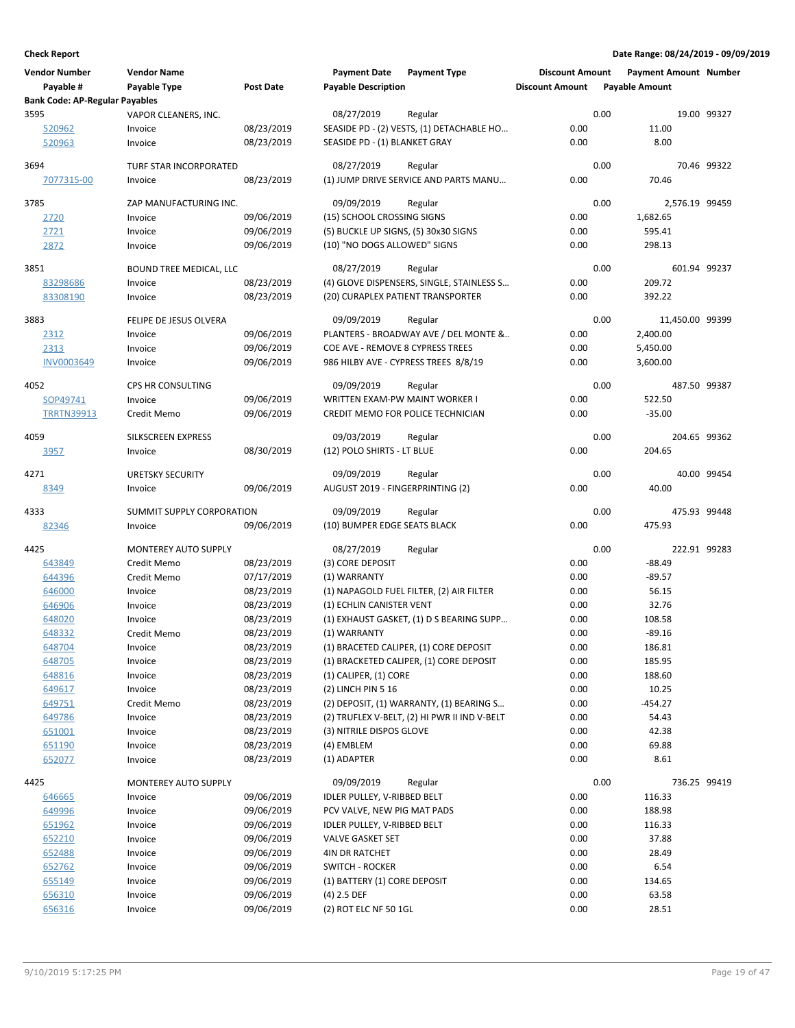**Check Report**

**Date Range: 08/24/2019 - 09/09/2019**

| Vendor Number | Vendor Name | | Payment Date | Payment Type | Discount Amount | Payment Amount | Number |
|---|---|---|---|---|---|---|---|
| Payable # | Payable Type | Post Date | Payable Description | | Discount Amount | Payable Amount | |
| **Bank Code: AP-Regular Payables** | | | | | | | |
| 3595 | VAPOR CLEANERS, INC. | | 08/27/2019 | Regular | 0.00 | 19.00 | 99327 |
| 520962 | Invoice | 08/23/2019 | SEASIDE PD - (2) VESTS, (1) DETACHABLE HO… | | 0.00 | 11.00 | |
| 520963 | Invoice | 08/23/2019 | SEASIDE PD - (1) BLANKET GRAY | | 0.00 | 8.00 | |
| 3694 | TURF STAR INCORPORATED | | 08/27/2019 | Regular | 0.00 | 70.46 | 99322 |
| 7077315-00 | Invoice | 08/23/2019 | (1) JUMP DRIVE SERVICE AND PARTS MANU… | | 0.00 | 70.46 | |
| 3785 | ZAP MANUFACTURING INC. | | 09/09/2019 | Regular | 0.00 | 2,576.19 | 99459 |
| 2720 | Invoice | 09/06/2019 | (15) SCHOOL CROSSING SIGNS | | 0.00 | 1,682.65 | |
| 2721 | Invoice | 09/06/2019 | (5) BUCKLE UP SIGNS, (5) 30x30 SIGNS | | 0.00 | 595.41 | |
| 2872 | Invoice | 09/06/2019 | (10) "NO DOGS ALLOWED" SIGNS | | 0.00 | 298.13 | |
| 3851 | BOUND TREE MEDICAL, LLC | | 08/27/2019 | Regular | 0.00 | 601.94 | 99237 |
| 83298686 | Invoice | 08/23/2019 | (4) GLOVE DISPENSERS, SINGLE, STAINLESS S… | | 0.00 | 209.72 | |
| 83308190 | Invoice | 08/23/2019 | (20) CURAPLEX PATIENT TRANSPORTER | | 0.00 | 392.22 | |
| 3883 | FELIPE DE JESUS OLVERA | | 09/09/2019 | Regular | 0.00 | 11,450.00 | 99399 |
| 2312 | Invoice | 09/06/2019 | PLANTERS - BROADWAY AVE / DEL MONTE &.. | | 0.00 | 2,400.00 | |
| 2313 | Invoice | 09/06/2019 | COE AVE - REMOVE 8 CYPRESS TREES | | 0.00 | 5,450.00 | |
| INV0003649 | Invoice | 09/06/2019 | 986 HILBY AVE - CYPRESS TREES 8/8/19 | | 0.00 | 3,600.00 | |
| 4052 | CPS HR CONSULTING | | 09/09/2019 | Regular | 0.00 | 487.50 | 99387 |
| SOP49741 | Invoice | 09/06/2019 | WRITTEN EXAM-PW MAINT WORKER I | | 0.00 | 522.50 | |
| TRRTN39913 | Credit Memo | 09/06/2019 | CREDIT MEMO FOR POLICE TECHNICIAN | | 0.00 | -35.00 | |
| 4059 | SILKSCREEN EXPRESS | | 09/03/2019 | Regular | 0.00 | 204.65 | 99362 |
| 3957 | Invoice | 08/30/2019 | (12) POLO SHIRTS - LT BLUE | | 0.00 | 204.65 | |
| 4271 | URETSKY SECURITY | | 09/09/2019 | Regular | 0.00 | 40.00 | 99454 |
| 8349 | Invoice | 09/06/2019 | AUGUST 2019 - FINGERPRINTING (2) | | 0.00 | 40.00 | |
| 4333 | SUMMIT SUPPLY CORPORATION | | 09/09/2019 | Regular | 0.00 | 475.93 | 99448 |
| 82346 | Invoice | 09/06/2019 | (10) BUMPER EDGE SEATS BLACK | | 0.00 | 475.93 | |
| 4425 | MONTEREY AUTO SUPPLY | | 08/27/2019 | Regular | 0.00 | 222.91 | 99283 |
| 643849 | Credit Memo | 08/23/2019 | (3) CORE DEPOSIT | | 0.00 | -88.49 | |
| 644396 | Credit Memo | 07/17/2019 | (1) WARRANTY | | 0.00 | -89.57 | |
| 646000 | Invoice | 08/23/2019 | (1) NAPAGOLD FUEL FILTER, (2) AIR FILTER | | 0.00 | 56.15 | |
| 646906 | Invoice | 08/23/2019 | (1) ECHLIN CANISTER VENT | | 0.00 | 32.76 | |
| 648020 | Invoice | 08/23/2019 | (1) EXHAUST GASKET, (1) D S BEARING SUPP… | | 0.00 | 108.58 | |
| 648332 | Credit Memo | 08/23/2019 | (1) WARRANTY | | 0.00 | -89.16 | |
| 648704 | Invoice | 08/23/2019 | (1) BRACETED CALIPER, (1) CORE DEPOSIT | | 0.00 | 186.81 | |
| 648705 | Invoice | 08/23/2019 | (1) BRACKETED CALIPER, (1) CORE DEPOSIT | | 0.00 | 185.95 | |
| 648816 | Invoice | 08/23/2019 | (1) CALIPER, (1) CORE | | 0.00 | 188.60 | |
| 649617 | Invoice | 08/23/2019 | (2) LINCH PIN 5 16 | | 0.00 | 10.25 | |
| 649751 | Credit Memo | 08/23/2019 | (2) DEPOSIT, (1) WARRANTY, (1) BEARING S… | | 0.00 | -454.27 | |
| 649786 | Invoice | 08/23/2019 | (2) TRUFLEX V-BELT, (2) HI PWR II IND V-BELT | | 0.00 | 54.43 | |
| 651001 | Invoice | 08/23/2019 | (3) NITRILE DISPOS GLOVE | | 0.00 | 42.38 | |
| 651190 | Invoice | 08/23/2019 | (4) EMBLEM | | 0.00 | 69.88 | |
| 652077 | Invoice | 08/23/2019 | (1) ADAPTER | | 0.00 | 8.61 | |
| 4425 | MONTEREY AUTO SUPPLY | | 09/09/2019 | Regular | 0.00 | 736.25 | 99419 |
| 646665 | Invoice | 09/06/2019 | IDLER PULLEY, V-RIBBED BELT | | 0.00 | 116.33 | |
| 649996 | Invoice | 09/06/2019 | PCV VALVE, NEW PIG MAT PADS | | 0.00 | 188.98 | |
| 651962 | Invoice | 09/06/2019 | IDLER PULLEY, V-RIBBED BELT | | 0.00 | 116.33 | |
| 652210 | Invoice | 09/06/2019 | VALVE GASKET SET | | 0.00 | 37.88 | |
| 652488 | Invoice | 09/06/2019 | 4IN DR RATCHET | | 0.00 | 28.49 | |
| 652762 | Invoice | 09/06/2019 | SWITCH - ROCKER | | 0.00 | 6.54 | |
| 655149 | Invoice | 09/06/2019 | (1) BATTERY (1) CORE DEPOSIT | | 0.00 | 134.65 | |
| 656310 | Invoice | 09/06/2019 | (4) 2.5 DEF | | 0.00 | 63.58 | |
| 656316 | Invoice | 09/06/2019 | (2) ROT ELC NF 50 1GL | | 0.00 | 28.51 | |

9/10/2019 5:17:25 PM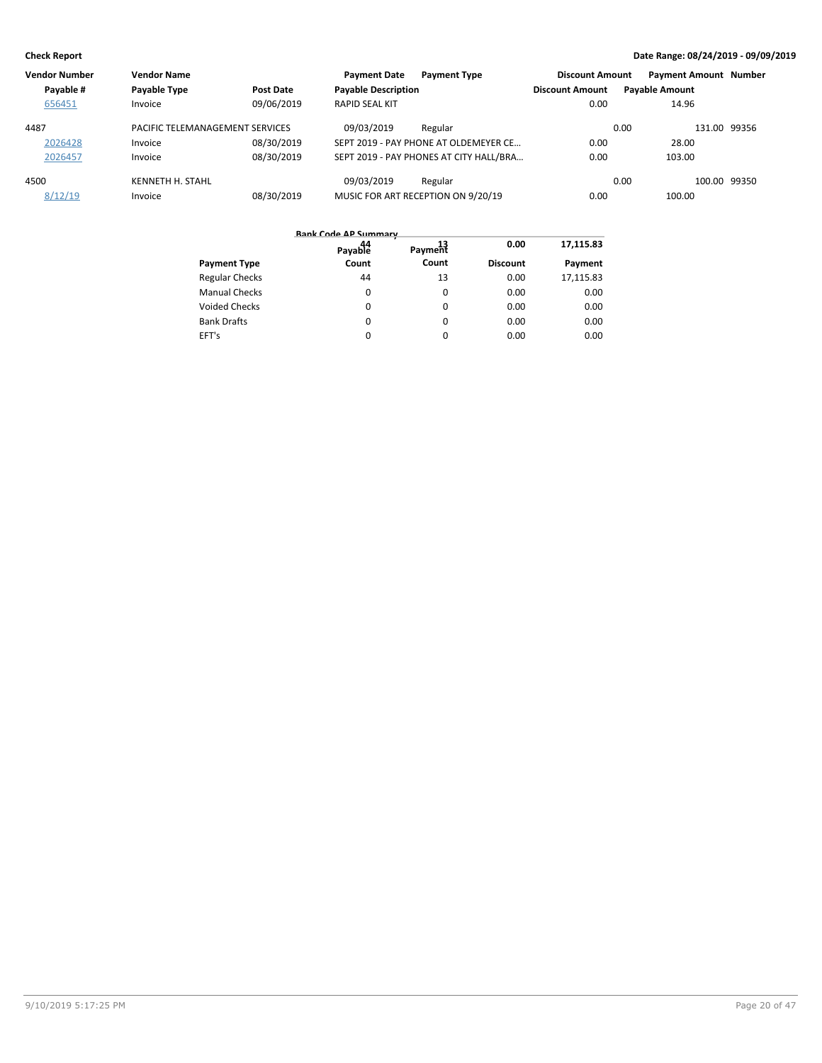| Vendor Number | Vendor Name | | Payment Date | Payment Type | Discount Amount | Payment Amount | Number |
|---|---|---|---|---|---|---|---|
| Payable # | Payable Type | Post Date | Payable Description | | Discount Amount | Payable Amount | |
| 656451 | Invoice | 09/06/2019 | RAPID SEAL KIT | | 0.00 | 14.96 | |
| 4487 | PACIFIC TELEMANAGEMENT SERVICES | | 09/03/2019 | Regular | 0.00 | 131.00 | 99356 |
| 2026428 | Invoice | 08/30/2019 | SEPT 2019 - PAY PHONE AT OLDEMEYER CE… | | 0.00 | 28.00 | |
| 2026457 | Invoice | 08/30/2019 | SEPT 2019 - PAY PHONES AT CITY HALL/BRA… | | 0.00 | 103.00 | |
| 4500 | KENNETH H. STAHL | | 09/03/2019 | Regular | 0.00 | 100.00 | 99350 |
| 8/12/19 | Invoice | 08/30/2019 | MUSIC FOR ART RECEPTION ON 9/20/19 | | 0.00 | 100.00 | |

**Bank Code AP Summary**

| Payment Type | Payable Count | Payment Count | Discount | Payment |
|---|---|---|---|---|
| Regular Checks | 44 | 13 | 0.00 | 17,115.83 |
| Manual Checks | 0 | 0 | 0.00 | 0.00 |
| Voided Checks | 0 | 0 | 0.00 | 0.00 |
| Bank Drafts | 0 | 0 | 0.00 | 0.00 |
| EFT's | 0 | 0 | 0.00 | 0.00 |
| | 44 | 13 | 0.00 | 17,115.83 |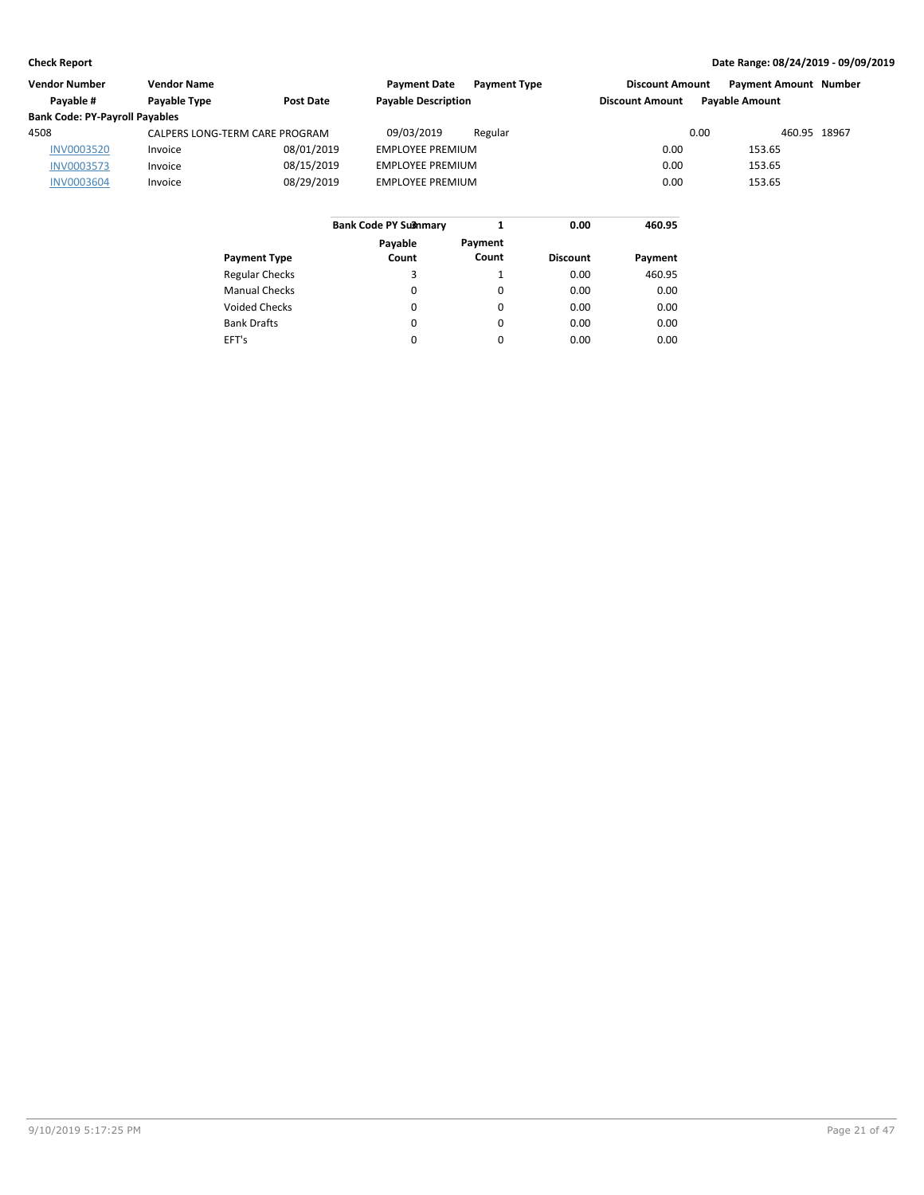**Check Report** | **Date Range: 08/24/2019 - 09/09/2019**

| Vendor Number | Vendor Name | | Payment Date | Payment Type | Discount Amount | Payment Amount | Number |
|---|---|---|---|---|---|---|---|
| Payable # | Payable Type | Post Date | Payable Description | | Discount Amount | Payable Amount | |
| **Bank Code: PY-Payroll Payables** | | | | | | | |
| 4508 | CALPERS LONG-TERM CARE PROGRAM | | 09/03/2019 | Regular | 0.00 | 460.95 | 18967 |
| INV0003520 | Invoice | 08/01/2019 | EMPLOYEE PREMIUM | | 0.00 | 153.65 | |
| INV0003573 | Invoice | 08/15/2019 | EMPLOYEE PREMIUM | | 0.00 | 153.65 | |
| INV0003604 | Invoice | 08/29/2019 | EMPLOYEE PREMIUM | | 0.00 | 153.65 | |

| Bank Code PY Summary | 3 | 1 | 0.00 | 460.95 |
|---|---|---|---|---|
| **Payment Type** | **Payable Count** | **Payment Count** | **Discount** | **Payment** |
| Regular Checks | 3 | 1 | 0.00 | 460.95 |
| Manual Checks | 0 | 0 | 0.00 | 0.00 |
| Voided Checks | 0 | 0 | 0.00 | 0.00 |
| Bank Drafts | 0 | 0 | 0.00 | 0.00 |
| EFT's | 0 | 0 | 0.00 | 0.00 |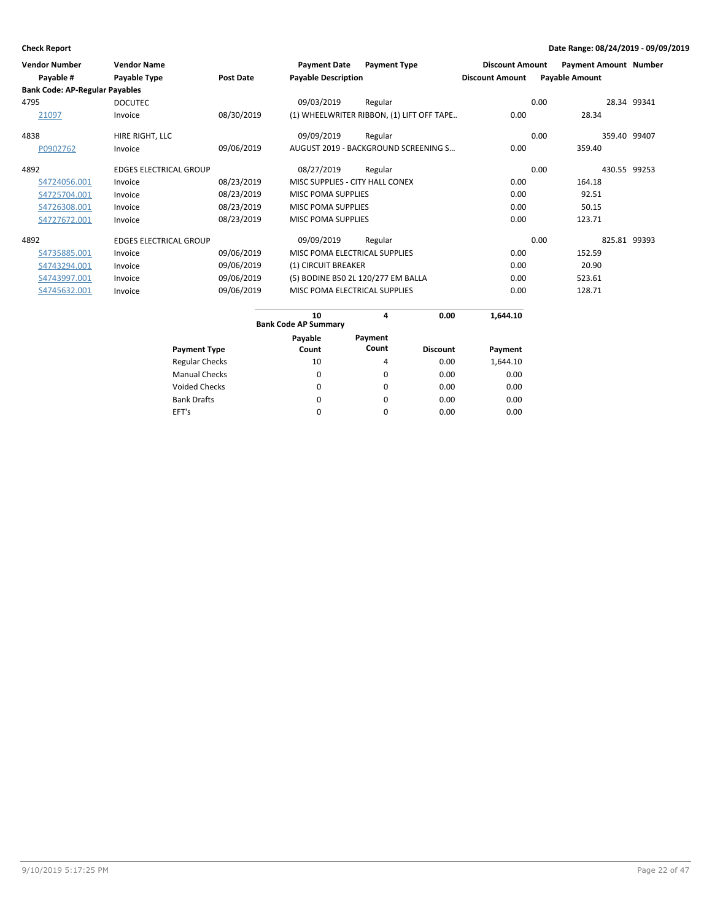**Check Report**

**Date Range: 08/24/2019 - 09/09/2019**

| Vendor Number | Vendor Name | | Payment Date | Payment Type | Discount Amount | Payment Amount | Number |
|---|---|---|---|---|---|---|---|
| Payable # | Payable Type | Post Date | Payable Description | | Discount Amount | Payable Amount | |
| **Bank Code: AP-Regular Payables** | | | | | | | |
| 4795 | DOCUTEC | | 09/03/2019 | Regular | 0.00 | 28.34 | 99341 |
| 21097 | Invoice | 08/30/2019 | (1) WHEELWRITER RIBBON, (1) LIFT OFF TAPE.. | | 0.00 | 28.34 | |
| 4838 | HIRE RIGHT, LLC | | 09/09/2019 | Regular | 0.00 | 359.40 | 99407 |
| P0902762 | Invoice | 09/06/2019 | AUGUST 2019 - BACKGROUND SCREENING S... | | 0.00 | 359.40 | |
| 4892 | EDGES ELECTRICAL GROUP | | 08/27/2019 | Regular | 0.00 | 430.55 | 99253 |
| S4724056.001 | Invoice | 08/23/2019 | MISC SUPPLIES - CITY HALL CONEX | | 0.00 | 164.18 | |
| S4725704.001 | Invoice | 08/23/2019 | MISC POMA SUPPLIES | | 0.00 | 92.51 | |
| S4726308.001 | Invoice | 08/23/2019 | MISC POMA SUPPLIES | | 0.00 | 50.15 | |
| S4727672.001 | Invoice | 08/23/2019 | MISC POMA SUPPLIES | | 0.00 | 123.71 | |
| 4892 | EDGES ELECTRICAL GROUP | | 09/09/2019 | Regular | 0.00 | 825.81 | 99393 |
| S4735885.001 | Invoice | 09/06/2019 | MISC POMA ELECTRICAL SUPPLIES | | 0.00 | 152.59 | |
| S4743294.001 | Invoice | 09/06/2019 | (1) CIRCUIT BREAKER | | 0.00 | 20.90 | |
| S4743997.001 | Invoice | 09/06/2019 | (5) BODINE B50 2L 120/277 EM BALLA | | 0.00 | 523.61 | |
| S4745632.001 | Invoice | 09/06/2019 | MISC POMA ELECTRICAL SUPPLIES | | 0.00 | 128.71 | |

| | **10** | **4** | **0.00** | **1,644.10** |
|---|---|---|---|---|
| | **Bank Code AP Summary** | | | |

| Payment Type | Payable Count | Payment Count | Discount | Payment |
|---|---|---|---|---|
| Regular Checks | 10 | 4 | 0.00 | 1,644.10 |
| Manual Checks | 0 | 0 | 0.00 | 0.00 |
| Voided Checks | 0 | 0 | 0.00 | 0.00 |
| Bank Drafts | 0 | 0 | 0.00 | 0.00 |
| EFT's | 0 | 0 | 0.00 | 0.00 |

9/10/2019 5:17:25 PM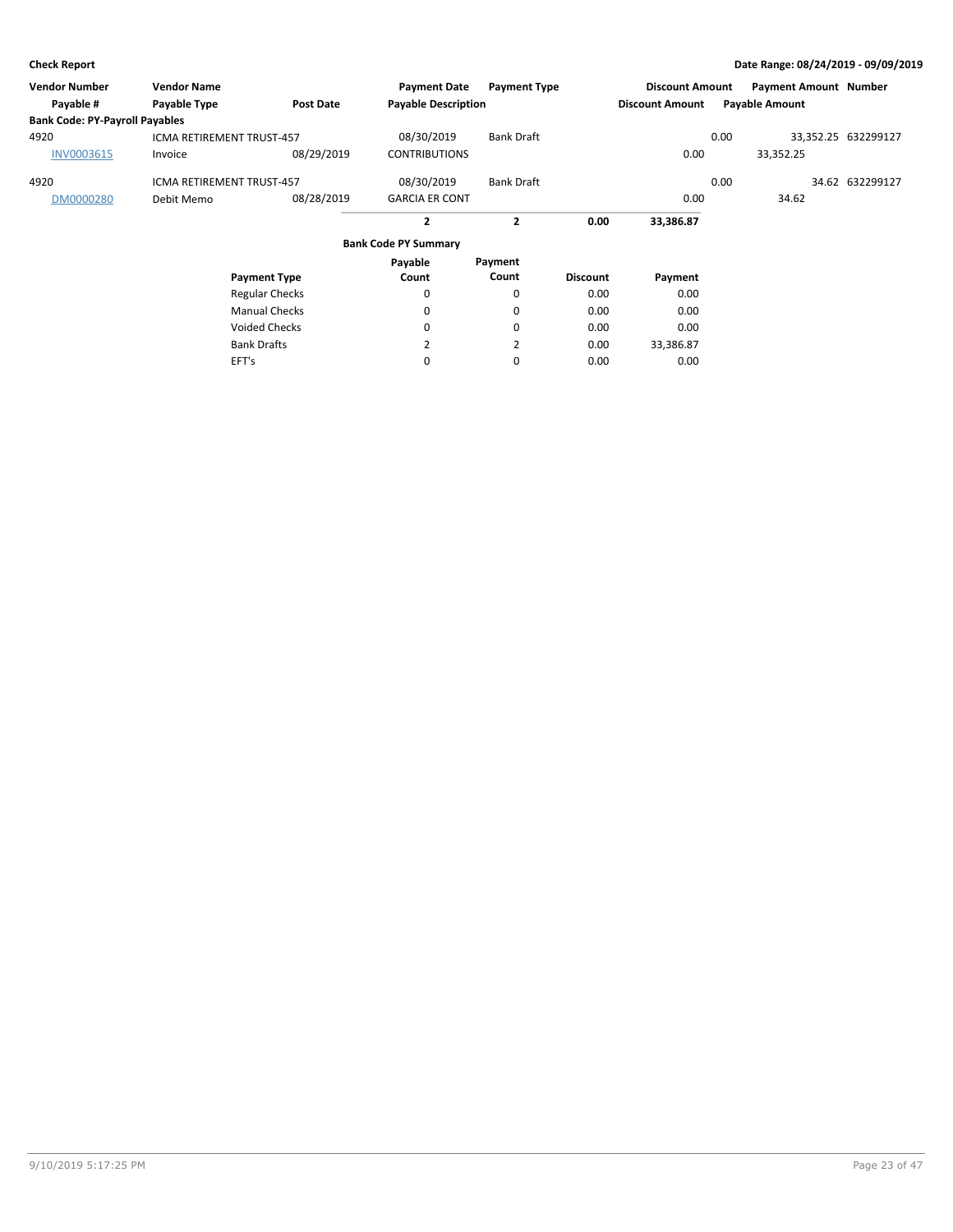**Check Report** — Date Range: 08/24/2019 - 09/09/2019

| Vendor Number | Vendor Name | | Payment Date | Payment Type | Discount Amount | Payment Amount | Number |
|---|---|---|---|---|---|---|---|
| Payable # | Payable Type | Post Date | Payable Description | | Discount Amount | Payable Amount | |
| **Bank Code: PY-Payroll Payables** | | | | | | | |
| 4920 | ICMA RETIREMENT TRUST-457 | | 08/30/2019 | Bank Draft | 0.00 | 33,352.25 | 632299127 |
| INV0003615 | Invoice | 08/29/2019 | CONTRIBUTIONS | | 0.00 | 33,352.25 | |
| 4920 | ICMA RETIREMENT TRUST-457 | | 08/30/2019 | Bank Draft | 0.00 | 34.62 | 632299127 |
| DM0000280 | Debit Memo | 08/28/2019 | GARCIA ER CONT | | 0.00 | 34.62 | |

| | Payable Count | Payment Count | Discount | Payment |
|---|---|---|---|---|
| | **2** | **2** | **0.00** | **33,386.87** |

**Bank Code PY Summary**

| Payment Type | Payable Count | Payment Count | Discount | Payment |
|---|---|---|---|---|
| Regular Checks | 0 | 0 | 0.00 | 0.00 |
| Manual Checks | 0 | 0 | 0.00 | 0.00 |
| Voided Checks | 0 | 0 | 0.00 | 0.00 |
| Bank Drafts | 2 | 2 | 0.00 | 33,386.87 |
| EFT's | 0 | 0 | 0.00 | 0.00 |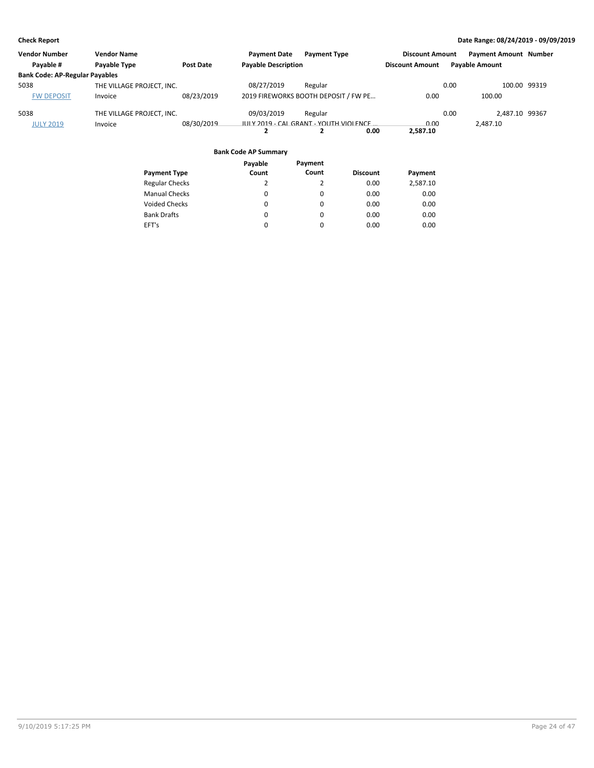| Vendor Number | Vendor Name | | Payment Date | Payment Type | Discount Amount | Payment Amount | Number |
|---|---|---|---|---|---|---|---|
| Payable # | Payable Type | Post Date | Payable Description | | Discount Amount | Payable Amount | |
| **Bank Code: AP-Regular Payables** | | | | | | | |
| 5038 | THE VILLAGE PROJECT, INC. | | 08/27/2019 | Regular | 0.00 | 100.00 | 99319 |
| FW DEPOSIT | Invoice | 08/23/2019 | 2019 FIREWORKS BOOTH DEPOSIT / FW PE... | | 0.00 | 100.00 | |
| 5038 | THE VILLAGE PROJECT, INC. | | 09/03/2019 | Regular | 0.00 | 2,487.10 | 99367 |
| JULY 2019 | Invoice | 08/30/2019 | JULY 2019 - CAL GRANT - YOUTH VIOLENCE ... | | 0.00 | 2,487.10 | |
| | | | **2** | **2** | **0.00** | **2,587.10** | |

**Bank Code AP Summary**

| Payment Type | Payable Count | Payment Count | Discount | Payment |
|---|---|---|---|---|
| Regular Checks | 2 | 2 | 0.00 | 2,587.10 |
| Manual Checks | 0 | 0 | 0.00 | 0.00 |
| Voided Checks | 0 | 0 | 0.00 | 0.00 |
| Bank Drafts | 0 | 0 | 0.00 | 0.00 |
| EFT's | 0 | 0 | 0.00 | 0.00 |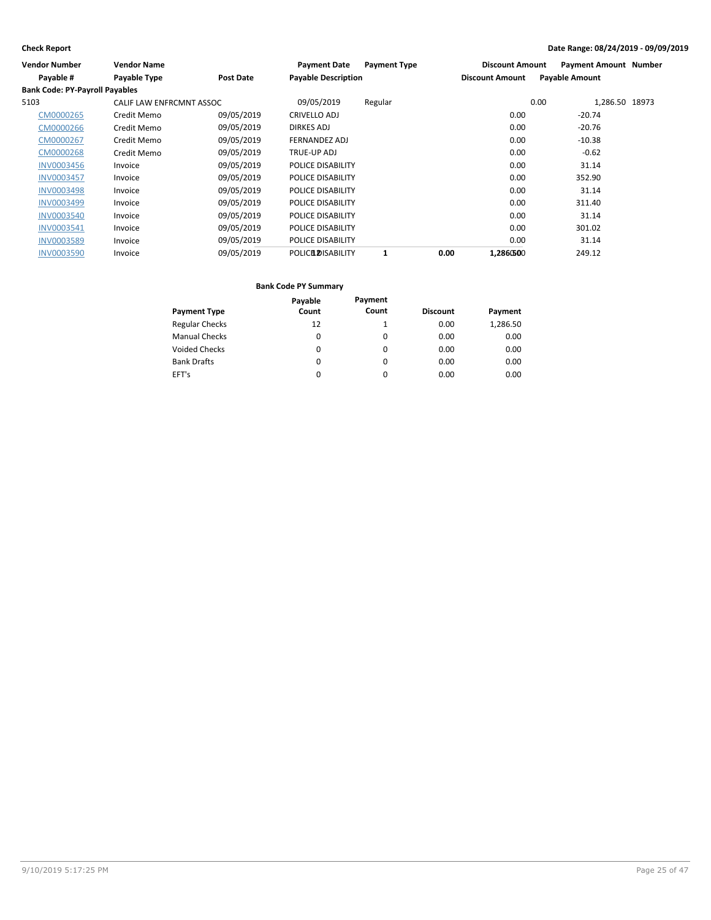**Check Report**

**Date Range: 08/24/2019 - 09/09/2019**

| Vendor Number | Vendor Name | | Payment Date | Payment Type | | Discount Amount | Payment Amount | Number |
|---|---|---|---|---|---|---|---|---|
| Payable # | Payable Type | Post Date | Payable Description | | | Discount Amount | Payable Amount | |
| **Bank Code: PY-Payroll Payables** | | | | | | | | |
| 5103 | CALIF LAW ENFRCMNT ASSOC | | 09/05/2019 | Regular | | 0.00 | 1,286.50 | 18973 |
| CM0000265 | Credit Memo | 09/05/2019 | CRIVELLO ADJ | | | 0.00 | -20.74 | |
| CM0000266 | Credit Memo | 09/05/2019 | DIRKES ADJ | | | 0.00 | -20.76 | |
| CM0000267 | Credit Memo | 09/05/2019 | FERNANDEZ ADJ | | | 0.00 | -10.38 | |
| CM0000268 | Credit Memo | 09/05/2019 | TRUE-UP ADJ | | | 0.00 | -0.62 | |
| INV0003456 | Invoice | 09/05/2019 | POLICE DISABILITY | | | 0.00 | 31.14 | |
| INV0003457 | Invoice | 09/05/2019 | POLICE DISABILITY | | | 0.00 | 352.90 | |
| INV0003498 | Invoice | 09/05/2019 | POLICE DISABILITY | | | 0.00 | 31.14 | |
| INV0003499 | Invoice | 09/05/2019 | POLICE DISABILITY | | | 0.00 | 311.40 | |
| INV0003540 | Invoice | 09/05/2019 | POLICE DISABILITY | | | 0.00 | 31.14 | |
| INV0003541 | Invoice | 09/05/2019 | POLICE DISABILITY | | | 0.00 | 301.02 | |
| INV0003589 | Invoice | 09/05/2019 | POLICE DISABILITY | | | 0.00 | 31.14 | |
| INV0003590 | Invoice | 09/05/2019 | POLICE DISABILITY | | | 0.00 | 249.12 | |
| | | | **12** | **1** | **0.00** | **1,286.50** | | |

**Bank Code PY Summary**

| Payment Type | Payable Count | Payment Count | Discount | Payment |
|---|---|---|---|---|
| Regular Checks | 12 | 1 | 0.00 | 1,286.50 |
| Manual Checks | 0 | 0 | 0.00 | 0.00 |
| Voided Checks | 0 | 0 | 0.00 | 0.00 |
| Bank Drafts | 0 | 0 | 0.00 | 0.00 |
| EFT's | 0 | 0 | 0.00 | 0.00 |

9/10/2019 5:17:25 PM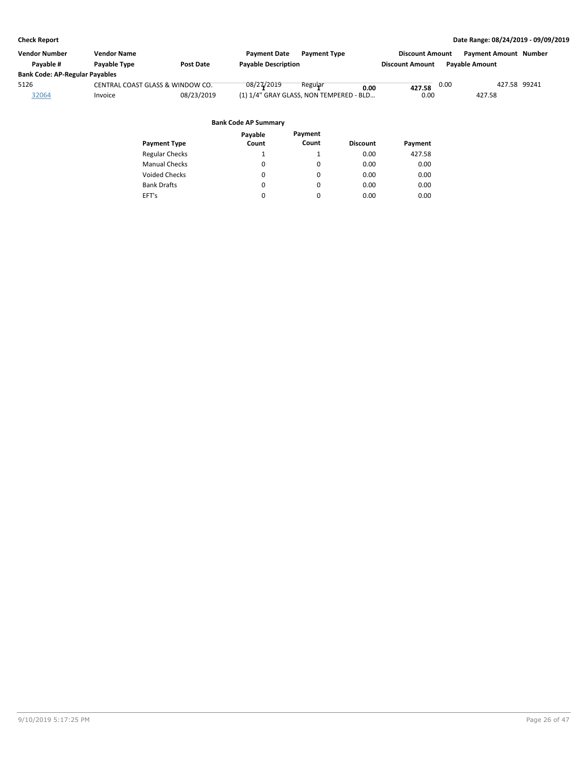**Check Report** — Date Range: 08/24/2019 - 09/09/2019

| Vendor Number | Vendor Name | | Payment Date | Payment Type | Discount Amount | Payment Amount | Number |
|---|---|---|---|---|---|---|---|
| Payable # | Payable Type | Post Date | Payable Description | | Discount Amount | Payable Amount | |
| **Bank Code: AP-Regular Payables** | | | | | | | |
| 5126 | CENTRAL COAST GLASS & WINDOW CO. | | 08/27/2019 | Regular | 0.00 | 427.58 | 99241 |
| 32064 | Invoice | 08/23/2019 | (1) 1/4" GRAY GLASS, NON TEMPERED - BLD... | | 0.00 | 427.58 | |
| | | | | **1** | **1** | **0.00** | **427.58** |

**Bank Code AP Summary**

| Payment Type | Payable Count | Payment Count | Discount | Payment |
|---|---|---|---|---|
| Regular Checks | 1 | 1 | 0.00 | 427.58 |
| Manual Checks | 0 | 0 | 0.00 | 0.00 |
| Voided Checks | 0 | 0 | 0.00 | 0.00 |
| Bank Drafts | 0 | 0 | 0.00 | 0.00 |
| EFT's | 0 | 0 | 0.00 | 0.00 |

9/10/2019 5:17:25 PM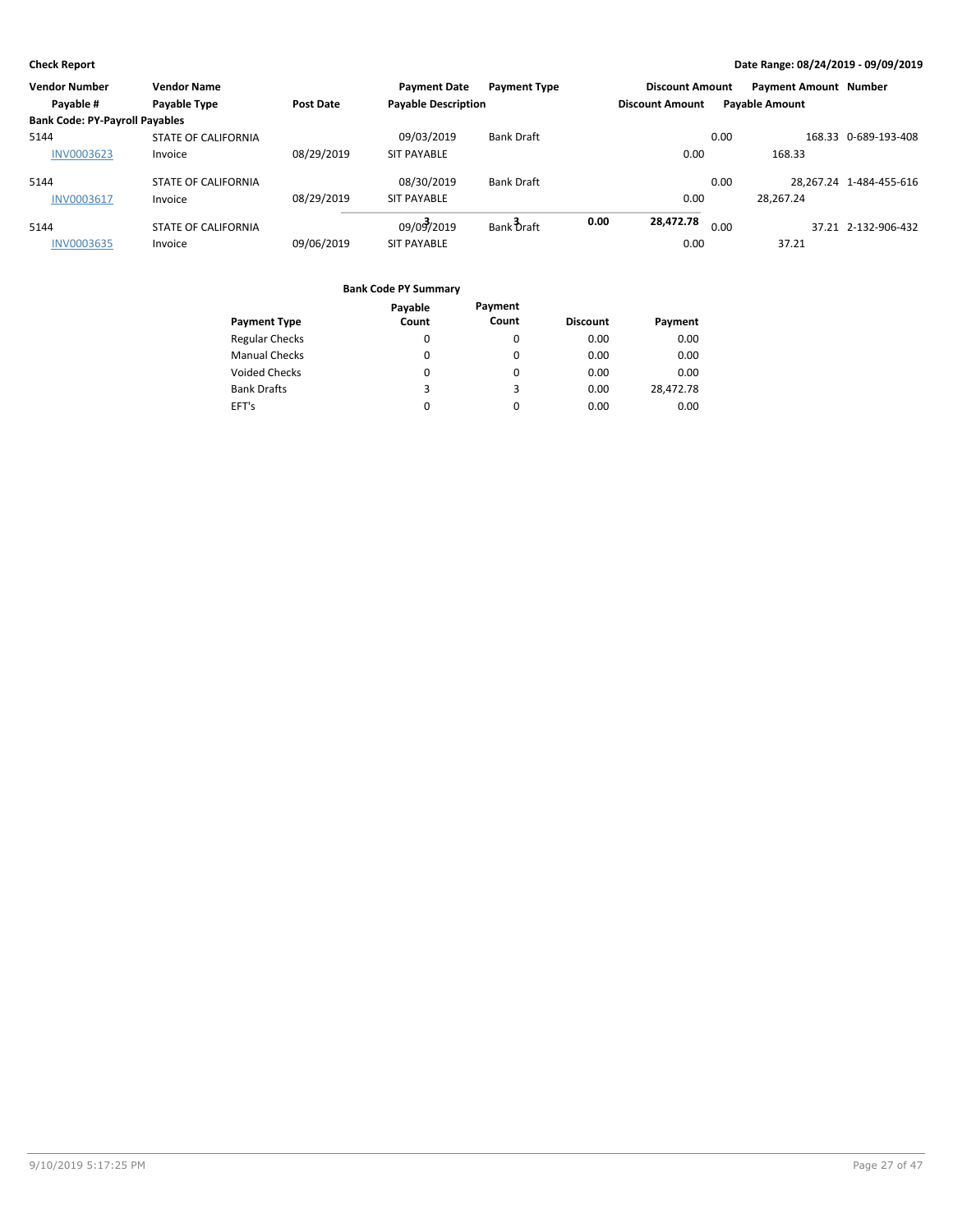**Check Report**

**Date Range: 08/24/2019 - 09/09/2019**

| Vendor Number<br>Payable # | Vendor Name<br>Payable Type | Post Date | Payment Date<br>Payable Description | Payment Type | Discount Amount<br>Discount Amount | Payment Amount<br>Payable Amount | Number |
|---|---|---|---|---|---|---|---|
| **Bank Code: PY-Payroll Payables** | | | | | | | |
| 5144 | STATE OF CALIFORNIA | | 09/03/2019 | Bank Draft | 0.00 | 168.33 | 0-689-193-408 |
| INV0003623 | Invoice | 08/29/2019 | SIT PAYABLE | | 0.00 | 168.33 | |
| 5144 | STATE OF CALIFORNIA | | 08/30/2019 | Bank Draft | 0.00 | 28,267.24 | 1-484-455-616 |
| INV0003617 | Invoice | 08/29/2019 | SIT PAYABLE | | 0.00 | 28,267.24 | |
| 5144 | STATE OF CALIFORNIA | | 09/09/2019 | Bank Draft | 0.00 | 37.21 | 2-132-906-432 |
| INV0003635 | Invoice | 09/06/2019 | SIT PAYABLE | | 0.00 | 37.21 | |
| | | | 3 | 3 | 0.00 | 28,472.78 | |

**Bank Code PY Summary**

| Payment Type | Payable Count | Payment Count | Discount | Payment |
|---|---|---|---|---|
| Regular Checks | 0 | 0 | 0.00 | 0.00 |
| Manual Checks | 0 | 0 | 0.00 | 0.00 |
| Voided Checks | 0 | 0 | 0.00 | 0.00 |
| Bank Drafts | 3 | 3 | 0.00 | 28,472.78 |
| EFT's | 0 | 0 | 0.00 | 0.00 |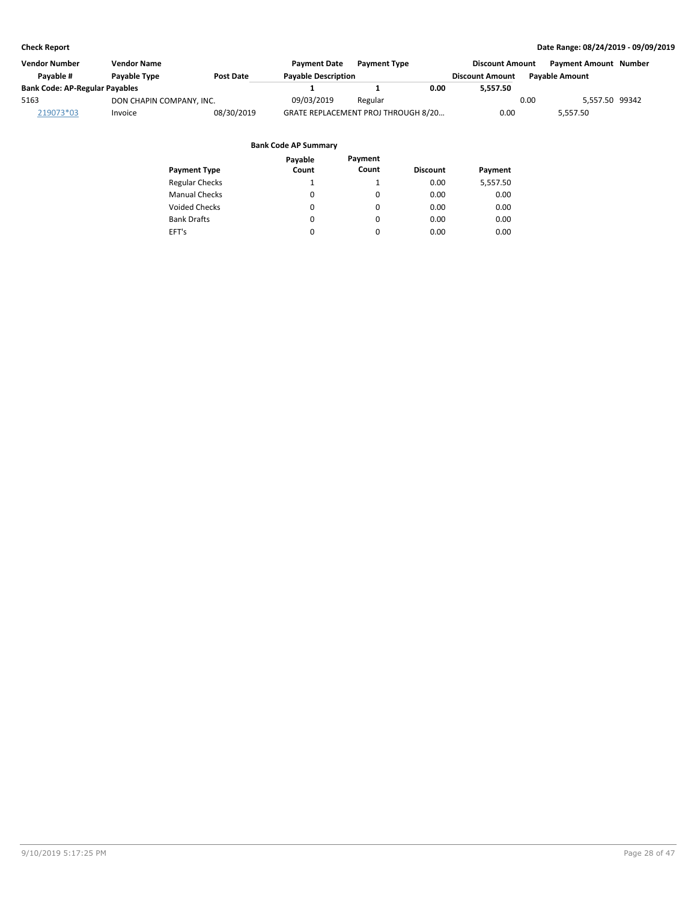**Check Report** — Date Range: 08/24/2019 - 09/09/2019

| Vendor Number | Vendor Name | | Payment Date | Payment Type | | Discount Amount | Payment Amount | Number |
|---|---|---|---|---|---|---|---|---|
| Payable # | Payable Type | Post Date | Payable Description | | | Discount Amount | Payable Amount | |
| **Bank Code: AP-Regular Payables** | | | **1** | **1** | **0.00** | **5,557.50** | | |
| 5163 | DON CHAPIN COMPANY, INC. | | 09/03/2019 | Regular | | 0.00 | 5,557.50 | 99342 |
| 219073*03 | Invoice | 08/30/2019 | GRATE REPLACEMENT PROJ THROUGH 8/20... | | | 0.00 | 5,557.50 | |

**Bank Code AP Summary**

| Payment Type | Payable Count | Payment Count | Discount | Payment |
|---|---|---|---|---|
| Regular Checks | 1 | 1 | 0.00 | 5,557.50 |
| Manual Checks | 0 | 0 | 0.00 | 0.00 |
| Voided Checks | 0 | 0 | 0.00 | 0.00 |
| Bank Drafts | 0 | 0 | 0.00 | 0.00 |
| EFT's | 0 | 0 | 0.00 | 0.00 |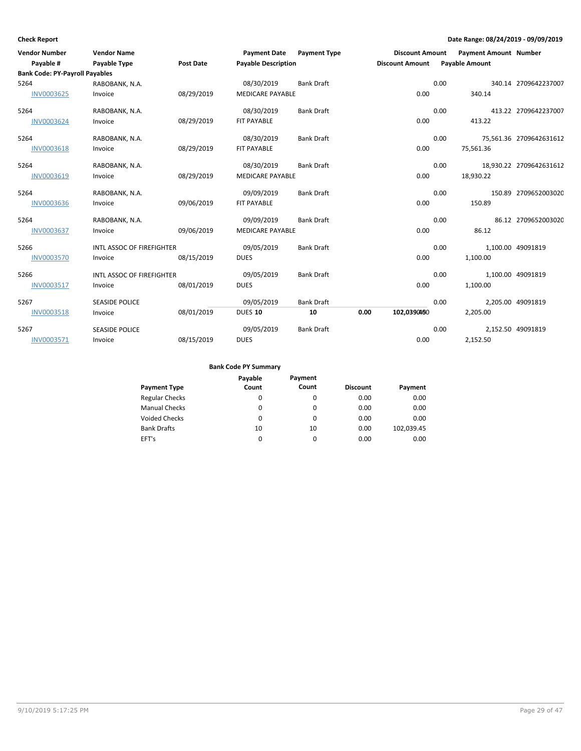**Check Report**

**Date Range: 08/24/2019 - 09/09/2019**

| Vendor Number / Payable # | Vendor Name / Payable Type | Post Date | Payment Date / Payable Description | Payment Type | Discount Amount | Payment Amount / Payable Amount | Number |
|---|---|---|---|---|---|---|---|
| **Bank Code: PY-Payroll Payables** | | | | | | | |
| 5264 | RABOBANK, N.A. | | 08/30/2019 | Bank Draft | 0.00 | 340.14 | 2709642237007 |
| INV0003625 | Invoice | 08/29/2019 | MEDICARE PAYABLE | | 0.00 | 340.14 | |
| 5264 | RABOBANK, N.A. | | 08/30/2019 | Bank Draft | 0.00 | 413.22 | 2709642237007 |
| INV0003624 | Invoice | 08/29/2019 | FIT PAYABLE | | 0.00 | 413.22 | |
| 5264 | RABOBANK, N.A. | | 08/30/2019 | Bank Draft | 0.00 | 75,561.36 | 2709642631612 |
| INV0003618 | Invoice | 08/29/2019 | FIT PAYABLE | | 0.00 | 75,561.36 | |
| 5264 | RABOBANK, N.A. | | 08/30/2019 | Bank Draft | 0.00 | 18,930.22 | 2709642631612 |
| INV0003619 | Invoice | 08/29/2019 | MEDICARE PAYABLE | | 0.00 | 18,930.22 | |
| 5264 | RABOBANK, N.A. | | 09/09/2019 | Bank Draft | 0.00 | 150.89 | 2709652003020 |
| INV0003636 | Invoice | 09/06/2019 | FIT PAYABLE | | 0.00 | 150.89 | |
| 5264 | RABOBANK, N.A. | | 09/09/2019 | Bank Draft | 0.00 | 86.12 | 2709652003020 |
| INV0003637 | Invoice | 09/06/2019 | MEDICARE PAYABLE | | 0.00 | 86.12 | |
| 5266 | INTL ASSOC OF FIREFIGHTER | | 09/05/2019 | Bank Draft | 0.00 | 1,100.00 | 49091819 |
| INV0003570 | Invoice | 08/15/2019 | DUES | | 0.00 | 1,100.00 | |
| 5266 | INTL ASSOC OF FIREFIGHTER | | 09/05/2019 | Bank Draft | 0.00 | 1,100.00 | 49091819 |
| INV0003517 | Invoice | 08/01/2019 | DUES | | 0.00 | 1,100.00 | |
| 5267 | SEASIDE POLICE | | 09/05/2019 | Bank Draft | 0.00 | 2,205.00 | 49091819 |
| INV0003518 | Invoice | 08/01/2019 | DUES **10** | **10** | **0.00** / 0.00 | **102,039.45** / 2,205.00 | |
| 5267 | SEASIDE POLICE | | 09/05/2019 | Bank Draft | 0.00 | 2,152.50 | 49091819 |
| INV0003571 | Invoice | 08/15/2019 | DUES | | 0.00 | 2,152.50 | |

**Bank Code PY Summary**

| Payment Type | Payable Count | Payment Count | Discount | Payment |
|---|---|---|---|---|
| Regular Checks | 0 | 0 | 0.00 | 0.00 |
| Manual Checks | 0 | 0 | 0.00 | 0.00 |
| Voided Checks | 0 | 0 | 0.00 | 0.00 |
| Bank Drafts | 10 | 10 | 0.00 | 102,039.45 |
| EFT's | 0 | 0 | 0.00 | 0.00 |

9/10/2019 5:17:25 PM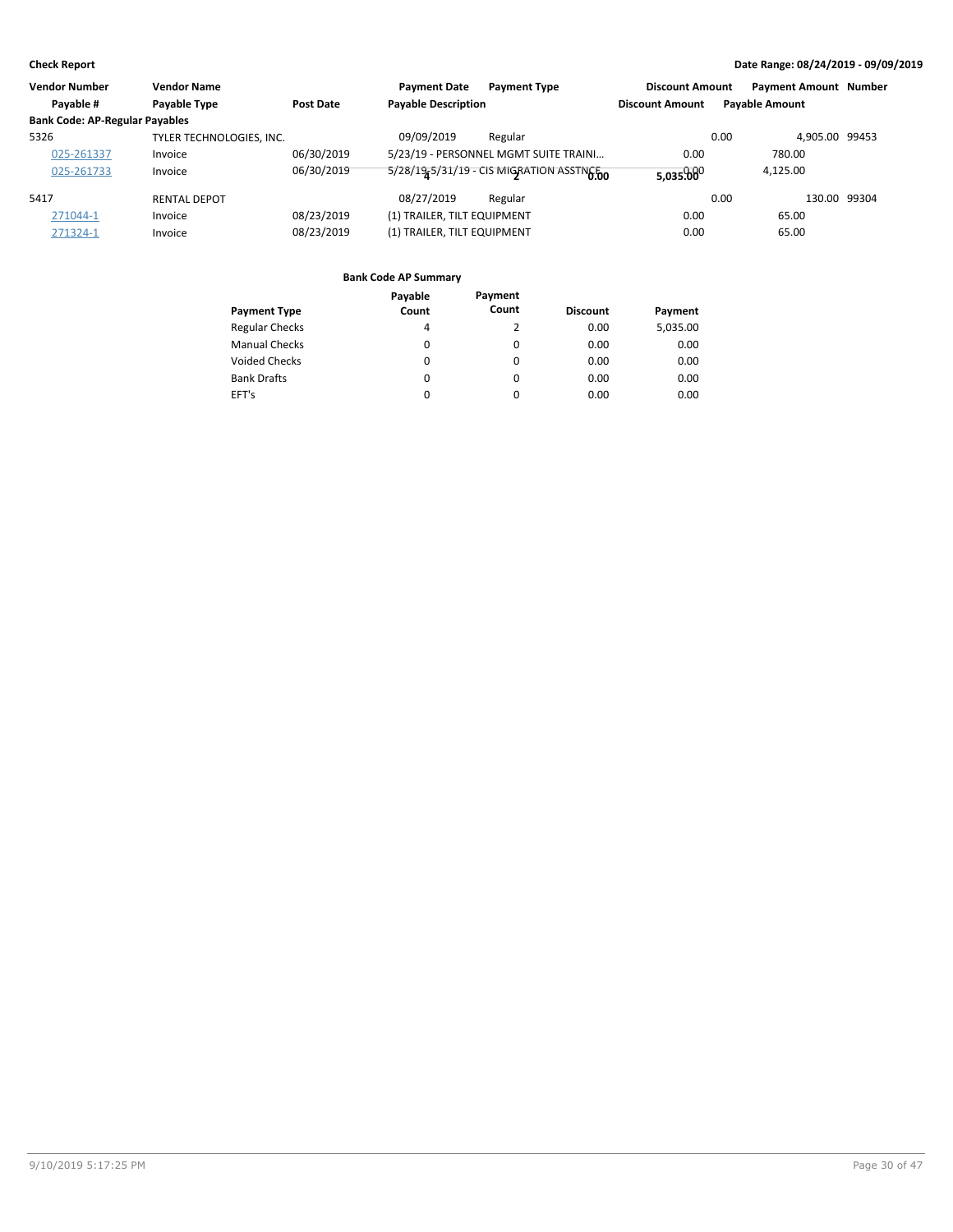**Check Report**

**Date Range: 08/24/2019 - 09/09/2019**

| Vendor Number | Vendor Name | | Payment Date | Payment Type | Discount Amount | Payment Amount | Number |
|---|---|---|---|---|---|---|---|
| Payable # | Payable Type | Post Date | Payable Description | | Discount Amount | Payable Amount | |
| **Bank Code: AP-Regular Payables** | | | | | | | |
| 5326 | TYLER TECHNOLOGIES, INC. | | 09/09/2019 | Regular | 0.00 | 4,905.00 | 99453 |
| 025-261337 | Invoice | 06/30/2019 | 5/23/19 - PERSONNEL MGMT SUITE TRAINI… | | 0.00 | 780.00 | |
| 025-261733 | Invoice | 06/30/2019 | 5/28/19-5/31/19 - CIS MIGRATION ASSTNCE | | 0.00 | 4,125.00 | |
| 5417 | RENTAL DEPOT | | 08/27/2019 | Regular | 0.00 | 130.00 | 99304 |
| 271044-1 | Invoice | 08/23/2019 | (1) TRAILER, TILT EQUIPMENT | | 0.00 | 65.00 | |
| 271324-1 | Invoice | 08/23/2019 | (1) TRAILER, TILT EQUIPMENT | | 0.00 | 65.00 | |

**Bank Code AP Summary**

| Payment Type | Payable Count | Payment Count | Discount | Payment |
|---|---|---|---|---|
| Regular Checks | 4 | 2 | 0.00 | 5,035.00 |
| Manual Checks | 0 | 0 | 0.00 | 0.00 |
| Voided Checks | 0 | 0 | 0.00 | 0.00 |
| Bank Drafts | 0 | 0 | 0.00 | 0.00 |
| EFT's | 0 | 0 | 0.00 | 0.00 |
| | 4 | 2 | 0.00 | 5,035.00 |

9/10/2019 5:17:25 PM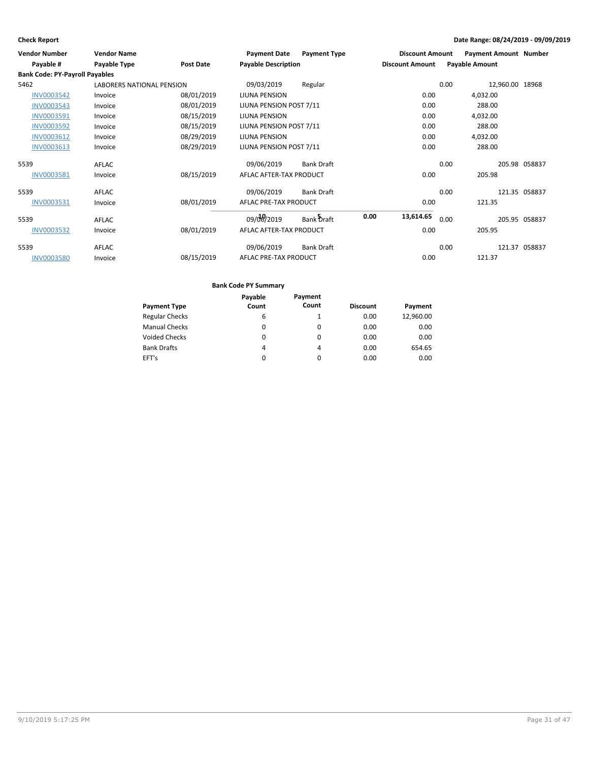| Vendor Number | Vendor Name | | Payment Date | Payment Type | Discount Amount | Payment Amount | Number |
|---|---|---|---|---|---|---|---|
| Payable # | Payable Type | Post Date | Payable Description | | Discount Amount | Payable Amount | |
| **Bank Code: PY-Payroll Payables** | | | | | | | |
| 5462 | LABORERS NATIONAL PENSION | | 09/03/2019 | Regular | 0.00 | 12,960.00 | 18968 |
| INV0003542 | Invoice | 08/01/2019 | LIUNA PENSION | | 0.00 | 4,032.00 | |
| INV0003543 | Invoice | 08/01/2019 | LIUNA PENSION POST 7/11 | | 0.00 | 288.00 | |
| INV0003591 | Invoice | 08/15/2019 | LIUNA PENSION | | 0.00 | 4,032.00 | |
| INV0003592 | Invoice | 08/15/2019 | LIUNA PENSION POST 7/11 | | 0.00 | 288.00 | |
| INV0003612 | Invoice | 08/29/2019 | LIUNA PENSION | | 0.00 | 4,032.00 | |
| INV0003613 | Invoice | 08/29/2019 | LIUNA PENSION POST 7/11 | | 0.00 | 288.00 | |
| 5539 | AFLAC | | 09/06/2019 | Bank Draft | 0.00 | 205.98 | 058837 |
| INV0003581 | Invoice | 08/15/2019 | AFLAC AFTER-TAX PRODUCT | | 0.00 | 205.98 | |
| 5539 | AFLAC | | 09/06/2019 | Bank Draft | 0.00 | 121.35 | 058837 |
| INV0003531 | Invoice | 08/01/2019 | AFLAC PRE-TAX PRODUCT | | 0.00 | 121.35 | |
| | | | 10 | 5 | 0.00 | 13,614.65 | |
| 5539 | AFLAC | | 09/06/2019 | Bank Draft | 0.00 | 205.95 | 058837 |
| INV0003532 | Invoice | 08/01/2019 | AFLAC AFTER-TAX PRODUCT | | 0.00 | 205.95 | |
| 5539 | AFLAC | | 09/06/2019 | Bank Draft | 0.00 | 121.37 | 058837 |
| INV0003580 | Invoice | 08/15/2019 | AFLAC PRE-TAX PRODUCT | | 0.00 | 121.37 | |

**Bank Code PY Summary**

| Payment Type | Payable Count | Payment Count | Discount | Payment |
|---|---|---|---|---|
| Regular Checks | 6 | 1 | 0.00 | 12,960.00 |
| Manual Checks | 0 | 0 | 0.00 | 0.00 |
| Voided Checks | 0 | 0 | 0.00 | 0.00 |
| Bank Drafts | 4 | 4 | 0.00 | 654.65 |
| EFT's | 0 | 0 | 0.00 | 0.00 |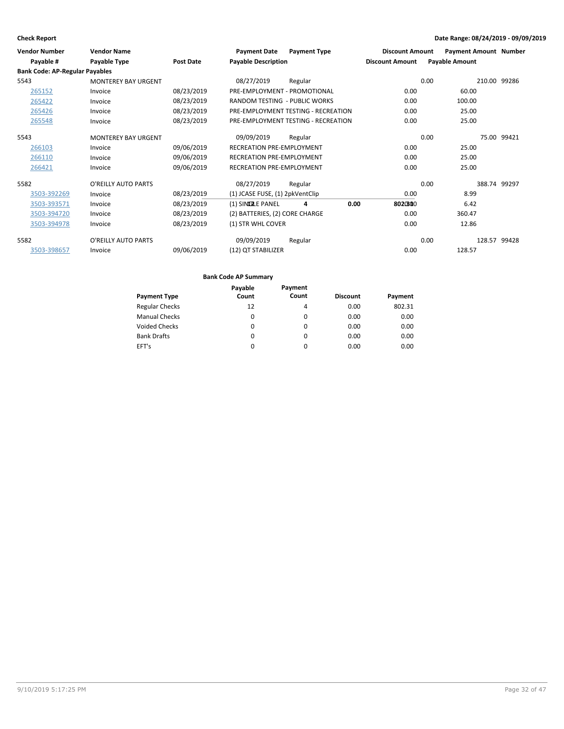**Check Report**

**Date Range: 08/24/2019 - 09/09/2019**

| Vendor Number | Vendor Name | | Payment Date | Payment Type | Discount Amount | Payment Amount | Number |
|---|---|---|---|---|---|---|---|
| **Payable #** | **Payable Type** | **Post Date** | **Payable Description** | | **Discount Amount** | **Payable Amount** | |
| **Bank Code: AP-Regular Payables** | | | | | | | |
| 5543 | MONTEREY BAY URGENT | | 08/27/2019 | Regular | 0.00 | 210.00 | 99286 |
| 265152 | Invoice | 08/23/2019 | PRE-EMPLOYMENT - PROMOTIONAL | | 0.00 | 60.00 | |
| 265422 | Invoice | 08/23/2019 | RANDOM TESTING - PUBLIC WORKS | | 0.00 | 100.00 | |
| 265426 | Invoice | 08/23/2019 | PRE-EMPLOYMENT TESTING - RECREATION | | 0.00 | 25.00 | |
| 265548 | Invoice | 08/23/2019 | PRE-EMPLOYMENT TESTING - RECREATION | | 0.00 | 25.00 | |
| 5543 | MONTEREY BAY URGENT | | 09/09/2019 | Regular | 0.00 | 75.00 | 99421 |
| 266103 | Invoice | 09/06/2019 | RECREATION PRE-EMPLOYMENT | | 0.00 | 25.00 | |
| 266110 | Invoice | 09/06/2019 | RECREATION PRE-EMPLOYMENT | | 0.00 | 25.00 | |
| 266421 | Invoice | 09/06/2019 | RECREATION PRE-EMPLOYMENT | | 0.00 | 25.00 | |
| 5582 | O'REILLY AUTO PARTS | | 08/27/2019 | Regular | 0.00 | 388.74 | 99297 |
| 3503-392269 | Invoice | 08/23/2019 | (1) JCASE FUSE, (1) 2pkVentClip | | 0.00 | 8.99 | |
| 3503-393571 | Invoice | 08/23/2019 | (1) SINGLE PANEL | | 0.00 | 6.42 | |
| 3503-394720 | Invoice | 08/23/2019 | (2) BATTERIES, (2) CORE CHARGE | | 0.00 | 360.47 | |
| 3503-394978 | Invoice | 08/23/2019 | (1) STR WHL COVER | | 0.00 | 12.86 | |
| 5582 | O'REILLY AUTO PARTS | | 09/09/2019 | Regular | 0.00 | 128.57 | 99428 |
| 3503-398657 | Invoice | 09/06/2019 | (12) QT STABILIZER | | 0.00 | 128.57 | |

**Bank Code AP Summary**

| Payment Type | Payable Count | Payment Count | Discount | Payment |
|---|---|---|---|---|
| Regular Checks | 12 | 4 | 0.00 | 802.31 |
| Manual Checks | 0 | 0 | 0.00 | 0.00 |
| Voided Checks | 0 | 0 | 0.00 | 0.00 |
| Bank Drafts | 0 | 0 | 0.00 | 0.00 |
| EFT's | 0 | 0 | 0.00 | 0.00 |
| | 12 | 4 | 0.00 | 802.31 |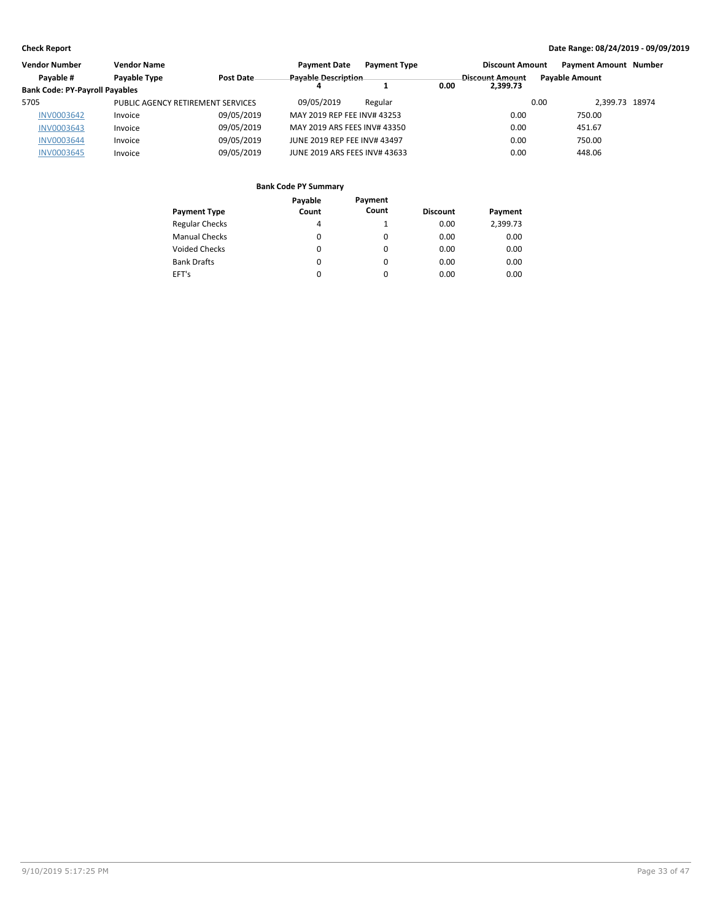| Vendor Number | Vendor Name | | Payment Date | Payment Type | Discount Amount | Payment Amount | Number |
|---|---|---|---|---|---|---|---|
| Payable # | Payable Type | Post Date | Payable Description | | Discount Amount | Payable Amount | |

**Bank Code: PY-Payroll Payables**

| Vendor Number | Vendor Name | | Payment Date | Payment Type | Discount Amount | Payment Amount | Number |
|---|---|---|---|---|---|---|---|
| 5705 | PUBLIC AGENCY RETIREMENT SERVICES | | 09/05/2019 | Regular | 0.00 | 2,399.73 | 18974 |
| INV0003642 | Invoice | 09/05/2019 | MAY 2019 REP FEE INV# 43253 | | 0.00 | 750.00 | |
| INV0003643 | Invoice | 09/05/2019 | MAY 2019 ARS FEES INV# 43350 | | 0.00 | 451.67 | |
| INV0003644 | Invoice | 09/05/2019 | JUNE 2019 REP FEE INV# 43497 | | 0.00 | 750.00 | |
| INV0003645 | Invoice | 09/05/2019 | JUNE 2019 ARS FEES INV# 43633 | | 0.00 | 448.06 | |

**Bank Code PY Summary**

| Payment Type | Payable Count | Payment Count | Discount | Payment |
|---|---|---|---|---|
| Regular Checks | 4 | 1 | 0.00 | 2,399.73 |
| Manual Checks | 0 | 0 | 0.00 | 0.00 |
| Voided Checks | 0 | 0 | 0.00 | 0.00 |
| Bank Drafts | 0 | 0 | 0.00 | 0.00 |
| EFT's | 0 | 0 | 0.00 | 0.00 |
| | 4 | 1 | 0.00 | 2,399.73 |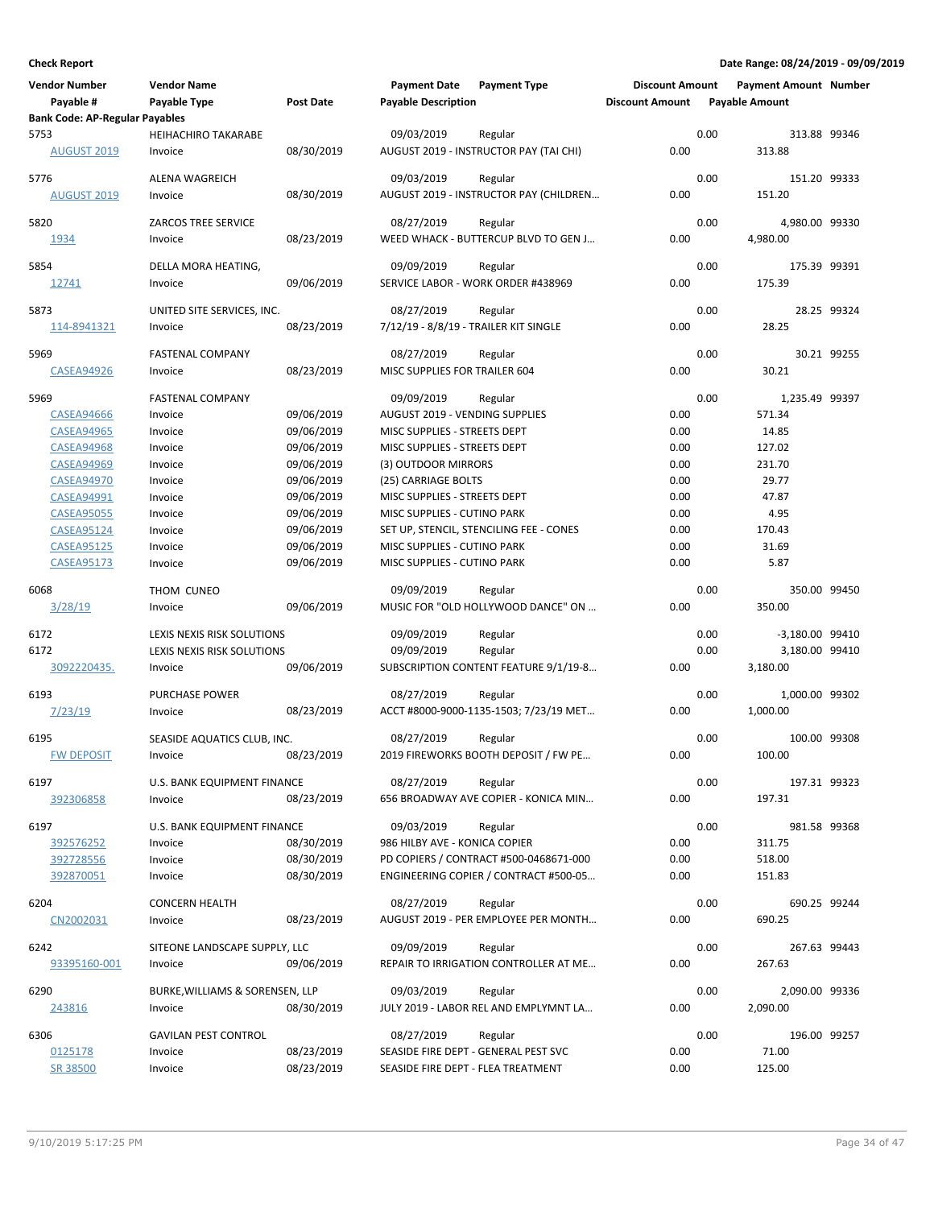**Check Report**

**Date Range: 08/24/2019 - 09/09/2019**

| Vendor Number / Payable # | Vendor Name / Payable Type | Post Date | Payment Date / Payable Description | Payment Type | Discount Amount / Discount Amount | Payment Amount / Payable Amount | Number |
|---|---|---|---|---|---|---|---|
| **Bank Code: AP-Regular Payables** | | | | | | | |
| 5753 | HEIHACHIRO TAKARABE | | 09/03/2019 | Regular | 0.00 | 313.88 | 99346 |
| AUGUST 2019 | Invoice | 08/30/2019 | AUGUST 2019 - INSTRUCTOR PAY (TAI CHI) | | 0.00 | 313.88 | |
| 5776 | ALENA WAGREICH | | 09/03/2019 | Regular | 0.00 | 151.20 | 99333 |
| AUGUST 2019 | Invoice | 08/30/2019 | AUGUST 2019 - INSTRUCTOR PAY (CHILDREN… | | 0.00 | 151.20 | |
| 5820 | ZARCOS TREE SERVICE | | 08/27/2019 | Regular | 0.00 | 4,980.00 | 99330 |
| 1934 | Invoice | 08/23/2019 | WEED WHACK - BUTTERCUP BLVD TO GEN J… | | 0.00 | 4,980.00 | |
| 5854 | DELLA MORA HEATING, | | 09/09/2019 | Regular | 0.00 | 175.39 | 99391 |
| 12741 | Invoice | 09/06/2019 | SERVICE LABOR - WORK ORDER #438969 | | 0.00 | 175.39 | |
| 5873 | UNITED SITE SERVICES, INC. | | 08/27/2019 | Regular | 0.00 | 28.25 | 99324 |
| 114-8941321 | Invoice | 08/23/2019 | 7/12/19 - 8/8/19 - TRAILER KIT SINGLE | | 0.00 | 28.25 | |
| 5969 | FASTENAL COMPANY | | 08/27/2019 | Regular | 0.00 | 30.21 | 99255 |
| CASEA94926 | Invoice | 08/23/2019 | MISC SUPPLIES FOR TRAILER 604 | | 0.00 | 30.21 | |
| 5969 | FASTENAL COMPANY | | 09/09/2019 | Regular | 0.00 | 1,235.49 | 99397 |
| CASEA94666 | Invoice | 09/06/2019 | AUGUST 2019 - VENDING SUPPLIES | | 0.00 | 571.34 | |
| CASEA94965 | Invoice | 09/06/2019 | MISC SUPPLIES - STREETS DEPT | | 0.00 | 14.85 | |
| CASEA94968 | Invoice | 09/06/2019 | MISC SUPPLIES - STREETS DEPT | | 0.00 | 127.02 | |
| CASEA94969 | Invoice | 09/06/2019 | (3) OUTDOOR MIRRORS | | 0.00 | 231.70 | |
| CASEA94970 | Invoice | 09/06/2019 | (25) CARRIAGE BOLTS | | 0.00 | 29.77 | |
| CASEA94991 | Invoice | 09/06/2019 | MISC SUPPLIES - STREETS DEPT | | 0.00 | 47.87 | |
| CASEA95055 | Invoice | 09/06/2019 | MISC SUPPLIES - CUTINO PARK | | 0.00 | 4.95 | |
| CASEA95124 | Invoice | 09/06/2019 | SET UP, STENCIL, STENCILING FEE - CONES | | 0.00 | 170.43 | |
| CASEA95125 | Invoice | 09/06/2019 | MISC SUPPLIES - CUTINO PARK | | 0.00 | 31.69 | |
| CASEA95173 | Invoice | 09/06/2019 | MISC SUPPLIES - CUTINO PARK | | 0.00 | 5.87 | |
| 6068 | THOM CUNEO | | 09/09/2019 | Regular | 0.00 | 350.00 | 99450 |
| 3/28/19 | Invoice | 09/06/2019 | MUSIC FOR "OLD HOLLYWOOD DANCE" ON … | | 0.00 | 350.00 | |
| 6172 | LEXIS NEXIS RISK SOLUTIONS | | 09/09/2019 | Regular | 0.00 | -3,180.00 | 99410 |
| 6172 | LEXIS NEXIS RISK SOLUTIONS | | 09/09/2019 | Regular | 0.00 | 3,180.00 | 99410 |
| 3092220435. | Invoice | 09/06/2019 | SUBSCRIPTION CONTENT FEATURE 9/1/19-8… | | 0.00 | 3,180.00 | |
| 6193 | PURCHASE POWER | | 08/27/2019 | Regular | 0.00 | 1,000.00 | 99302 |
| 7/23/19 | Invoice | 08/23/2019 | ACCT #8000-9000-1135-1503; 7/23/19 MET… | | 0.00 | 1,000.00 | |
| 6195 | SEASIDE AQUATICS CLUB, INC. | | 08/27/2019 | Regular | 0.00 | 100.00 | 99308 |
| FW DEPOSIT | Invoice | 08/23/2019 | 2019 FIREWORKS BOOTH DEPOSIT / FW PE… | | 0.00 | 100.00 | |
| 6197 | U.S. BANK EQUIPMENT FINANCE | | 08/27/2019 | Regular | 0.00 | 197.31 | 99323 |
| 392306858 | Invoice | 08/23/2019 | 656 BROADWAY AVE COPIER - KONICA MIN… | | 0.00 | 197.31 | |
| 6197 | U.S. BANK EQUIPMENT FINANCE | | 09/03/2019 | Regular | 0.00 | 981.58 | 99368 |
| 392576252 | Invoice | 08/30/2019 | 986 HILBY AVE - KONICA COPIER | | 0.00 | 311.75 | |
| 392728556 | Invoice | 08/30/2019 | PD COPIERS / CONTRACT #500-0468671-000 | | 0.00 | 518.00 | |
| 392870051 | Invoice | 08/30/2019 | ENGINEERING COPIER / CONTRACT #500-05… | | 0.00 | 151.83 | |
| 6204 | CONCERN HEALTH | | 08/27/2019 | Regular | 0.00 | 690.25 | 99244 |
| CN2002031 | Invoice | 08/23/2019 | AUGUST 2019 - PER EMPLOYEE PER MONTH… | | 0.00 | 690.25 | |
| 6242 | SITEONE LANDSCAPE SUPPLY, LLC | | 09/09/2019 | Regular | 0.00 | 267.63 | 99443 |
| 93395160-001 | Invoice | 09/06/2019 | REPAIR TO IRRIGATION CONTROLLER AT ME… | | 0.00 | 267.63 | |
| 6290 | BURKE,WILLIAMS & SORENSEN, LLP | | 09/03/2019 | Regular | 0.00 | 2,090.00 | 99336 |
| 243816 | Invoice | 08/30/2019 | JULY 2019 - LABOR REL AND EMPLYMNT LA… | | 0.00 | 2,090.00 | |
| 6306 | GAVILAN PEST CONTROL | | 08/27/2019 | Regular | 0.00 | 196.00 | 99257 |
| 0125178 | Invoice | 08/23/2019 | SEASIDE FIRE DEPT - GENERAL PEST SVC | | 0.00 | 71.00 | |
| SR 38500 | Invoice | 08/23/2019 | SEASIDE FIRE DEPT - FLEA TREATMENT | | 0.00 | 125.00 | |

9/10/2019 5:17:25 PM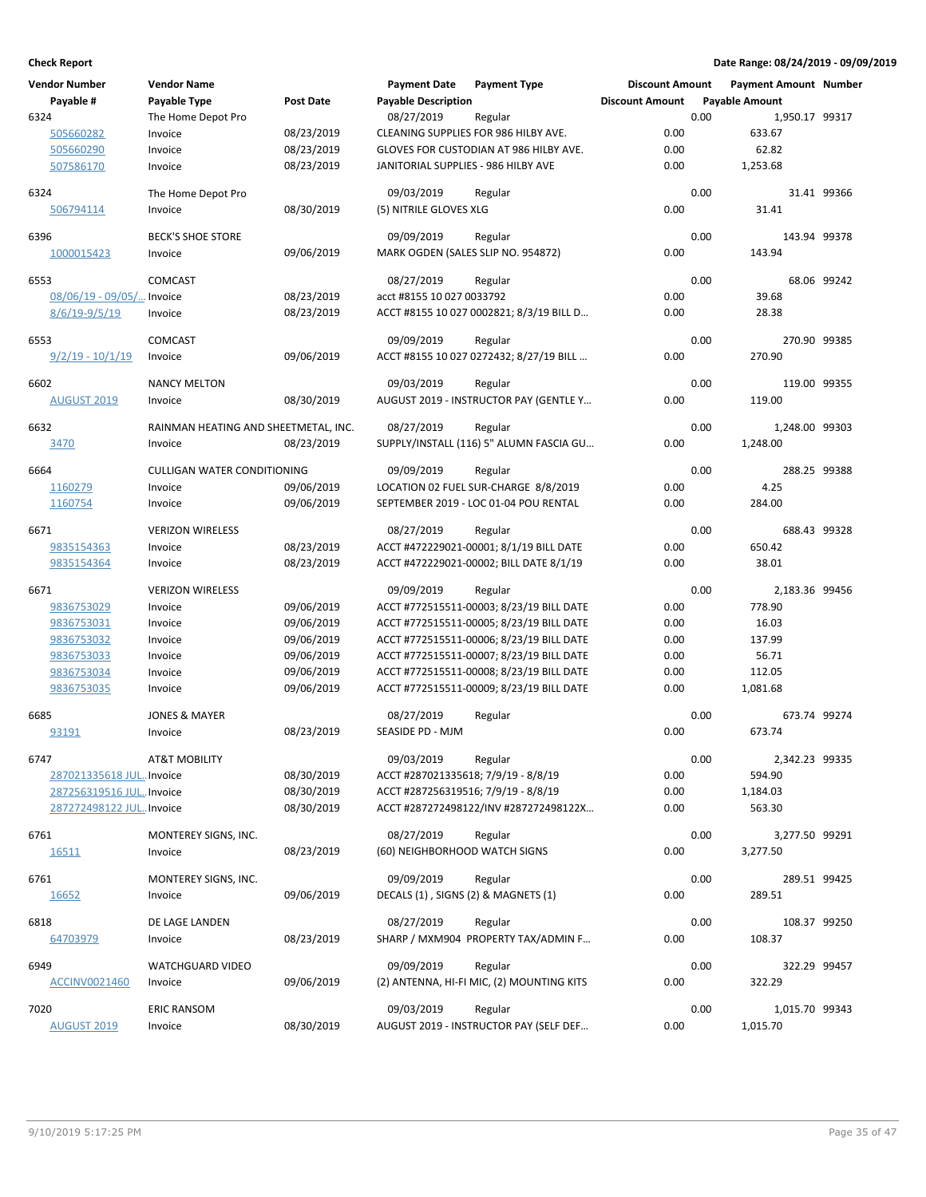**Check Report** — Date Range: 08/24/2019 - 09/09/2019

| Vendor Number | Vendor Name | | Payment Date | Payment Type | Discount Amount | Payment Amount | Number |
|---|---|---|---|---|---|---|---|
| Payable # | Payable Type | Post Date | Payable Description | | Discount Amount | Payable Amount | |
| 6324 | The Home Depot Pro | | 08/27/2019 | Regular | 0.00 | 1,950.17 | 99317 |
| 505660282 | Invoice | 08/23/2019 | CLEANING SUPPLIES FOR 986 HILBY AVE. | | 0.00 | 633.67 | |
| 505660290 | Invoice | 08/23/2019 | GLOVES FOR CUSTODIAN AT 986 HILBY AVE. | | 0.00 | 62.82 | |
| 507586170 | Invoice | 08/23/2019 | JANITORIAL SUPPLIES - 986 HILBY AVE | | 0.00 | 1,253.68 | |
| 6324 | The Home Depot Pro | | 09/03/2019 | Regular | 0.00 | 31.41 | 99366 |
| 506794114 | Invoice | 08/30/2019 | (5) NITRILE GLOVES XLG | | 0.00 | 31.41 | |
| 6396 | BECK'S SHOE STORE | | 09/09/2019 | Regular | 0.00 | 143.94 | 99378 |
| 1000015423 | Invoice | 09/06/2019 | MARK OGDEN (SALES SLIP NO. 954872) | | 0.00 | 143.94 | |
| 6553 | COMCAST | | 08/27/2019 | Regular | 0.00 | 68.06 | 99242 |
| 08/06/19 - 09/05/... | Invoice | 08/23/2019 | acct #8155 10 027 0033792 | | 0.00 | 39.68 | |
| 8/6/19-9/5/19 | Invoice | 08/23/2019 | ACCT #8155 10 027 0002821; 8/3/19 BILL D... | | 0.00 | 28.38 | |
| 6553 | COMCAST | | 09/09/2019 | Regular | 0.00 | 270.90 | 99385 |
| 9/2/19 - 10/1/19 | Invoice | 09/06/2019 | ACCT #8155 10 027 0272432; 8/27/19 BILL ... | | 0.00 | 270.90 | |
| 6602 | NANCY MELTON | | 09/03/2019 | Regular | 0.00 | 119.00 | 99355 |
| AUGUST 2019 | Invoice | 08/30/2019 | AUGUST 2019 - INSTRUCTOR PAY (GENTLE Y... | | 0.00 | 119.00 | |
| 6632 | RAINMAN HEATING AND SHEETMETAL, INC. | | 08/27/2019 | Regular | 0.00 | 1,248.00 | 99303 |
| 3470 | Invoice | 08/23/2019 | SUPPLY/INSTALL (116) 5" ALUMN FASCIA GU... | | 0.00 | 1,248.00 | |
| 6664 | CULLIGAN WATER CONDITIONING | | 09/09/2019 | Regular | 0.00 | 288.25 | 99388 |
| 1160279 | Invoice | 09/06/2019 | LOCATION 02 FUEL SUR-CHARGE 8/8/2019 | | 0.00 | 4.25 | |
| 1160754 | Invoice | 09/06/2019 | SEPTEMBER 2019 - LOC 01-04 POU RENTAL | | 0.00 | 284.00 | |
| 6671 | VERIZON WIRELESS | | 08/27/2019 | Regular | 0.00 | 688.43 | 99328 |
| 9835154363 | Invoice | 08/23/2019 | ACCT #472229021-00001; 8/1/19 BILL DATE | | 0.00 | 650.42 | |
| 9835154364 | Invoice | 08/23/2019 | ACCT #472229021-00002; BILL DATE 8/1/19 | | 0.00 | 38.01 | |
| 6671 | VERIZON WIRELESS | | 09/09/2019 | Regular | 0.00 | 2,183.36 | 99456 |
| 9836753029 | Invoice | 09/06/2019 | ACCT #772515511-00003; 8/23/19 BILL DATE | | 0.00 | 778.90 | |
| 9836753031 | Invoice | 09/06/2019 | ACCT #772515511-00005; 8/23/19 BILL DATE | | 0.00 | 16.03 | |
| 9836753032 | Invoice | 09/06/2019 | ACCT #772515511-00006; 8/23/19 BILL DATE | | 0.00 | 137.99 | |
| 9836753033 | Invoice | 09/06/2019 | ACCT #772515511-00007; 8/23/19 BILL DATE | | 0.00 | 56.71 | |
| 9836753034 | Invoice | 09/06/2019 | ACCT #772515511-00008; 8/23/19 BILL DATE | | 0.00 | 112.05 | |
| 9836753035 | Invoice | 09/06/2019 | ACCT #772515511-00009; 8/23/19 BILL DATE | | 0.00 | 1,081.68 | |
| 6685 | JONES & MAYER | | 08/27/2019 | Regular | 0.00 | 673.74 | 99274 |
| 93191 | Invoice | 08/23/2019 | SEASIDE PD - MJM | | 0.00 | 673.74 | |
| 6747 | AT&T MOBILITY | | 09/03/2019 | Regular | 0.00 | 2,342.23 | 99335 |
| 287021335618 JUL... | Invoice | 08/30/2019 | ACCT #287021335618; 7/9/19 - 8/8/19 | | 0.00 | 594.90 | |
| 287256319516 JUL... | Invoice | 08/30/2019 | ACCT #287256319516; 7/9/19 - 8/8/19 | | 0.00 | 1,184.03 | |
| 287272498122 JUL... | Invoice | 08/30/2019 | ACCT #287272498122/INV #287272498122X... | | 0.00 | 563.30 | |
| 6761 | MONTEREY SIGNS, INC. | | 08/27/2019 | Regular | 0.00 | 3,277.50 | 99291 |
| 16511 | Invoice | 08/23/2019 | (60) NEIGHBORHOOD WATCH SIGNS | | 0.00 | 3,277.50 | |
| 6761 | MONTEREY SIGNS, INC. | | 09/09/2019 | Regular | 0.00 | 289.51 | 99425 |
| 16652 | Invoice | 09/06/2019 | DECALS (1) , SIGNS (2) & MAGNETS (1) | | 0.00 | 289.51 | |
| 6818 | DE LAGE LANDEN | | 08/27/2019 | Regular | 0.00 | 108.37 | 99250 |
| 64703979 | Invoice | 08/23/2019 | SHARP / MXM904 PROPERTY TAX/ADMIN F... | | 0.00 | 108.37 | |
| 6949 | WATCHGUARD VIDEO | | 09/09/2019 | Regular | 0.00 | 322.29 | 99457 |
| ACCINV0021460 | Invoice | 09/06/2019 | (2) ANTENNA, HI-FI MIC, (2) MOUNTING KITS | | 0.00 | 322.29 | |
| 7020 | ERIC RANSOM | | 09/03/2019 | Regular | 0.00 | 1,015.70 | 99343 |
| AUGUST 2019 | Invoice | 08/30/2019 | AUGUST 2019 - INSTRUCTOR PAY (SELF DEF... | | 0.00 | 1,015.70 | |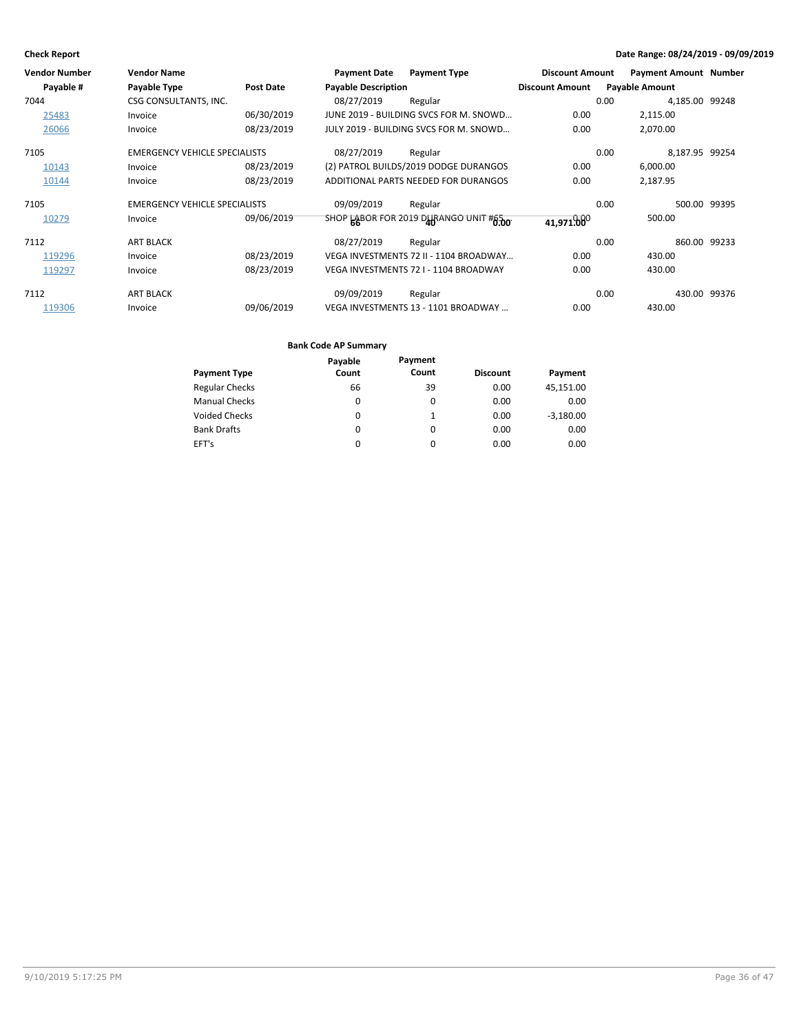| Vendor Number | Vendor Name | | Payment Date | Payment Type | Discount Amount | Payment Amount | Number |
|---|---|---|---|---|---|---|---|
| Payable # | Payable Type | Post Date | Payable Description | | Discount Amount | Payable Amount | |
| 7044 | CSG CONSULTANTS, INC. | | 08/27/2019 | Regular | 0.00 | 4,185.00 | 99248 |
| 25483 | Invoice | 06/30/2019 | JUNE 2019 - BUILDING SVCS FOR M. SNOWD… | | 0.00 | 2,115.00 | |
| 26066 | Invoice | 08/23/2019 | JULY 2019 - BUILDING SVCS FOR M. SNOWD… | | 0.00 | 2,070.00 | |
| 7105 | EMERGENCY VEHICLE SPECIALISTS | | 08/27/2019 | Regular | 0.00 | 8,187.95 | 99254 |
| 10143 | Invoice | 08/23/2019 | (2) PATROL BUILDS/2019 DODGE DURANGOS | | 0.00 | 6,000.00 | |
| 10144 | Invoice | 08/23/2019 | ADDITIONAL PARTS NEEDED FOR DURANGOS | | 0.00 | 2,187.95 | |
| 7105 | EMERGENCY VEHICLE SPECIALISTS | | 09/09/2019 | Regular | 0.00 | 500.00 | 99395 |
| 10279 | Invoice | 09/06/2019 | SHOP LABOR FOR 2019 DURANGO UNIT #65 | | 0.00 | 500.00 | |
| | | | **66** | **40** | **0.00** | **41,971.00** | |
| 7112 | ART BLACK | | 08/27/2019 | Regular | 0.00 | 860.00 | 99233 |
| 119296 | Invoice | 08/23/2019 | VEGA INVESTMENTS 72 II - 1104 BROADWAY… | | 0.00 | 430.00 | |
| 119297 | Invoice | 08/23/2019 | VEGA INVESTMENTS 72 I - 1104 BROADWAY | | 0.00 | 430.00 | |
| 7112 | ART BLACK | | 09/09/2019 | Regular | 0.00 | 430.00 | 99376 |
| 119306 | Invoice | 09/06/2019 | VEGA INVESTMENTS 13 - 1101 BROADWAY … | | 0.00 | 430.00 | |

**Bank Code AP Summary**

| Payment Type | Payable Count | Payment Count | Discount | Payment |
|---|---|---|---|---|
| Regular Checks | 66 | 39 | 0.00 | 45,151.00 |
| Manual Checks | 0 | 0 | 0.00 | 0.00 |
| Voided Checks | 0 | 1 | 0.00 | -3,180.00 |
| Bank Drafts | 0 | 0 | 0.00 | 0.00 |
| EFT's | 0 | 0 | 0.00 | 0.00 |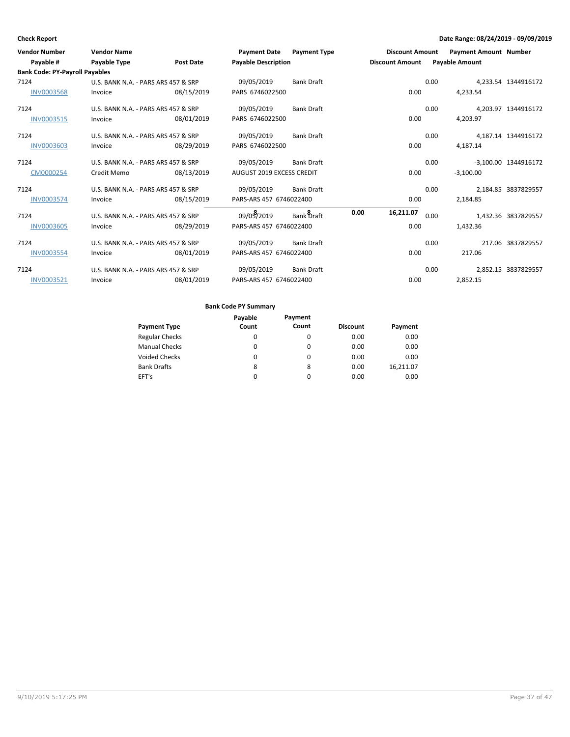**Check Report** — Date Range: 08/24/2019 - 09/09/2019

| Vendor Number / Payable # | Vendor Name / Payable Type | Post Date | Payment Date / Payable Description | Payment Type | Discount Amount | Payment Amount | Number |
|---|---|---|---|---|---|---|---|
| **Bank Code: PY-Payroll Payables** | | | | | | | |
| 7124 | U.S. BANK N.A. - PARS ARS 457 & SRP | | 09/05/2019 | Bank Draft | 0.00 | 4,233.54 | 1344916172 |
| INV0003568 | Invoice | 08/15/2019 | PARS 6746022500 | | 0.00 | 4,233.54 | |
| 7124 | U.S. BANK N.A. - PARS ARS 457 & SRP | | 09/05/2019 | Bank Draft | 0.00 | 4,203.97 | 1344916172 |
| INV0003515 | Invoice | 08/01/2019 | PARS 6746022500 | | 0.00 | 4,203.97 | |
| 7124 | U.S. BANK N.A. - PARS ARS 457 & SRP | | 09/05/2019 | Bank Draft | 0.00 | 4,187.14 | 1344916172 |
| INV0003603 | Invoice | 08/29/2019 | PARS 6746022500 | | 0.00 | 4,187.14 | |
| 7124 | U.S. BANK N.A. - PARS ARS 457 & SRP | | 09/05/2019 | Bank Draft | 0.00 | -3,100.00 | 1344916172 |
| CM0000254 | Credit Memo | 08/13/2019 | AUGUST 2019 EXCESS CREDIT | | 0.00 | -3,100.00 | |
| 7124 | U.S. BANK N.A. - PARS ARS 457 & SRP | | 09/05/2019 | Bank Draft | 0.00 | 2,184.85 | 3837829557 |
| INV0003574 | Invoice | 08/15/2019 | PARS-ARS 457 6746022400 | | 0.00 | 2,184.85 | |
| 7124 | U.S. BANK N.A. - PARS ARS 457 & SRP | | 09/05/2019 | Bank Draft | 0.00 | 1,432.36 | 3837829557 |
| INV0003605 | Invoice | 08/29/2019 | PARS-ARS 457 6746022400 | | 0.00 | 1,432.36 | |
| 7124 | U.S. BANK N.A. - PARS ARS 457 & SRP | | 09/05/2019 | Bank Draft | 0.00 | 217.06 | 3837829557 |
| INV0003554 | Invoice | 08/01/2019 | PARS-ARS 457 6746022400 | | 0.00 | 217.06 | |
| 7124 | U.S. BANK N.A. - PARS ARS 457 & SRP | | 09/05/2019 | Bank Draft | 0.00 | 2,852.15 | 3837829557 |
| INV0003521 | Invoice | 08/01/2019 | PARS-ARS 457 6746022400 | | 0.00 | 2,852.15 | |
| | | | **8** | **8** | **0.00** | **16,211.07** | |

**Bank Code PY Summary**

| Payment Type | Payable Count | Payment Count | Discount | Payment |
|---|---|---|---|---|
| Regular Checks | 0 | 0 | 0.00 | 0.00 |
| Manual Checks | 0 | 0 | 0.00 | 0.00 |
| Voided Checks | 0 | 0 | 0.00 | 0.00 |
| Bank Drafts | 8 | 8 | 0.00 | 16,211.07 |
| EFT's | 0 | 0 | 0.00 | 0.00 |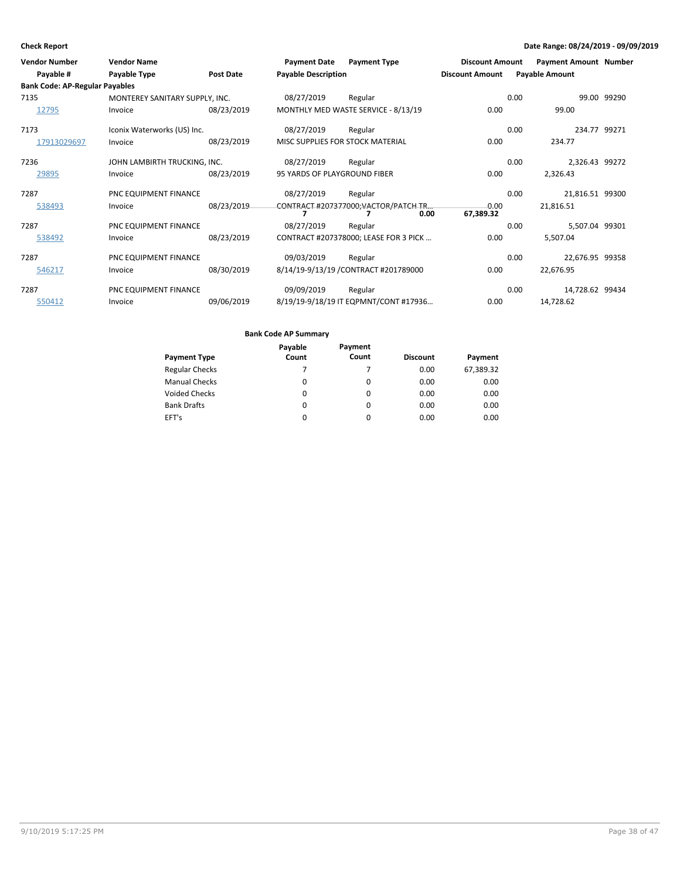**Check Report** — Date Range: 08/24/2019 - 09/09/2019

| Vendor Number | Vendor Name | | Payment Date | Payment Type | Discount Amount | Payment Amount | Number |
|---|---|---|---|---|---|---|---|
| Payable # | Payable Type | Post Date | Payable Description | | Discount Amount | Payable Amount | |
| **Bank Code: AP-Regular Payables** | | | | | | | |
| 7135 | MONTEREY SANITARY SUPPLY, INC. | | 08/27/2019 | Regular | 0.00 | 99.00 | 99290 |
| 12795 | Invoice | 08/23/2019 | MONTHLY MED WASTE SERVICE - 8/13/19 | | 0.00 | 99.00 | |
| 7173 | Iconix Waterworks (US) Inc. | | 08/27/2019 | Regular | 0.00 | 234.77 | 99271 |
| 17913029697 | Invoice | 08/23/2019 | MISC SUPPLIES FOR STOCK MATERIAL | | 0.00 | 234.77 | |
| 7236 | JOHN LAMBIRTH TRUCKING, INC. | | 08/27/2019 | Regular | 0.00 | 2,326.43 | 99272 |
| 29895 | Invoice | 08/23/2019 | 95 YARDS OF PLAYGROUND FIBER | | 0.00 | 2,326.43 | |
| 7287 | PNC EQUIPMENT FINANCE | | 08/27/2019 | Regular | 0.00 | 21,816.51 | 99300 |
| 538493 | Invoice | 08/23/2019 | CONTRACT #207377000;VACTOR/PATCH TR... | | 0.00 | 21,816.51 | |
| 7287 | PNC EQUIPMENT FINANCE | | 08/27/2019 | Regular | 0.00 | 5,507.04 | 99301 |
| 538492 | Invoice | 08/23/2019 | CONTRACT #207378000; LEASE FOR 3 PICK ... | | 0.00 | 5,507.04 | |
| 7287 | PNC EQUIPMENT FINANCE | | 09/03/2019 | Regular | 0.00 | 22,676.95 | 99358 |
| 546217 | Invoice | 08/30/2019 | 8/14/19-9/13/19 /CONTRACT #201789000 | | 0.00 | 22,676.95 | |
| 7287 | PNC EQUIPMENT FINANCE | | 09/09/2019 | Regular | 0.00 | 14,728.62 | 99434 |
| 550412 | Invoice | 09/06/2019 | 8/19/19-9/18/19 IT EQPMNT/CONT #17936... | | 0.00 | 14,728.62 | |

**Bank Code AP Summary**

| Payment Type | Payable Count | Payment Count | Discount | Payment |
|---|---|---|---|---|
| Regular Checks | 7 | 7 | 0.00 | 67,389.32 |
| Manual Checks | 0 | 0 | 0.00 | 0.00 |
| Voided Checks | 0 | 0 | 0.00 | 0.00 |
| Bank Drafts | 0 | 0 | 0.00 | 0.00 |
| EFT's | 0 | 0 | 0.00 | 0.00 |
| | **7** | **7** | **0.00** | **67,389.32** |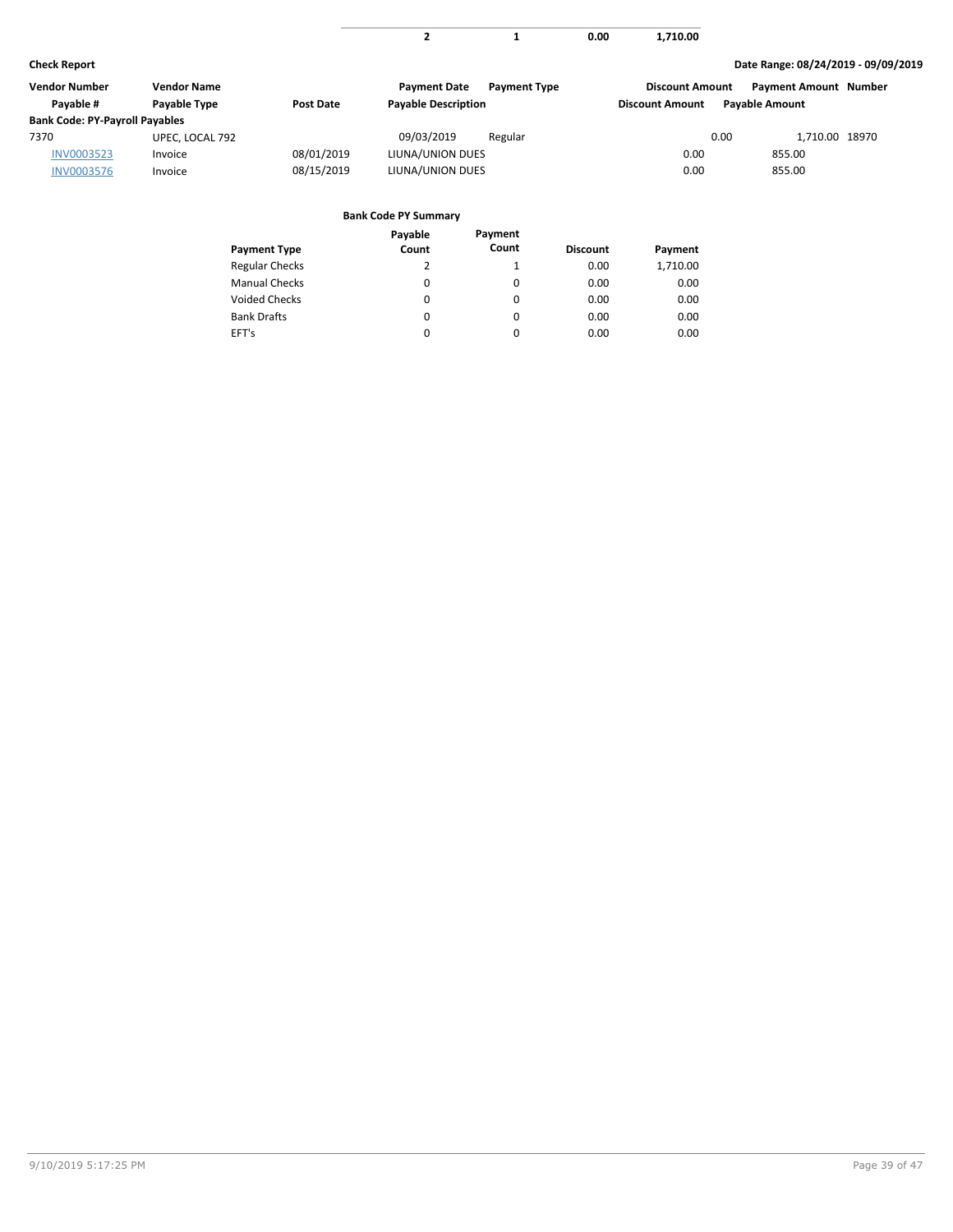| | | | |
|---|---|---|---|
| 2 | 1 | 0.00 | 1,710.00 |

**Check Report**

**Date Range: 08/24/2019 - 09/09/2019**

| Vendor Number | Vendor Name | | Payment Date | Payment Type | Discount Amount | Payment Amount | Number |
|---|---|---|---|---|---|---|---|
| Payable # | Payable Type | Post Date | Payable Description | | Discount Amount | Payable Amount | |
| **Bank Code: PY-Payroll Payables** | | | | | | | |
| 7370 | UPEC, LOCAL 792 | | 09/03/2019 | Regular | 0.00 | 1,710.00 | 18970 |
| INV0003523 | Invoice | 08/01/2019 | LIUNA/UNION DUES | | 0.00 | 855.00 | |
| INV0003576 | Invoice | 08/15/2019 | LIUNA/UNION DUES | | 0.00 | 855.00 | |

**Bank Code PY Summary**

| Payment Type | Payable Count | Payment Count | Discount | Payment |
|---|---|---|---|---|
| Regular Checks | 2 | 1 | 0.00 | 1,710.00 |
| Manual Checks | 0 | 0 | 0.00 | 0.00 |
| Voided Checks | 0 | 0 | 0.00 | 0.00 |
| Bank Drafts | 0 | 0 | 0.00 | 0.00 |
| EFT's | 0 | 0 | 0.00 | 0.00 |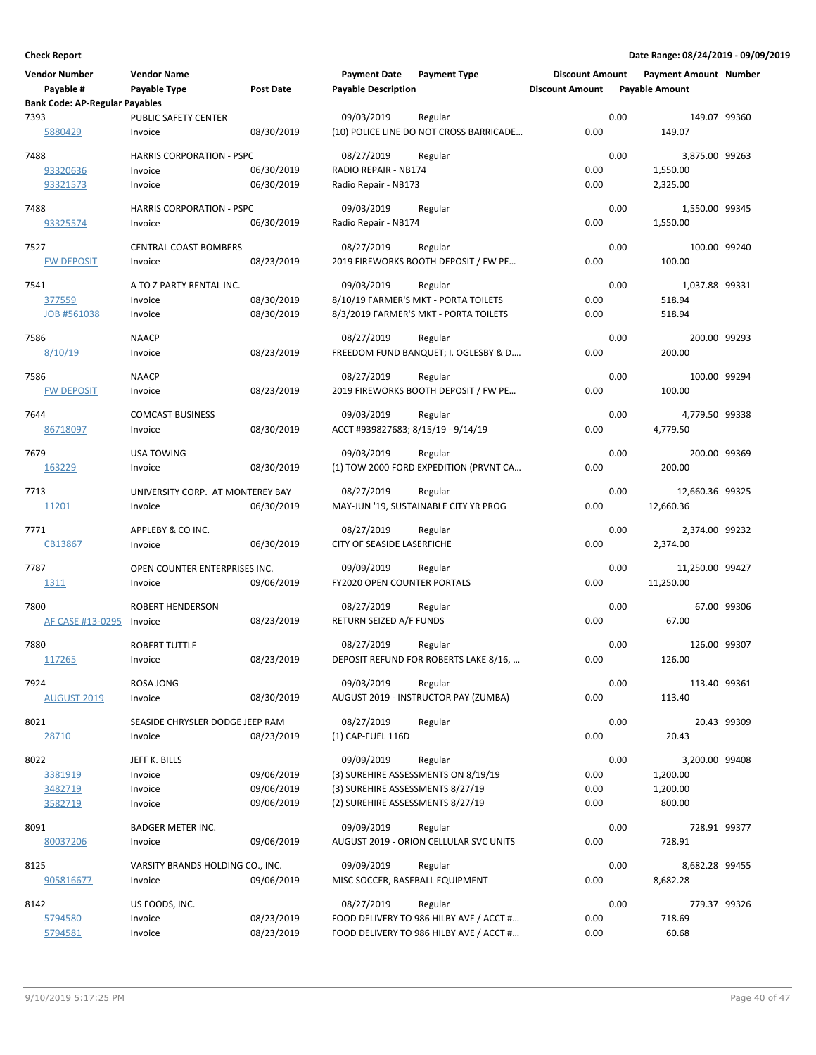**Check Report**

**Date Range: 08/24/2019 - 09/09/2019**

| Vendor Number | Vendor Name | | Payment Date | Payment Type | Discount Amount | Payment Amount | Number |
|---|---|---|---|---|---|---|---|
| Payable # | Payable Type | Post Date | Payable Description | | Discount Amount | Payable Amount | |
| **Bank Code: AP-Regular Payables** | | | | | | | |
| 7393 | PUBLIC SAFETY CENTER | | 09/03/2019 | Regular | 0.00 | 149.07 | 99360 |
| 5880429 | Invoice | 08/30/2019 | (10) POLICE LINE DO NOT CROSS BARRICADE... | | 0.00 | 149.07 | |
| 7488 | HARRIS CORPORATION - PSPC | | 08/27/2019 | Regular | 0.00 | 3,875.00 | 99263 |
| 93320636 | Invoice | 06/30/2019 | RADIO REPAIR - NB174 | | 0.00 | 1,550.00 | |
| 93321573 | Invoice | 06/30/2019 | Radio Repair - NB173 | | 0.00 | 2,325.00 | |
| 7488 | HARRIS CORPORATION - PSPC | | 09/03/2019 | Regular | 0.00 | 1,550.00 | 99345 |
| 93325574 | Invoice | 06/30/2019 | Radio Repair - NB174 | | 0.00 | 1,550.00 | |
| 7527 | CENTRAL COAST BOMBERS | | 08/27/2019 | Regular | 0.00 | 100.00 | 99240 |
| FW DEPOSIT | Invoice | 08/23/2019 | 2019 FIREWORKS BOOTH DEPOSIT / FW PE... | | 0.00 | 100.00 | |
| 7541 | A TO Z PARTY RENTAL INC. | | 09/03/2019 | Regular | 0.00 | 1,037.88 | 99331 |
| 377559 | Invoice | 08/30/2019 | 8/10/19 FARMER'S MKT - PORTA TOILETS | | 0.00 | 518.94 | |
| JOB #561038 | Invoice | 08/30/2019 | 8/3/2019 FARMER'S MKT - PORTA TOILETS | | 0.00 | 518.94 | |
| 7586 | NAACP | | 08/27/2019 | Regular | 0.00 | 200.00 | 99293 |
| 8/10/19 | Invoice | 08/23/2019 | FREEDOM FUND BANQUET; I. OGLESBY & D.... | | 0.00 | 200.00 | |
| 7586 | NAACP | | 08/27/2019 | Regular | 0.00 | 100.00 | 99294 |
| FW DEPOSIT | Invoice | 08/23/2019 | 2019 FIREWORKS BOOTH DEPOSIT / FW PE... | | 0.00 | 100.00 | |
| 7644 | COMCAST BUSINESS | | 09/03/2019 | Regular | 0.00 | 4,779.50 | 99338 |
| 86718097 | Invoice | 08/30/2019 | ACCT #939827683; 8/15/19 - 9/14/19 | | 0.00 | 4,779.50 | |
| 7679 | USA TOWING | | 09/03/2019 | Regular | 0.00 | 200.00 | 99369 |
| 163229 | Invoice | 08/30/2019 | (1) TOW 2000 FORD EXPEDITION (PRVNT CA... | | 0.00 | 200.00 | |
| 7713 | UNIVERSITY CORP. AT MONTEREY BAY | | 08/27/2019 | Regular | 0.00 | 12,660.36 | 99325 |
| 11201 | Invoice | 06/30/2019 | MAY-JUN '19, SUSTAINABLE CITY YR PROG | | 0.00 | 12,660.36 | |
| 7771 | APPLEBY & CO INC. | | 08/27/2019 | Regular | 0.00 | 2,374.00 | 99232 |
| CB13867 | Invoice | 06/30/2019 | CITY OF SEASIDE LASERFICHE | | 0.00 | 2,374.00 | |
| 7787 | OPEN COUNTER ENTERPRISES INC. | | 09/09/2019 | Regular | 0.00 | 11,250.00 | 99427 |
| 1311 | Invoice | 09/06/2019 | FY2020 OPEN COUNTER PORTALS | | 0.00 | 11,250.00 | |
| 7800 | ROBERT HENDERSON | | 08/27/2019 | Regular | 0.00 | 67.00 | 99306 |
| AF CASE #13-0295 | Invoice | 08/23/2019 | RETURN SEIZED A/F FUNDS | | 0.00 | 67.00 | |
| 7880 | ROBERT TUTTLE | | 08/27/2019 | Regular | 0.00 | 126.00 | 99307 |
| 117265 | Invoice | 08/23/2019 | DEPOSIT REFUND FOR ROBERTS LAKE 8/16, ... | | 0.00 | 126.00 | |
| 7924 | ROSA JONG | | 09/03/2019 | Regular | 0.00 | 113.40 | 99361 |
| AUGUST 2019 | Invoice | 08/30/2019 | AUGUST 2019 - INSTRUCTOR PAY (ZUMBA) | | 0.00 | 113.40 | |
| 8021 | SEASIDE CHRYSLER DODGE JEEP RAM | | 08/27/2019 | Regular | 0.00 | 20.43 | 99309 |
| 28710 | Invoice | 08/23/2019 | (1) CAP-FUEL 116D | | 0.00 | 20.43 | |
| 8022 | JEFF K. BILLS | | 09/09/2019 | Regular | 0.00 | 3,200.00 | 99408 |
| 3381919 | Invoice | 09/06/2019 | (3) SUREHIRE ASSESSMENTS ON 8/19/19 | | 0.00 | 1,200.00 | |
| 3482719 | Invoice | 09/06/2019 | (3) SUREHIRE ASSESSMENTS 8/27/19 | | 0.00 | 1,200.00 | |
| 3582719 | Invoice | 09/06/2019 | (2) SUREHIRE ASSESSMENTS 8/27/19 | | 0.00 | 800.00 | |
| 8091 | BADGER METER INC. | | 09/09/2019 | Regular | 0.00 | 728.91 | 99377 |
| 80037206 | Invoice | 09/06/2019 | AUGUST 2019 - ORION CELLULAR SVC UNITS | | 0.00 | 728.91 | |
| 8125 | VARSITY BRANDS HOLDING CO., INC. | | 09/09/2019 | Regular | 0.00 | 8,682.28 | 99455 |
| 905816677 | Invoice | 09/06/2019 | MISC SOCCER, BASEBALL EQUIPMENT | | 0.00 | 8,682.28 | |
| 8142 | US FOODS, INC. | | 08/27/2019 | Regular | 0.00 | 779.37 | 99326 |
| 5794580 | Invoice | 08/23/2019 | FOOD DELIVERY TO 986 HILBY AVE / ACCT #... | | 0.00 | 718.69 | |
| 5794581 | Invoice | 08/23/2019 | FOOD DELIVERY TO 986 HILBY AVE / ACCT #... | | 0.00 | 60.68 | |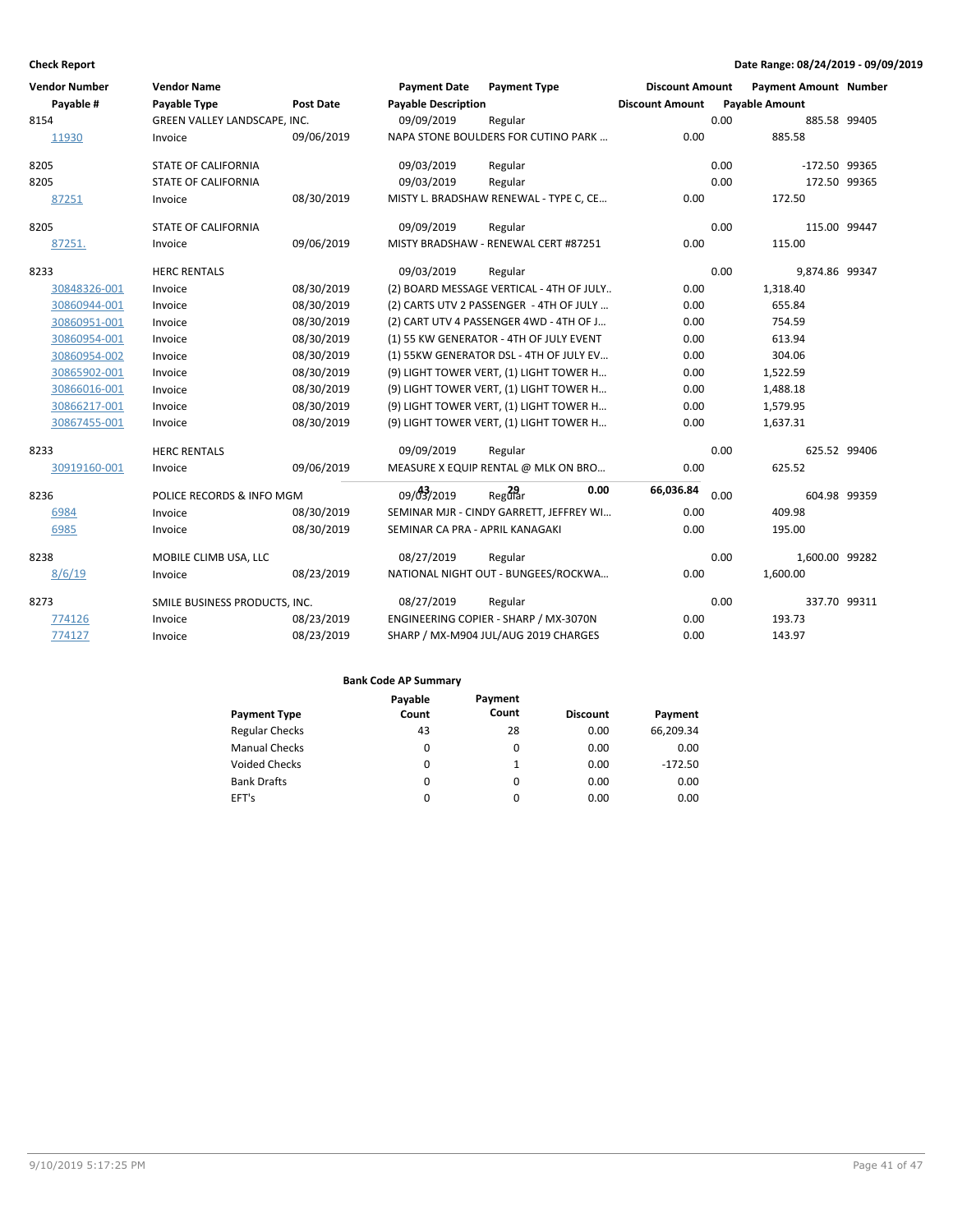**Check Report** — Date Range: 08/24/2019 - 09/09/2019

| Vendor Number | Vendor Name | | Payment Date | Payment Type | Discount Amount | Payment Amount | Number |
|---|---|---|---|---|---|---|---|
| Payable # | Payable Type | Post Date | Payable Description | | Discount Amount | Payable Amount | |
| 8154 | GREEN VALLEY LANDSCAPE, INC. | | 09/09/2019 | Regular | 0.00 | 885.58 | 99405 |
| 11930 | Invoice | 09/06/2019 | NAPA STONE BOULDERS FOR CUTINO PARK … | | 0.00 | 885.58 | |
| 8205 | STATE OF CALIFORNIA | | 09/03/2019 | Regular | 0.00 | -172.50 | 99365 |
| 8205 | STATE OF CALIFORNIA | | 09/03/2019 | Regular | 0.00 | 172.50 | 99365 |
| 87251 | Invoice | 08/30/2019 | MISTY L. BRADSHAW RENEWAL - TYPE C, CE… | | 0.00 | 172.50 | |
| 8205 | STATE OF CALIFORNIA | | 09/09/2019 | Regular | 0.00 | 115.00 | 99447 |
| 87251. | Invoice | 09/06/2019 | MISTY BRADSHAW - RENEWAL CERT #87251 | | 0.00 | 115.00 | |
| 8233 | HERC RENTALS | | 09/03/2019 | Regular | 0.00 | 9,874.86 | 99347 |
| 30848326-001 | Invoice | 08/30/2019 | (2) BOARD MESSAGE VERTICAL - 4TH OF JULY.. | | 0.00 | 1,318.40 | |
| 30860944-001 | Invoice | 08/30/2019 | (2) CARTS UTV 2 PASSENGER - 4TH OF JULY … | | 0.00 | 655.84 | |
| 30860951-001 | Invoice | 08/30/2019 | (2) CART UTV 4 PASSENGER 4WD - 4TH OF J… | | 0.00 | 754.59 | |
| 30860954-001 | Invoice | 08/30/2019 | (1) 55 KW GENERATOR - 4TH OF JULY EVENT | | 0.00 | 613.94 | |
| 30860954-002 | Invoice | 08/30/2019 | (1) 55KW GENERATOR DSL - 4TH OF JULY EV… | | 0.00 | 304.06 | |
| 30865902-001 | Invoice | 08/30/2019 | (9) LIGHT TOWER VERT, (1) LIGHT TOWER H… | | 0.00 | 1,522.59 | |
| 30866016-001 | Invoice | 08/30/2019 | (9) LIGHT TOWER VERT, (1) LIGHT TOWER H… | | 0.00 | 1,488.18 | |
| 30866217-001 | Invoice | 08/30/2019 | (9) LIGHT TOWER VERT, (1) LIGHT TOWER H… | | 0.00 | 1,579.95 | |
| 30867455-001 | Invoice | 08/30/2019 | (9) LIGHT TOWER VERT, (1) LIGHT TOWER H… | | 0.00 | 1,637.31 | |
| 8233 | HERC RENTALS | | 09/09/2019 | Regular | 0.00 | 625.52 | 99406 |
| 30919160-001 | Invoice | 09/06/2019 | MEASURE X EQUIP RENTAL @ MLK ON BRO… | | 0.00 | 625.52 | |
| | | | 43 | 29 | 0.00 | 66,036.84 | |
| 8236 | POLICE RECORDS & INFO MGM | | 09/03/2019 | Regular | 0.00 | 604.98 | 99359 |
| 6984 | Invoice | 08/30/2019 | SEMINAR MJR - CINDY GARRETT, JEFFREY WI… | | 0.00 | 409.98 | |
| 6985 | Invoice | 08/30/2019 | SEMINAR CA PRA - APRIL KANAGAKI | | 0.00 | 195.00 | |
| 8238 | MOBILE CLIMB USA, LLC | | 08/27/2019 | Regular | 0.00 | 1,600.00 | 99282 |
| 8/6/19 | Invoice | 08/23/2019 | NATIONAL NIGHT OUT - BUNGEES/ROCKWA… | | 0.00 | 1,600.00 | |
| 8273 | SMILE BUSINESS PRODUCTS, INC. | | 08/27/2019 | Regular | 0.00 | 337.70 | 99311 |
| 774126 | Invoice | 08/23/2019 | ENGINEERING COPIER - SHARP / MX-3070N | | 0.00 | 193.73 | |
| 774127 | Invoice | 08/23/2019 | SHARP / MX-M904 JUL/AUG 2019 CHARGES | | 0.00 | 143.97 | |

**Bank Code AP Summary**

| Payment Type | Payable Count | Payment Count | Discount | Payment |
|---|---|---|---|---|
| Regular Checks | 43 | 28 | 0.00 | 66,209.34 |
| Manual Checks | 0 | 0 | 0.00 | 0.00 |
| Voided Checks | 0 | 1 | 0.00 | -172.50 |
| Bank Drafts | 0 | 0 | 0.00 | 0.00 |
| EFT's | 0 | 0 | 0.00 | 0.00 |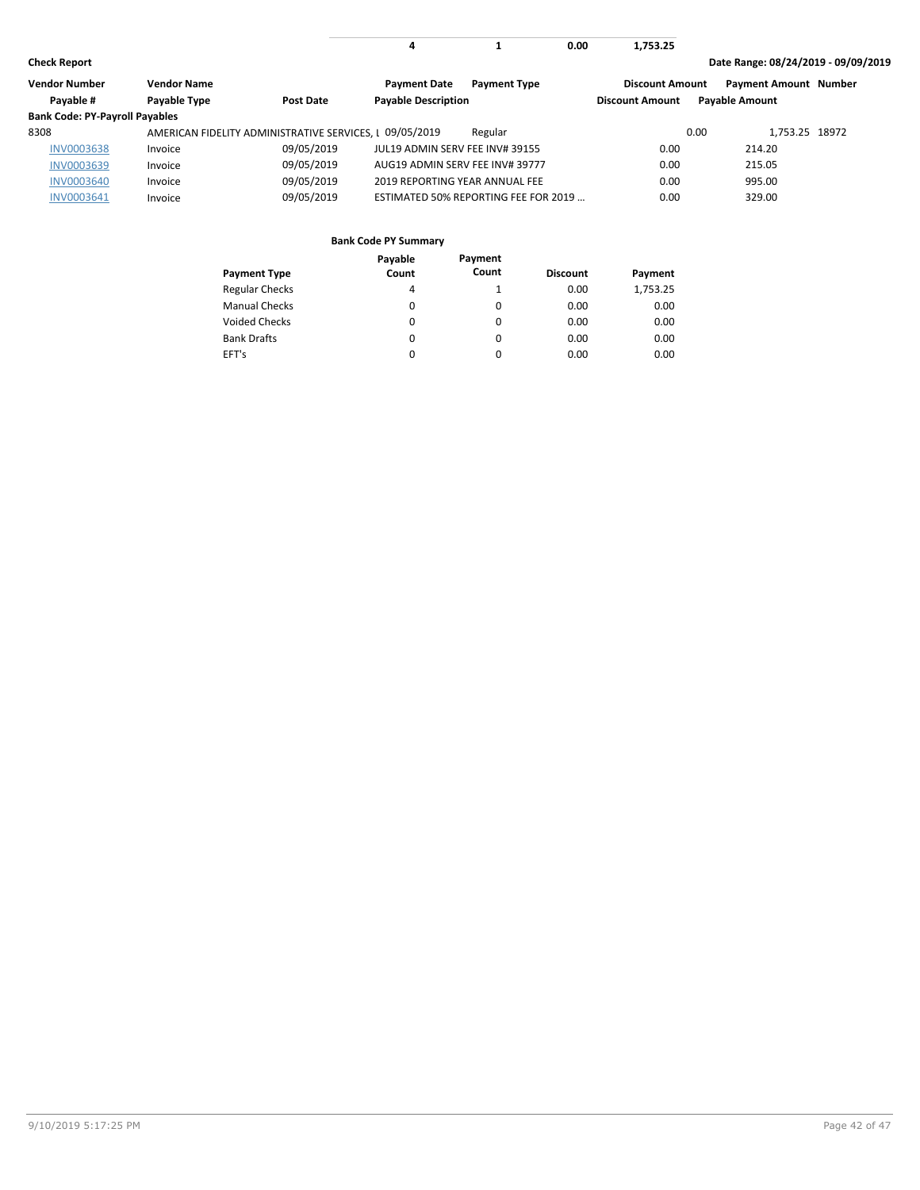| | | | 4 | 1 | 0.00 | 1,753.25 |
|---|---|---|---|---|---|---|

**Check Report** Date Range: 08/24/2019 - 09/09/2019

| Vendor Number | Vendor Name | | Payment Date | Payment Type | Discount Amount | Payment Amount | Number |
|---|---|---|---|---|---|---|---|
| Payable # | Payable Type | Post Date | Payable Description | | Discount Amount | Payable Amount | |
| **Bank Code: PY-Payroll Payables** | | | | | | | |
| 8308 | AMERICAN FIDELITY ADMINISTRATIVE SERVICES, L | | 09/05/2019 | Regular | 0.00 | 1,753.25 | 18972 |
| INV0003638 | Invoice | 09/05/2019 | JUL19 ADMIN SERV FEE INV# 39155 | | 0.00 | 214.20 | |
| INV0003639 | Invoice | 09/05/2019 | AUG19 ADMIN SERV FEE INV# 39777 | | 0.00 | 215.05 | |
| INV0003640 | Invoice | 09/05/2019 | 2019 REPORTING YEAR ANNUAL FEE | | 0.00 | 995.00 | |
| INV0003641 | Invoice | 09/05/2019 | ESTIMATED 50% REPORTING FEE FOR 2019 ... | | 0.00 | 329.00 | |

**Bank Code PY Summary**

| Payment Type | Payable Count | Payment Count | Discount | Payment |
|---|---|---|---|---|
| Regular Checks | 4 | 1 | 0.00 | 1,753.25 |
| Manual Checks | 0 | 0 | 0.00 | 0.00 |
| Voided Checks | 0 | 0 | 0.00 | 0.00 |
| Bank Drafts | 0 | 0 | 0.00 | 0.00 |
| EFT's | 0 | 0 | 0.00 | 0.00 |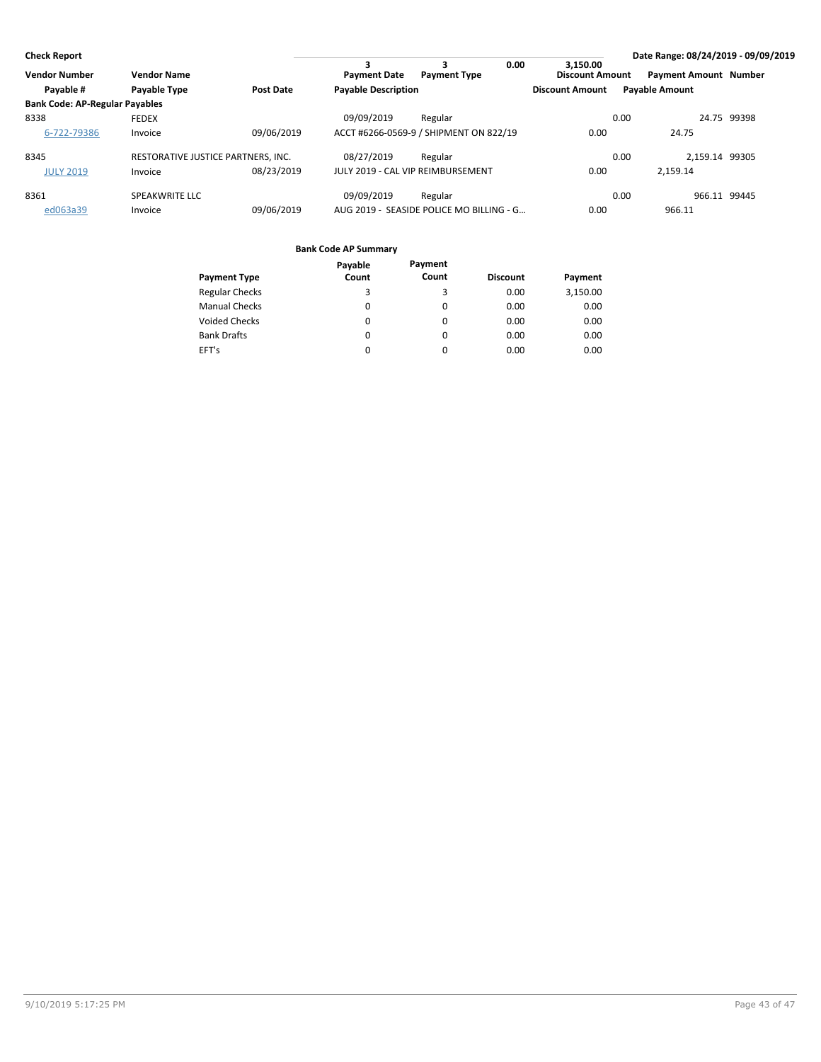**Check Report** — Date Range: 08/24/2019 - 09/09/2019

| Vendor Number | Vendor Name | | Payment Date | Payment Type | Discount Amount | Payment Amount | Number |
|---|---|---|---|---|---|---|---|
| Payable # | Payable Type | Post Date | Payable Description | | Discount Amount | Payable Amount | |
| **Bank Code: AP-Regular Payables** | | | | | | | |
| 8338 | FEDEX | | 09/09/2019 | Regular | 0.00 | 24.75 | 99398 |
| 6-722-79386 | Invoice | 09/06/2019 | ACCT #6266-0569-9 / SHIPMENT ON 822/19 | | 0.00 | 24.75 | |
| 8345 | RESTORATIVE JUSTICE PARTNERS, INC. | | 08/27/2019 | Regular | 0.00 | 2,159.14 | 99305 |
| JULY 2019 | Invoice | 08/23/2019 | JULY 2019 - CAL VIP REIMBURSEMENT | | 0.00 | 2,159.14 | |
| 8361 | SPEAKWRITE LLC | | 09/09/2019 | Regular | 0.00 | 966.11 | 99445 |
| ed063a39 | Invoice | 09/06/2019 | AUG 2019 - SEASIDE POLICE MO BILLING - G... | | 0.00 | 966.11 | |
| | | | 3 | 3 | 0.00 | 3,150.00 | |

**Bank Code AP Summary**

| Payment Type | Payable Count | Payment Count | Discount | Payment |
|---|---|---|---|---|
| Regular Checks | 3 | 3 | 0.00 | 3,150.00 |
| Manual Checks | 0 | 0 | 0.00 | 0.00 |
| Voided Checks | 0 | 0 | 0.00 | 0.00 |
| Bank Drafts | 0 | 0 | 0.00 | 0.00 |
| EFT's | 0 | 0 | 0.00 | 0.00 |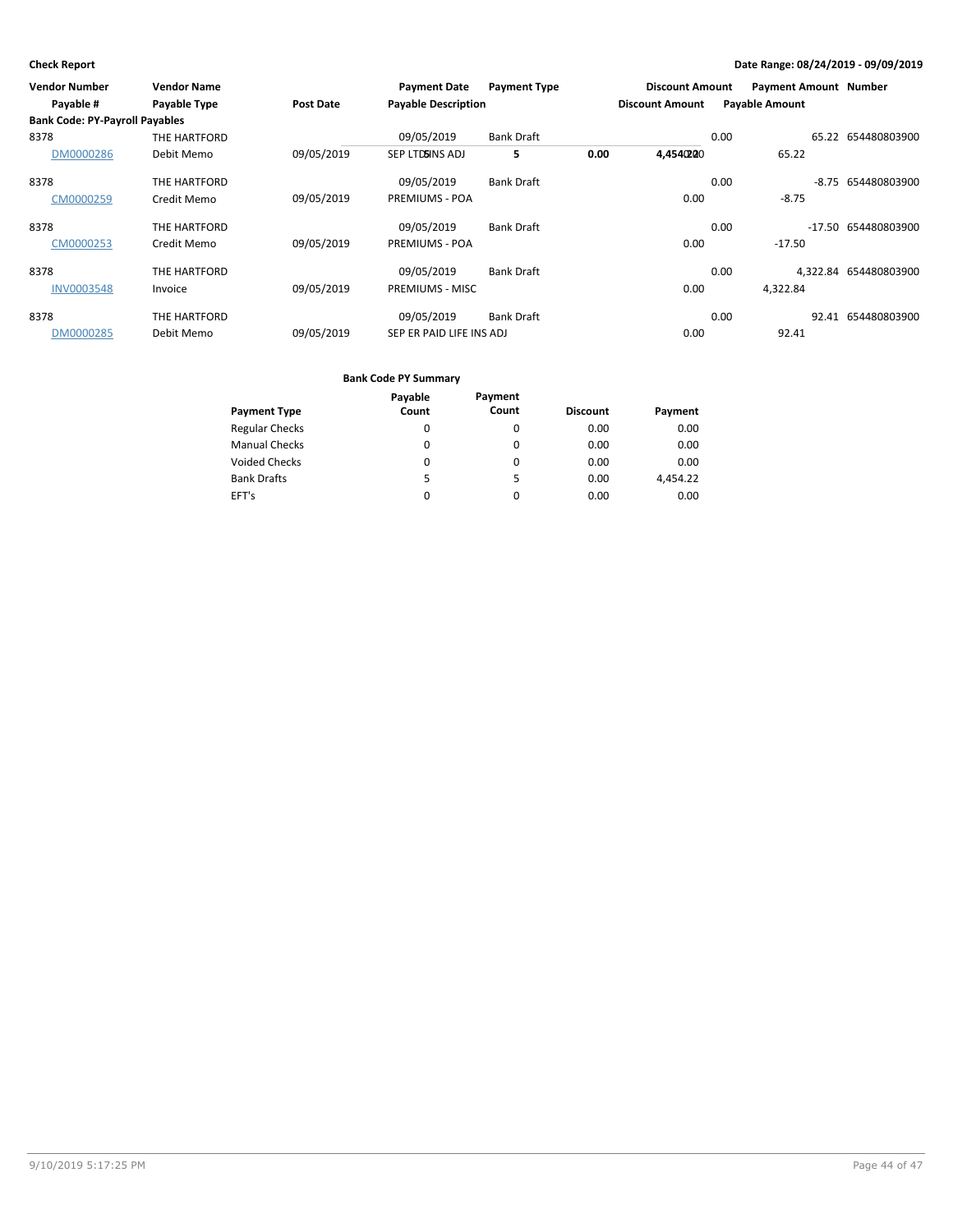**Check Report** — Date Range: 08/24/2019 - 09/09/2019

| Vendor Number / Payable # | Vendor Name / Payable Type | Post Date | Payment Date / Payable Description | Payment Type | Discount Amount / Discount Amount | Payment Amount / Payable Amount | Number |
|---|---|---|---|---|---|---|---|
| **Bank Code: PY-Payroll Payables** | | | | | | | |
| 8378 | THE HARTFORD | | 09/05/2019 | Bank Draft | 0.00 | 65.22 | 654480803900 |
| DM0000286 | Debit Memo | 09/05/2019 | SEP LTD INS ADJ | | 0.00 | 65.22 | |
| 8378 | THE HARTFORD | | 09/05/2019 | Bank Draft | 0.00 | -8.75 | 654480803900 |
| CM0000259 | Credit Memo | 09/05/2019 | PREMIUMS - POA | | 0.00 | -8.75 | |
| 8378 | THE HARTFORD | | 09/05/2019 | Bank Draft | 0.00 | -17.50 | 654480803900 |
| CM0000253 | Credit Memo | 09/05/2019 | PREMIUMS - POA | | 0.00 | -17.50 | |
| 8378 | THE HARTFORD | | 09/05/2019 | Bank Draft | 0.00 | 4,322.84 | 654480803900 |
| INV0003548 | Invoice | 09/05/2019 | PREMIUMS - MISC | | 0.00 | 4,322.84 | |
| 8378 | THE HARTFORD | | 09/05/2019 | Bank Draft | 0.00 | 92.41 | 654480803900 |
| DM0000285 | Debit Memo | 09/05/2019 | SEP ER PAID LIFE INS ADJ | | 0.00 | 92.41 | |
| | | | | 5 | 0.00 | 4,454.22 | |

**Bank Code PY Summary**

| Payment Type | Payable Count | Payment Count | Discount | Payment |
|---|---|---|---|---|
| Regular Checks | 0 | 0 | 0.00 | 0.00 |
| Manual Checks | 0 | 0 | 0.00 | 0.00 |
| Voided Checks | 0 | 0 | 0.00 | 0.00 |
| Bank Drafts | 5 | 5 | 0.00 | 4,454.22 |
| EFT's | 0 | 0 | 0.00 | 0.00 |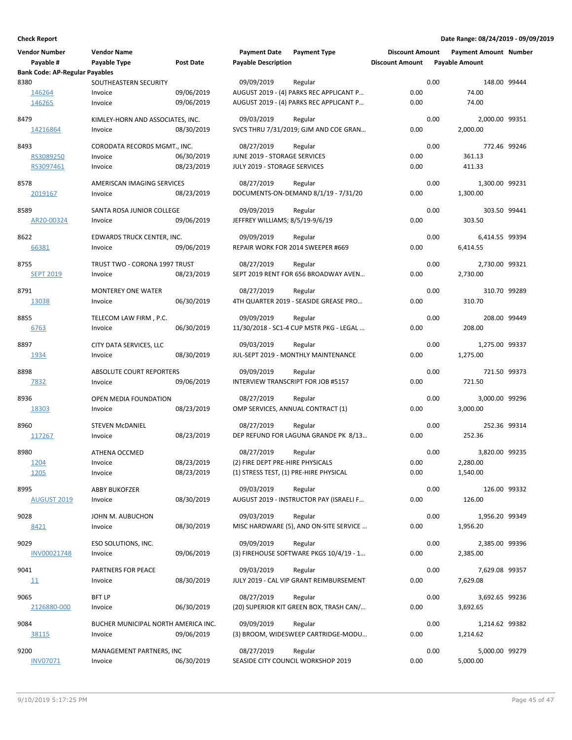**Check Report** | **Date Range: 08/24/2019 - 09/09/2019**

| Vendor Number / Payable # | Vendor Name / Payable Type | Post Date | Payment Date / Payable Description | Payment Type | Discount Amount | Payment Amount / Payable Amount | Number |
|---|---|---|---|---|---|---|---|
| **Bank Code: AP-Regular Payables** | | | | | | | |
| 8380 | SOUTHEASTERN SECURITY | | 09/09/2019 | Regular | 0.00 | 148.00 | 99444 |
| 146264 | Invoice | 09/06/2019 | AUGUST 2019 - (4) PARKS REC APPLICANT P... | | 0.00 | 74.00 | |
| 146265 | Invoice | 09/06/2019 | AUGUST 2019 - (4) PARKS REC APPLICANT P... | | 0.00 | 74.00 | |
| 8479 | KIMLEY-HORN AND ASSOCIATES, INC. | | 09/03/2019 | Regular | 0.00 | 2,000.00 | 99351 |
| 14216864 | Invoice | 08/30/2019 | SVCS THRU 7/31/2019; GJM AND COE GRAN... | | 0.00 | 2,000.00 | |
| 8493 | CORODATA RECORDS MGMT., INC. | | 08/27/2019 | Regular | 0.00 | 772.46 | 99246 |
| RS3089250 | Invoice | 06/30/2019 | JUNE 2019 - STORAGE SERVICES | | 0.00 | 361.13 | |
| RS3097461 | Invoice | 08/23/2019 | JULY 2019 - STORAGE SERVICES | | 0.00 | 411.33 | |
| 8578 | AMERISCAN IMAGING SERVICES | | 08/27/2019 | Regular | 0.00 | 1,300.00 | 99231 |
| 2019167 | Invoice | 08/23/2019 | DOCUMENTS-ON-DEMAND 8/1/19 - 7/31/20 | | 0.00 | 1,300.00 | |
| 8589 | SANTA ROSA JUNIOR COLLEGE | | 09/09/2019 | Regular | 0.00 | 303.50 | 99441 |
| AR20-00324 | Invoice | 09/06/2019 | JEFFREY WILLIAMS; 8/5/19-9/6/19 | | 0.00 | 303.50 | |
| 8622 | EDWARDS TRUCK CENTER, INC. | | 09/09/2019 | Regular | 0.00 | 6,414.55 | 99394 |
| 66381 | Invoice | 09/06/2019 | REPAIR WORK FOR 2014 SWEEPER #669 | | 0.00 | 6,414.55 | |
| 8755 | TRUST TWO - CORONA 1997 TRUST | | 08/27/2019 | Regular | 0.00 | 2,730.00 | 99321 |
| SEPT 2019 | Invoice | 08/23/2019 | SEPT 2019 RENT FOR 656 BROADWAY AVEN... | | 0.00 | 2,730.00 | |
| 8791 | MONTEREY ONE WATER | | 08/27/2019 | Regular | 0.00 | 310.70 | 99289 |
| 13038 | Invoice | 06/30/2019 | 4TH QUARTER 2019 - SEASIDE GREASE PRO... | | 0.00 | 310.70 | |
| 8855 | TELECOM LAW FIRM , P.C. | | 09/09/2019 | Regular | 0.00 | 208.00 | 99449 |
| 6763 | Invoice | 06/30/2019 | 11/30/2018 - SC1-4 CUP MSTR PKG - LEGAL ... | | 0.00 | 208.00 | |
| 8897 | CITY DATA SERVICES, LLC | | 09/03/2019 | Regular | 0.00 | 1,275.00 | 99337 |
| 1934 | Invoice | 08/30/2019 | JUL-SEPT 2019 - MONTHLY MAINTENANCE | | 0.00 | 1,275.00 | |
| 8898 | ABSOLUTE COURT REPORTERS | | 09/09/2019 | Regular | 0.00 | 721.50 | 99373 |
| 7832 | Invoice | 09/06/2019 | INTERVIEW TRANSCRIPT FOR JOB #5157 | | 0.00 | 721.50 | |
| 8936 | OPEN MEDIA FOUNDATION | | 08/27/2019 | Regular | 0.00 | 3,000.00 | 99296 |
| 18303 | Invoice | 08/23/2019 | OMP SERVICES, ANNUAL CONTRACT (1) | | 0.00 | 3,000.00 | |
| 8960 | STEVEN McDANIEL | | 08/27/2019 | Regular | 0.00 | 252.36 | 99314 |
| 117267 | Invoice | 08/23/2019 | DEP REFUND FOR LAGUNA GRANDE PK 8/13... | | 0.00 | 252.36 | |
| 8980 | ATHENA OCCMED | | 08/27/2019 | Regular | 0.00 | 3,820.00 | 99235 |
| 1204 | Invoice | 08/23/2019 | (2) FIRE DEPT PRE-HIRE PHYSICALS | | 0.00 | 2,280.00 | |
| 1205 | Invoice | 08/23/2019 | (1) STRESS TEST, (1) PRE-HIRE PHYSICAL | | 0.00 | 1,540.00 | |
| 8995 | ABBY BUKOFZER | | 09/03/2019 | Regular | 0.00 | 126.00 | 99332 |
| AUGUST 2019 | Invoice | 08/30/2019 | AUGUST 2019 - INSTRUCTOR PAY (ISRAELI F... | | 0.00 | 126.00 | |
| 9028 | JOHN M. AUBUCHON | | 09/03/2019 | Regular | 0.00 | 1,956.20 | 99349 |
| 8421 | Invoice | 08/30/2019 | MISC HARDWARE (5), AND ON-SITE SERVICE ... | | 0.00 | 1,956.20 | |
| 9029 | ESO SOLUTIONS, INC. | | 09/09/2019 | Regular | 0.00 | 2,385.00 | 99396 |
| INV00021748 | Invoice | 09/06/2019 | (3) FIREHOUSE SOFTWARE PKGS 10/4/19 - 1... | | 0.00 | 2,385.00 | |
| 9041 | PARTNERS FOR PEACE | | 09/03/2019 | Regular | 0.00 | 7,629.08 | 99357 |
| 11 | Invoice | 08/30/2019 | JULY 2019 - CAL VIP GRANT REIMBURSEMENT | | 0.00 | 7,629.08 | |
| 9065 | BFT LP | | 08/27/2019 | Regular | 0.00 | 3,692.65 | 99236 |
| 2126880-000 | Invoice | 06/30/2019 | (20) SUPERIOR KIT GREEN BOX, TRASH CAN/... | | 0.00 | 3,692.65 | |
| 9084 | BUCHER MUNICIPAL NORTH AMERICA INC. | | 09/09/2019 | Regular | 0.00 | 1,214.62 | 99382 |
| 38115 | Invoice | 09/06/2019 | (3) BROOM, WIDESWEEP CARTRIDGE-MODU... | | 0.00 | 1,214.62 | |
| 9200 | MANAGEMENT PARTNERS, INC | | 08/27/2019 | Regular | 0.00 | 5,000.00 | 99279 |
| INV07071 | Invoice | 06/30/2019 | SEASIDE CITY COUNCIL WORKSHOP 2019 | | 0.00 | 5,000.00 | |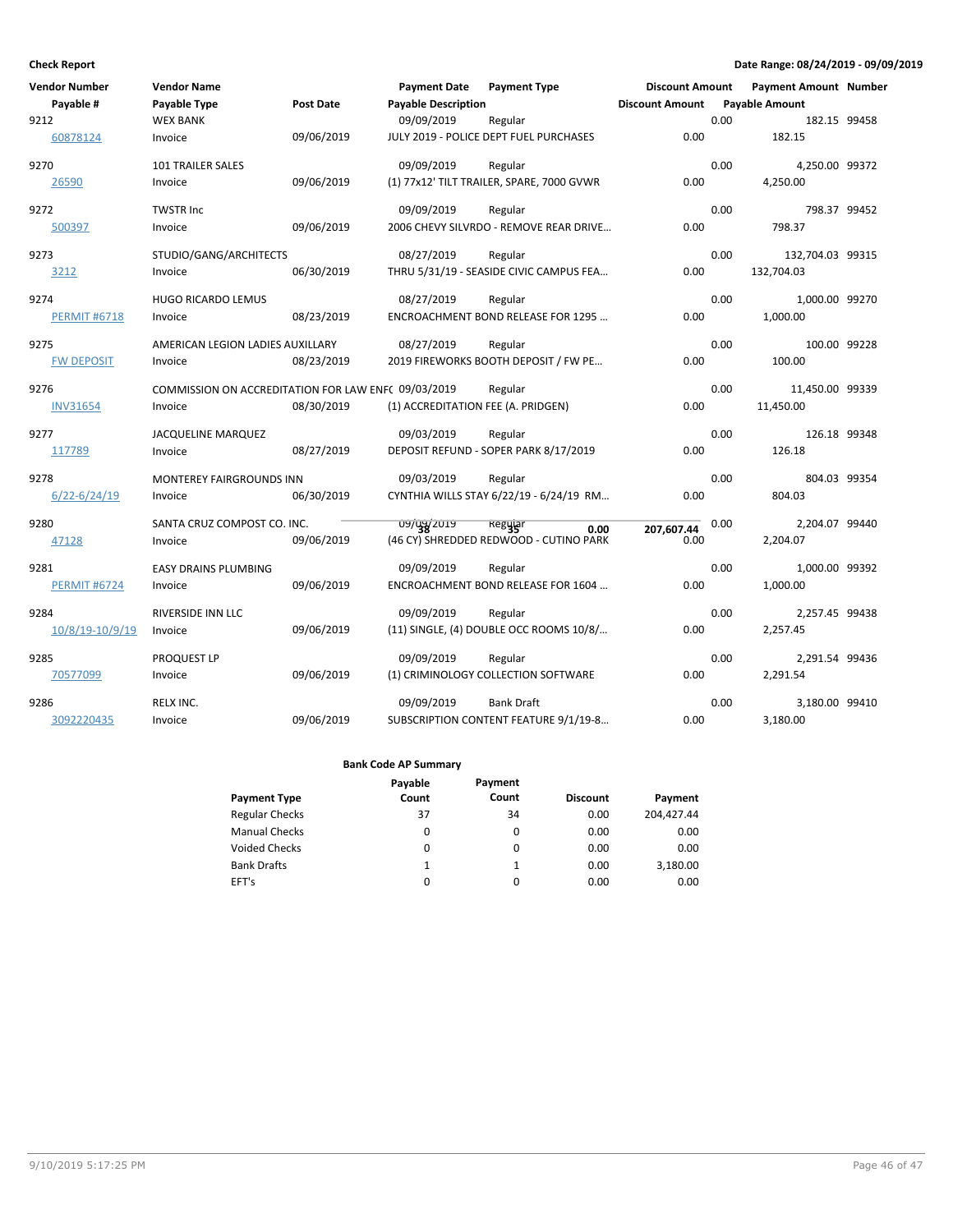**Check Report** — Date Range: 08/24/2019 - 09/09/2019

| Vendor Number | Vendor Name | | Payment Date | Payment Type | Discount Amount | Payment Amount | Number |
|---|---|---|---|---|---|---|---|
| Payable # | Payable Type | Post Date | Payable Description | | Discount Amount | Payable Amount | |
| 9212 | WEX BANK | | 09/09/2019 | Regular | 0.00 | 182.15 | 99458 |
| 60878124 | Invoice | 09/06/2019 | JULY 2019 - POLICE DEPT FUEL PURCHASES | | 0.00 | 182.15 | |
| 9270 | 101 TRAILER SALES | | 09/09/2019 | Regular | 0.00 | 4,250.00 | 99372 |
| 26590 | Invoice | 09/06/2019 | (1) 77x12' TILT TRAILER, SPARE, 7000 GVWR | | 0.00 | 4,250.00 | |
| 9272 | TWSTR Inc | | 09/09/2019 | Regular | 0.00 | 798.37 | 99452 |
| 500397 | Invoice | 09/06/2019 | 2006 CHEVY SILVRDO - REMOVE REAR DRIVE… | | 0.00 | 798.37 | |
| 9273 | STUDIO/GANG/ARCHITECTS | | 08/27/2019 | Regular | 0.00 | 132,704.03 | 99315 |
| 3212 | Invoice | 06/30/2019 | THRU 5/31/19 - SEASIDE CIVIC CAMPUS FEA… | | 0.00 | 132,704.03 | |
| 9274 | HUGO RICARDO LEMUS | | 08/27/2019 | Regular | 0.00 | 1,000.00 | 99270 |
| PERMIT #6718 | Invoice | 08/23/2019 | ENCROACHMENT BOND RELEASE FOR 1295 … | | 0.00 | 1,000.00 | |
| 9275 | AMERICAN LEGION LADIES AUXILLARY | | 08/27/2019 | Regular | 0.00 | 100.00 | 99228 |
| FW DEPOSIT | Invoice | 08/23/2019 | 2019 FIREWORKS BOOTH DEPOSIT / FW PE… | | 0.00 | 100.00 | |
| 9276 | COMMISSION ON ACCREDITATION FOR LAW ENF( | | 09/03/2019 | Regular | 0.00 | 11,450.00 | 99339 |
| INV31654 | Invoice | 08/30/2019 | (1) ACCREDITATION FEE (A. PRIDGEN) | | 0.00 | 11,450.00 | |
| 9277 | JACQUELINE MARQUEZ | | 09/03/2019 | Regular | 0.00 | 126.18 | 99348 |
| 117789 | Invoice | 08/27/2019 | DEPOSIT REFUND - SOPER PARK 8/17/2019 | | 0.00 | 126.18 | |
| 9278 | MONTEREY FAIRGROUNDS INN | | 09/03/2019 | Regular | 0.00 | 804.03 | 99354 |
| 6/22-6/24/19 | Invoice | 06/30/2019 | CYNTHIA WILLS STAY 6/22/19 - 6/24/19 RM… | | 0.00 | 804.03 | |
| 9280 | SANTA CRUZ COMPOST CO. INC. | | 09/09/2019 | Regular | 0.00 | 2,204.07 | 99440 |
| 47128 | Invoice | 09/06/2019 | (46 CY) SHREDDED REDWOOD - CUTINO PARK | | 0.00 | 2,204.07 | |
| 9281 | EASY DRAINS PLUMBING | | 09/09/2019 | Regular | 0.00 | 1,000.00 | 99392 |
| PERMIT #6724 | Invoice | 09/06/2019 | ENCROACHMENT BOND RELEASE FOR 1604 … | | 0.00 | 1,000.00 | |
| 9284 | RIVERSIDE INN LLC | | 09/09/2019 | Regular | 0.00 | 2,257.45 | 99438 |
| 10/8/19-10/9/19 | Invoice | 09/06/2019 | (11) SINGLE, (4) DOUBLE OCC ROOMS 10/8/… | | 0.00 | 2,257.45 | |
| 9285 | PROQUEST LP | | 09/09/2019 | Regular | 0.00 | 2,291.54 | 99436 |
| 70577099 | Invoice | 09/06/2019 | (1) CRIMINOLOGY COLLECTION SOFTWARE | | 0.00 | 2,291.54 | |
| 9286 | RELX INC. | | 09/09/2019 | Bank Draft | 0.00 | 3,180.00 | 99410 |
| 3092220435 | Invoice | 09/06/2019 | SUBSCRIPTION CONTENT FEATURE 9/1/19-8… | | 0.00 | 3,180.00 | |
| | | | 38 | 35 | 0.00 | 207,607.44 | |

**Bank Code AP Summary**

| Payment Type | Payable Count | Payment Count | Discount | Payment |
|---|---|---|---|---|
| Regular Checks | 37 | 34 | 0.00 | 204,427.44 |
| Manual Checks | 0 | 0 | 0.00 | 0.00 |
| Voided Checks | 0 | 0 | 0.00 | 0.00 |
| Bank Drafts | 1 | 1 | 0.00 | 3,180.00 |
| EFT's | 0 | 0 | 0.00 | 0.00 |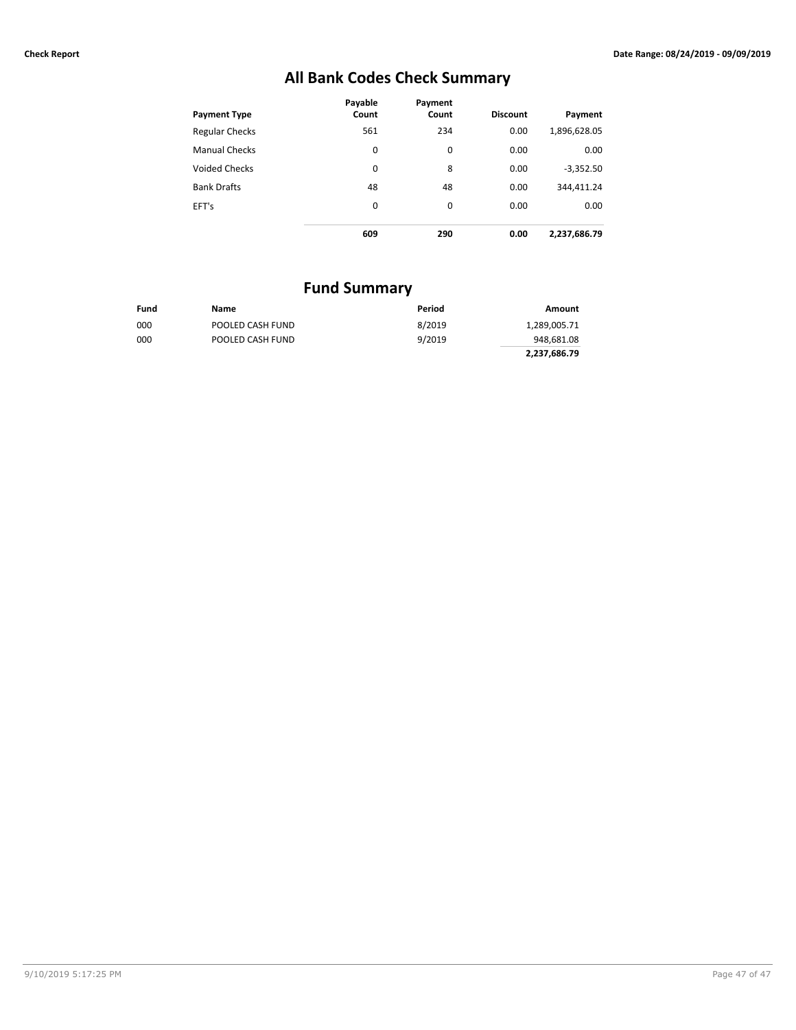## All Bank Codes Check Summary

| Payment Type | Payable Count | Payment Count | Discount | Payment |
|---|---|---|---|---|
| Regular Checks | 561 | 234 | 0.00 | 1,896,628.05 |
| Manual Checks | 0 | 0 | 0.00 | 0.00 |
| Voided Checks | 0 | 8 | 0.00 | -3,352.50 |
| Bank Drafts | 48 | 48 | 0.00 | 344,411.24 |
| EFT's | 0 | 0 | 0.00 | 0.00 |
| | **609** | **290** | **0.00** | **2,237,686.79** |

## Fund Summary

| Fund | Name | Period | Amount |
|---|---|---|---|
| 000 | POOLED CASH FUND | 8/2019 | 1,289,005.71 |
| 000 | POOLED CASH FUND | 9/2019 | 948,681.08 |
| | | | **2,237,686.79** |